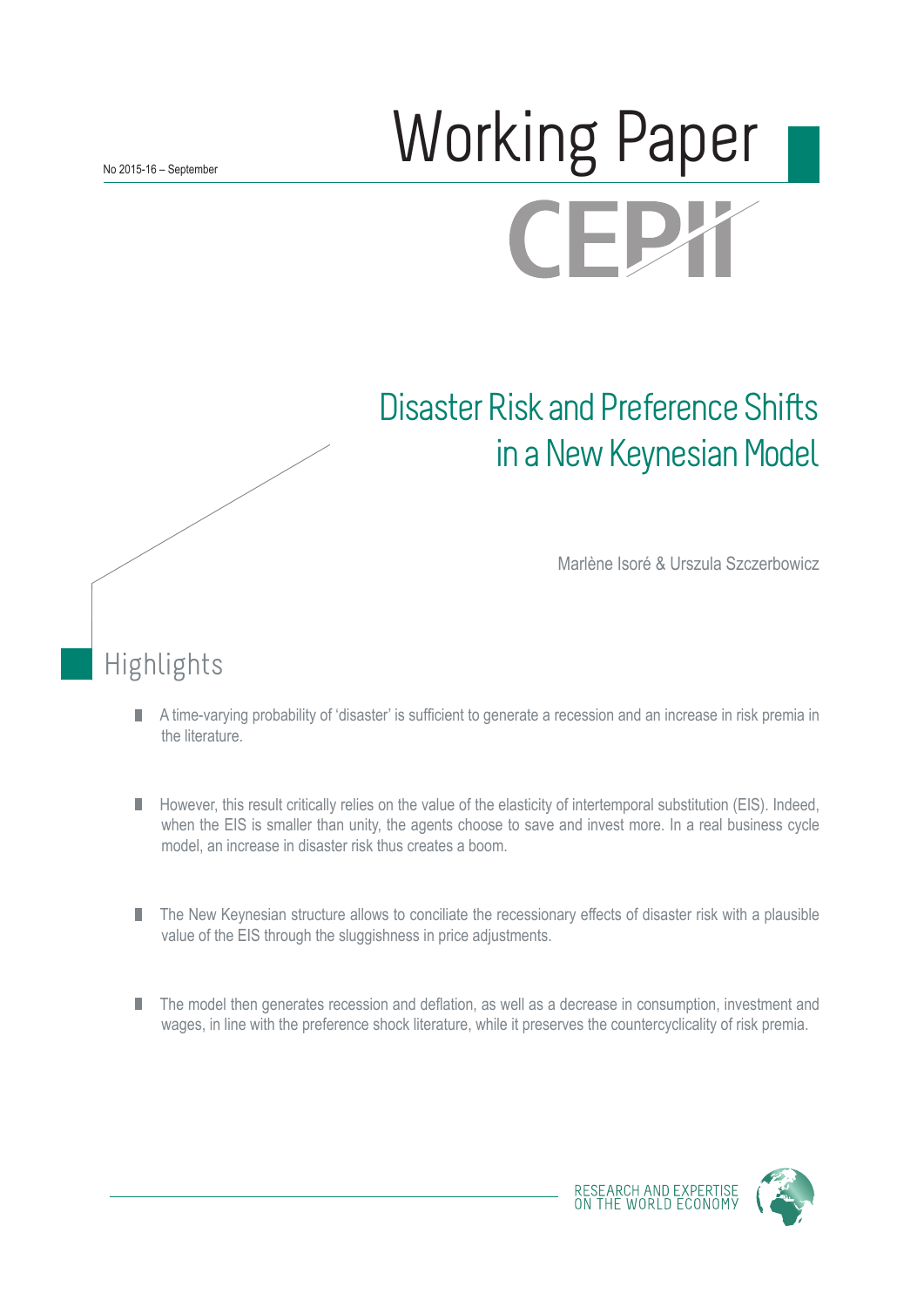No 2015-16 – September

# Working Paper

CEPII

# Disaster Risk and Preference Shifts in a New Keynesian Model

Marlène Isoré & Urszula Szczerbowicz

## Highlights

- A time-varying probability of 'disaster' is sufficient to generate a recession and an increase in risk premia in the literature.
- However, this result critically relies on the value of the elasticity of intertemporal substitution (EIS). Indeed, when the EIS is smaller than unity, the agents choose to save and invest more. In a real business cycle model, an increase in disaster risk thus creates a boom.
- The New Keynesian structure allows to conciliate the recessionary effects of disaster risk with a plausible value of the EIS through the sluggishness in price adjustments.
- The model then generates recession and deflation, as well as a decrease in consumption, investment and wages, in line with the preference shock literature, while it preserves the countercyclicality of risk premia.

RESEARCH AND EXPERTISE ON THE WORLD ECONOMY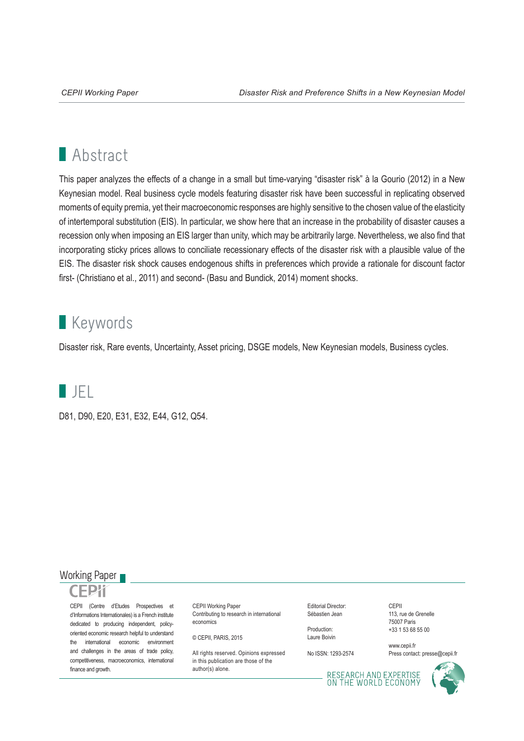## Abstract

This paper analyzes the effects of a change in a small but time-varying “disaster risk” à la Gourio (2012) in a New Keynesian model. Real business cycle models featuring disaster risk have been successful in replicating observed moments of equity premia, yet their macroeconomic responses are highly sensitive to the chosen value of the elasticity of intertemporal substitution (EIS). In particular, we show here that an increase in the probability of disaster causes a recession only when imposing an EIS larger than unity, which may be arbitrarily large. Nevertheless, we also find that incorporating sticky prices allows to conciliate recessionary effects of the disaster risk with a plausible value of the EIS. The disaster risk shock causes endogenous shifts in preferences which provide a rationale for discount factor first- (Christiano et al., 2011) and second- (Basu and Bundick, 2014) moment shocks.

## Keywords

Disaster risk, Rare events, Uncertainty, Asset pricing, DSGE models, New Keynesian models, Business cycles.

## JEL

D81, D90, E20, E31, E32, E44, G12, Q54.

Working Paper

CEPII

CEPII (Centre d'Etudes Prospectives et d'Informations Internationales) is a French institute dedicated to producing independent, policy-oriented economic research helpful to understand the international economic environment and challenges in the areas of trade policy, competitiveness, macroeconomics, international finance and growth.

CEPII Working Paper
Contributing to research in international economics

© CEPII, PARIS, 2015

All rights reserved. Opinions expressed in this publication are those of the author(s) alone.

Editorial Director:
Sébastien Jean

Production:
Laure Boivin

No ISSN: 1293-2574

CEPII
113, rue de Grenelle
75007 Paris
+33 1 53 68 55 00

www.cepii.fr
Press contact: presse@cepii.fr

RESEARCH AND EXPERTISE ON THE WORLD ECONOMY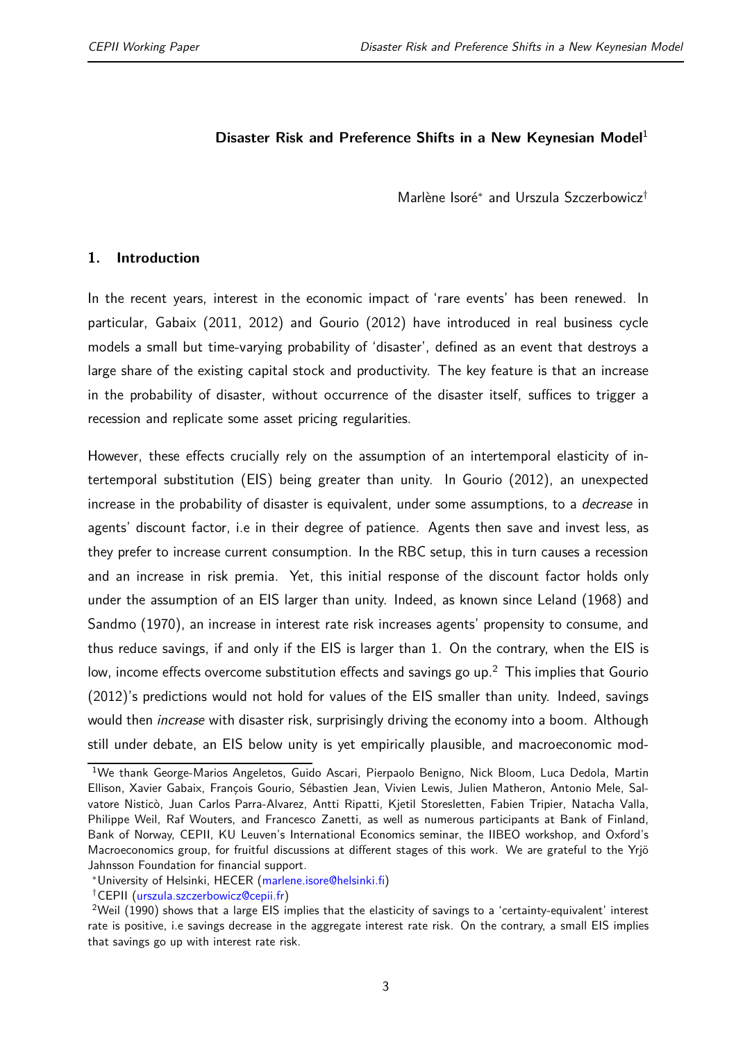# Disaster Risk and Preference Shifts in a New Keynesian Model[1]

Marlène Isoré* and Urszula Szczerbowicz†

## 1. Introduction

In the recent years, interest in the economic impact of 'rare events' has been renewed. In particular, Gabaix (2011, 2012) and Gourio (2012) have introduced in real business cycle models a small but time-varying probability of 'disaster', defined as an event that destroys a large share of the existing capital stock and productivity. The key feature is that an increase in the probability of disaster, without occurrence of the disaster itself, suffices to trigger a recession and replicate some asset pricing regularities.

However, these effects crucially rely on the assumption of an intertemporal elasticity of intertemporal substitution (EIS) being greater than unity. In Gourio (2012), an unexpected increase in the probability of disaster is equivalent, under some assumptions, to a *decrease* in agents' discount factor, i.e in their degree of patience. Agents then save and invest less, as they prefer to increase current consumption. In the RBC setup, this in turn causes a recession and an increase in risk premia. Yet, this initial response of the discount factor holds only under the assumption of an EIS larger than unity. Indeed, as known since Leland (1968) and Sandmo (1970), an increase in interest rate risk increases agents' propensity to consume, and thus reduce savings, if and only if the EIS is larger than 1. On the contrary, when the EIS is low, income effects overcome substitution effects and savings go up.[2] This implies that Gourio (2012)'s predictions would not hold for values of the EIS smaller than unity. Indeed, savings would then *increase* with disaster risk, surprisingly driving the economy into a boom. Although still under debate, an EIS below unity is yet empirically plausible, and macroeconomic mod-

---

[1] We thank George-Marios Angeletos, Guido Ascari, Pierpaolo Benigno, Nick Bloom, Luca Dedola, Martin Ellison, Xavier Gabaix, François Gourio, Sébastien Jean, Vivien Lewis, Julien Matheron, Antonio Mele, Salvatore Nisticò, Juan Carlos Parra-Alvarez, Antti Ripatti, Kjetil Storesletten, Fabien Tripier, Natacha Valla, Philippe Weil, Raf Wouters, and Francesco Zanetti, as well as numerous participants at Bank of Finland, Bank of Norway, CEPII, KU Leuven's International Economics seminar, the IIBEO workshop, and Oxford's Macroeconomics group, for fruitful discussions at different stages of this work. We are grateful to the Yrjö Jahnsson Foundation for financial support.

*University of Helsinki, HECER (marlene.isore@helsinki.fi)

†CEPII (urszula.szczerbowicz@cepii.fr)

[2] Weil (1990) shows that a large EIS implies that the elasticity of savings to a 'certainty-equivalent' interest rate is positive, i.e savings decrease in the aggregate interest rate risk. On the contrary, a small EIS implies that savings go up with interest rate risk.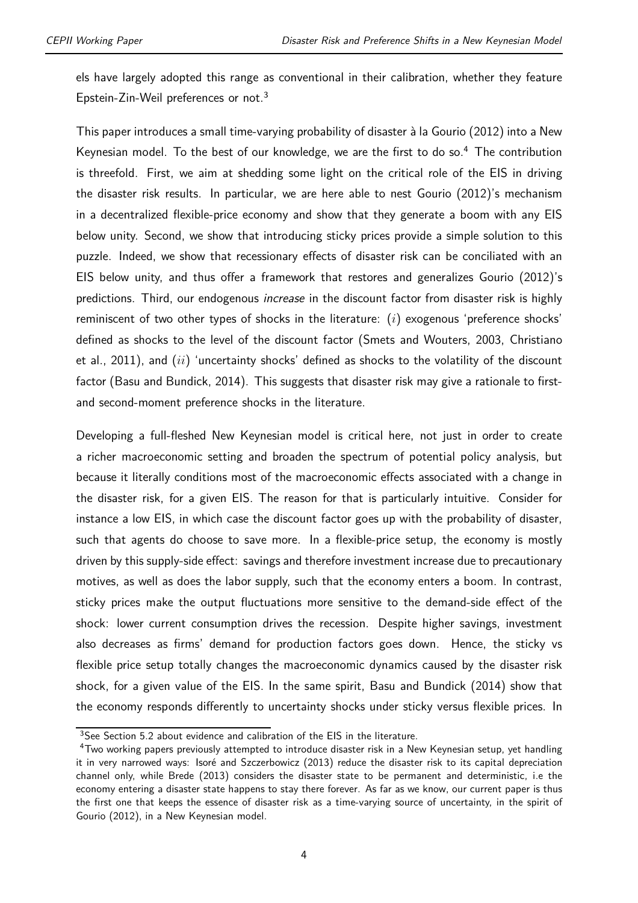els have largely adopted this range as conventional in their calibration, whether they feature Epstein-Zin-Weil preferences or not.[3]

This paper introduces a small time-varying probability of disaster à la Gourio (2012) into a New Keynesian model. To the best of our knowledge, we are the first to do so.[4] The contribution is threefold. First, we aim at shedding some light on the critical role of the EIS in driving the disaster risk results. In particular, we are here able to nest Gourio (2012)'s mechanism in a decentralized flexible-price economy and show that they generate a boom with any EIS below unity. Second, we show that introducing sticky prices provide a simple solution to this puzzle. Indeed, we show that recessionary effects of disaster risk can be conciliated with an EIS below unity, and thus offer a framework that restores and generalizes Gourio (2012)'s predictions. Third, our endogenous *increase* in the discount factor from disaster risk is highly reminiscent of two other types of shocks in the literature: $(i)$ exogenous 'preference shocks' defined as shocks to the level of the discount factor (Smets and Wouters, 2003, Christiano et al., 2011), and $(ii)$ 'uncertainty shocks' defined as shocks to the volatility of the discount factor (Basu and Bundick, 2014). This suggests that disaster risk may give a rationale to first- and second-moment preference shocks in the literature.

Developing a full-fleshed New Keynesian model is critical here, not just in order to create a richer macroeconomic setting and broaden the spectrum of potential policy analysis, but because it literally conditions most of the macroeconomic effects associated with a change in the disaster risk, for a given EIS. The reason for that is particularly intuitive. Consider for instance a low EIS, in which case the discount factor goes up with the probability of disaster, such that agents do choose to save more. In a flexible-price setup, the economy is mostly driven by this supply-side effect: savings and therefore investment increase due to precautionary motives, as well as does the labor supply, such that the economy enters a boom. In contrast, sticky prices make the output fluctuations more sensitive to the demand-side effect of the shock: lower current consumption drives the recession. Despite higher savings, investment also decreases as firms' demand for production factors goes down. Hence, the sticky vs flexible price setup totally changes the macroeconomic dynamics caused by the disaster risk shock, for a given value of the EIS. In the same spirit, Basu and Bundick (2014) show that the economy responds differently to uncertainty shocks under sticky versus flexible prices. In

[3]See Section 5.2 about evidence and calibration of the EIS in the literature.

[4]Two working papers previously attempted to introduce disaster risk in a New Keynesian setup, yet handling it in very narrowed ways: Isoré and Szczerbowicz (2013) reduce the disaster risk to its capital depreciation channel only, while Brede (2013) considers the disaster state to be permanent and deterministic, i.e the economy entering a disaster state happens to stay there forever. As far as we know, our current paper is thus the first one that keeps the essence of disaster risk as a time-varying source of uncertainty, in the spirit of Gourio (2012), in a New Keynesian model.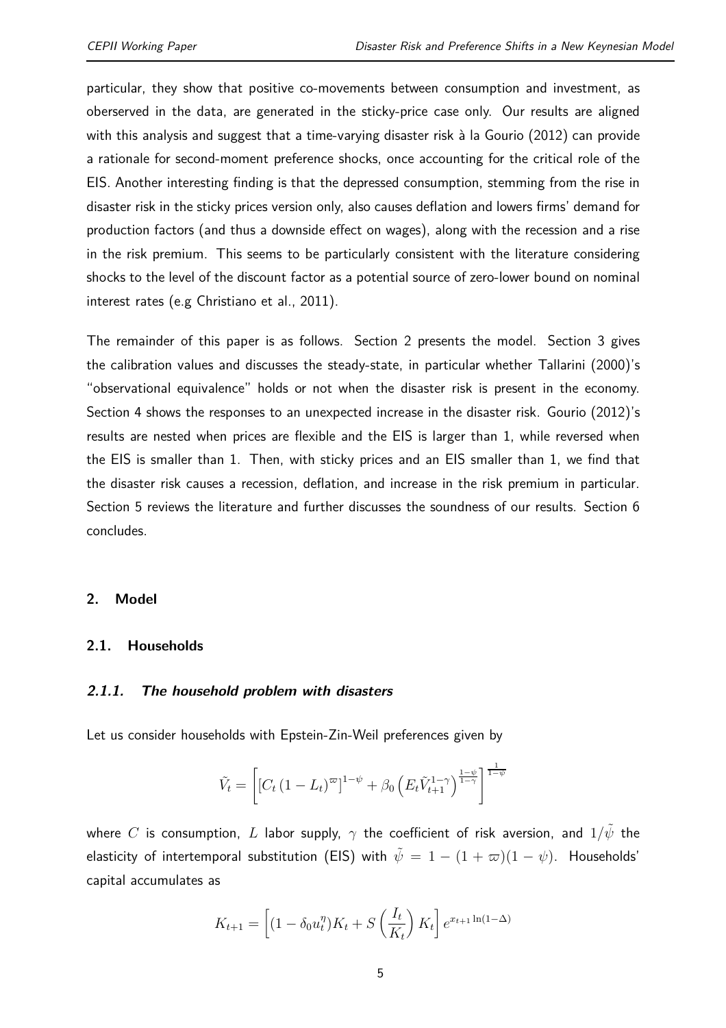particular, they show that positive co-movements between consumption and investment, as oberserved in the data, are generated in the sticky-price case only. Our results are aligned with this analysis and suggest that a time-varying disaster risk à la Gourio (2012) can provide a rationale for second-moment preference shocks, once accounting for the critical role of the EIS. Another interesting finding is that the depressed consumption, stemming from the rise in disaster risk in the sticky prices version only, also causes deflation and lowers firms' demand for production factors (and thus a downside effect on wages), along with the recession and a rise in the risk premium. This seems to be particularly consistent with the literature considering shocks to the level of the discount factor as a potential source of zero-lower bound on nominal interest rates (e.g Christiano et al., 2011).

The remainder of this paper is as follows. Section 2 presents the model. Section 3 gives the calibration values and discusses the steady-state, in particular whether Tallarini (2000)'s "observational equivalence" holds or not when the disaster risk is present in the economy. Section 4 shows the responses to an unexpected increase in the disaster risk. Gourio (2012)'s results are nested when prices are flexible and the EIS is larger than 1, while reversed when the EIS is smaller than 1. Then, with sticky prices and an EIS smaller than 1, we find that the disaster risk causes a recession, deflation, and increase in the risk premium in particular. Section 5 reviews the literature and further discusses the soundness of our results. Section 6 concludes.

## 2. Model

### 2.1. Households

#### *2.1.1. The household problem with disasters*

Let us consider households with Epstein-Zin-Weil preferences given by

$$\tilde{V}_t = \left[ \left[ C_t \left(1 - L_t\right)^{\varpi} \right]^{1-\psi} + \beta_0 \left( E_t \tilde{V}_{t+1}^{1-\gamma} \right)^{\frac{1-\psi}{1-\gamma}} \right]^{\frac{1}{1-\psi}}$$

where $C$ is consumption, $L$ labor supply, $\gamma$ the coefficient of risk aversion, and $1/\tilde{\psi}$ the elasticity of intertemporal substitution (EIS) with $\tilde{\psi} = 1 - (1 + \varpi)(1 - \psi)$. Households' capital accumulates as

$$K_{t+1} = \left[ (1 - \delta_0 u_t^{\eta}) K_t + S\left(\frac{I_t}{K_t}\right) K_t \right] e^{x_{t+1} \ln(1-\Delta)}$$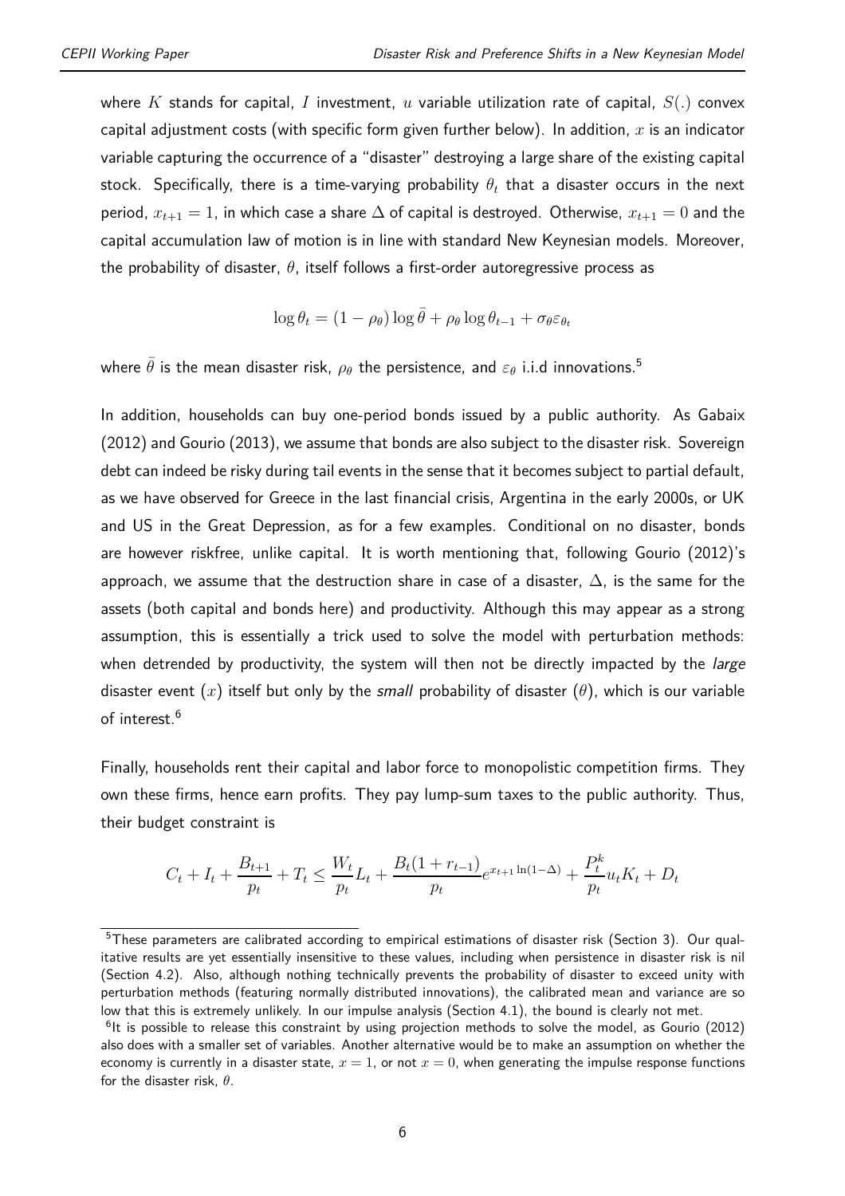where $K$ stands for capital, $I$ investment, $u$ variable utilization rate of capital, $S(.)$ convex capital adjustment costs (with specific form given further below). In addition, $x$ is an indicator variable capturing the occurrence of a "disaster" destroying a large share of the existing capital stock. Specifically, there is a time-varying probability $\theta_t$ that a disaster occurs in the next period, $x_{t+1} = 1$, in which case a share $\Delta$ of capital is destroyed. Otherwise, $x_{t+1} = 0$ and the capital accumulation law of motion is in line with standard New Keynesian models. Moreover, the probability of disaster, $\theta$, itself follows a first-order autoregressive process as

$$\log \theta_t = (1 - \rho_\theta) \log \bar{\theta} + \rho_\theta \log \theta_{t-1} + \sigma_\theta \varepsilon_{\theta_t}$$

where $\bar{\theta}$ is the mean disaster risk, $\rho_\theta$ the persistence, and $\varepsilon_\theta$ i.i.d innovations.[5]

In addition, households can buy one-period bonds issued by a public authority. As Gabaix (2012) and Gourio (2013), we assume that bonds are also subject to the disaster risk. Sovereign debt can indeed be risky during tail events in the sense that it becomes subject to partial default, as we have observed for Greece in the last financial crisis, Argentina in the early 2000s, or UK and US in the Great Depression, as for a few examples. Conditional on no disaster, bonds are however riskfree, unlike capital. It is worth mentioning that, following Gourio (2012)'s approach, we assume that the destruction share in case of a disaster, $\Delta$, is the same for the assets (both capital and bonds here) and productivity. Although this may appear as a strong assumption, this is essentially a trick used to solve the model with perturbation methods: when detrended by productivity, the system will then not be directly impacted by the *large* disaster event ($x$) itself but only by the *small* probability of disaster ($\theta$), which is our variable of interest.[6]

Finally, households rent their capital and labor force to monopolistic competition firms. They own these firms, hence earn profits. They pay lump-sum taxes to the public authority. Thus, their budget constraint is

$$C_t + I_t + \frac{B_{t+1}}{p_t} + T_t \leq \frac{W_t}{p_t} L_t + \frac{B_t(1 + r_{t-1})}{p_t} e^{x_{t+1} \ln(1-\Delta)} + \frac{P_t^k}{p_t} u_t K_t + D_t$$

[5] These parameters are calibrated according to empirical estimations of disaster risk (Section 3). Our qualitative results are yet essentially insensitive to these values, including when persistence in disaster risk is nil (Section 4.2). Also, although nothing technically prevents the probability of disaster to exceed unity with perturbation methods (featuring normally distributed innovations), the calibrated mean and variance are so low that this is extremely unlikely. In our impulse analysis (Section 4.1), the bound is clearly not met.

[6] It is possible to release this constraint by using projection methods to solve the model, as Gourio (2012) also does with a smaller set of variables. Another alternative would be to make an assumption on whether the economy is currently in a disaster state, $x = 1$, or not $x = 0$, when generating the impulse response functions for the disaster risk, $\theta$.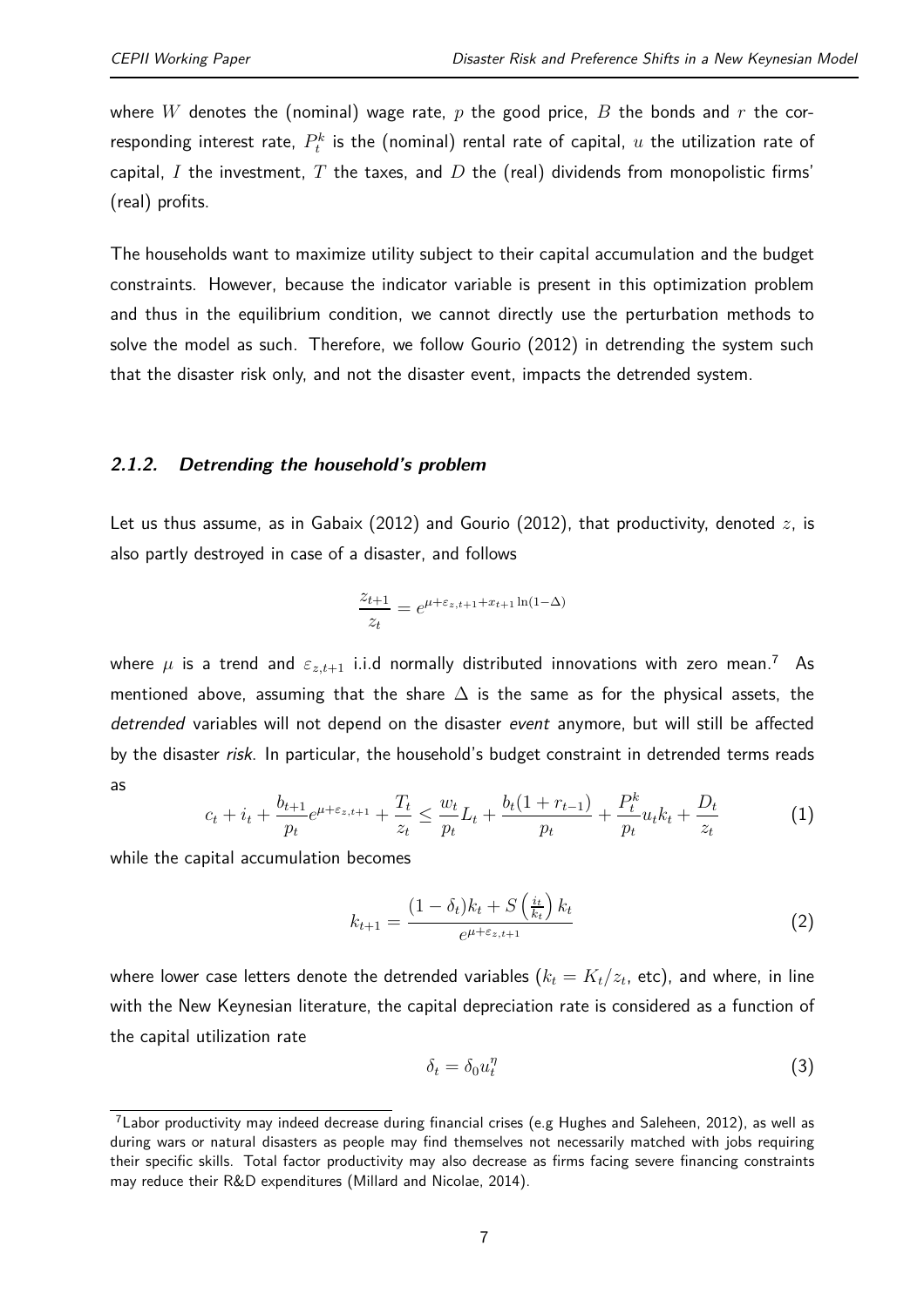where $W$ denotes the (nominal) wage rate, $p$ the good price, $B$ the bonds and $r$ the corresponding interest rate, $P_t^k$ is the (nominal) rental rate of capital, $u$ the utilization rate of capital, $I$ the investment, $T$ the taxes, and $D$ the (real) dividends from monopolistic firms' (real) profits.

The households want to maximize utility subject to their capital accumulation and the budget constraints. However, because the indicator variable is present in this optimization problem and thus in the equilibrium condition, we cannot directly use the perturbation methods to solve the model as such. Therefore, we follow Gourio (2012) in detrending the system such that the disaster risk only, and not the disaster event, impacts the detrended system.

### *2.1.2. Detrending the household's problem*

Let us thus assume, as in Gabaix (2012) and Gourio (2012), that productivity, denoted $z$, is also partly destroyed in case of a disaster, and follows

$$\frac{z_{t+1}}{z_t} = e^{\mu + \varepsilon_{z,t+1} + x_{t+1} \ln(1-\Delta)}$$

where $\mu$ is a trend and $\varepsilon_{z,t+1}$ i.i.d normally distributed innovations with zero mean.[7] As mentioned above, assuming that the share $\Delta$ is the same as for the physical assets, the *detrended* variables will not depend on the disaster *event* anymore, but will still be affected by the disaster *risk*. In particular, the household's budget constraint in detrended terms reads as

$$c_t + i_t + \frac{b_{t+1}}{p_t} e^{\mu + \varepsilon_{z,t+1}} + \frac{T_t}{z_t} \leq \frac{w_t}{p_t} L_t + \frac{b_t(1 + r_{t-1})}{p_t} + \frac{P_t^k}{p_t} u_t k_t + \frac{D_t}{z_t} \tag{1}$$

while the capital accumulation becomes

$$k_{t+1} = \frac{(1 - \delta_t) k_t + S\left(\frac{i_t}{k_t}\right) k_t}{e^{\mu + \varepsilon_{z,t+1}}} \tag{2}$$

where lower case letters denote the detrended variables ($k_t = K_t / z_t$, etc), and where, in line with the New Keynesian literature, the capital depreciation rate is considered as a function of the capital utilization rate

$$\delta_t = \delta_0 u_t^{\eta} \tag{3}$$

---

[7] Labor productivity may indeed decrease during financial crises (e.g Hughes and Saleheen, 2012), as well as during wars or natural disasters as people may find themselves not necessarily matched with jobs requiring their specific skills. Total factor productivity may also decrease as firms facing severe financing constraints may reduce their R&D expenditures (Millard and Nicolae, 2014).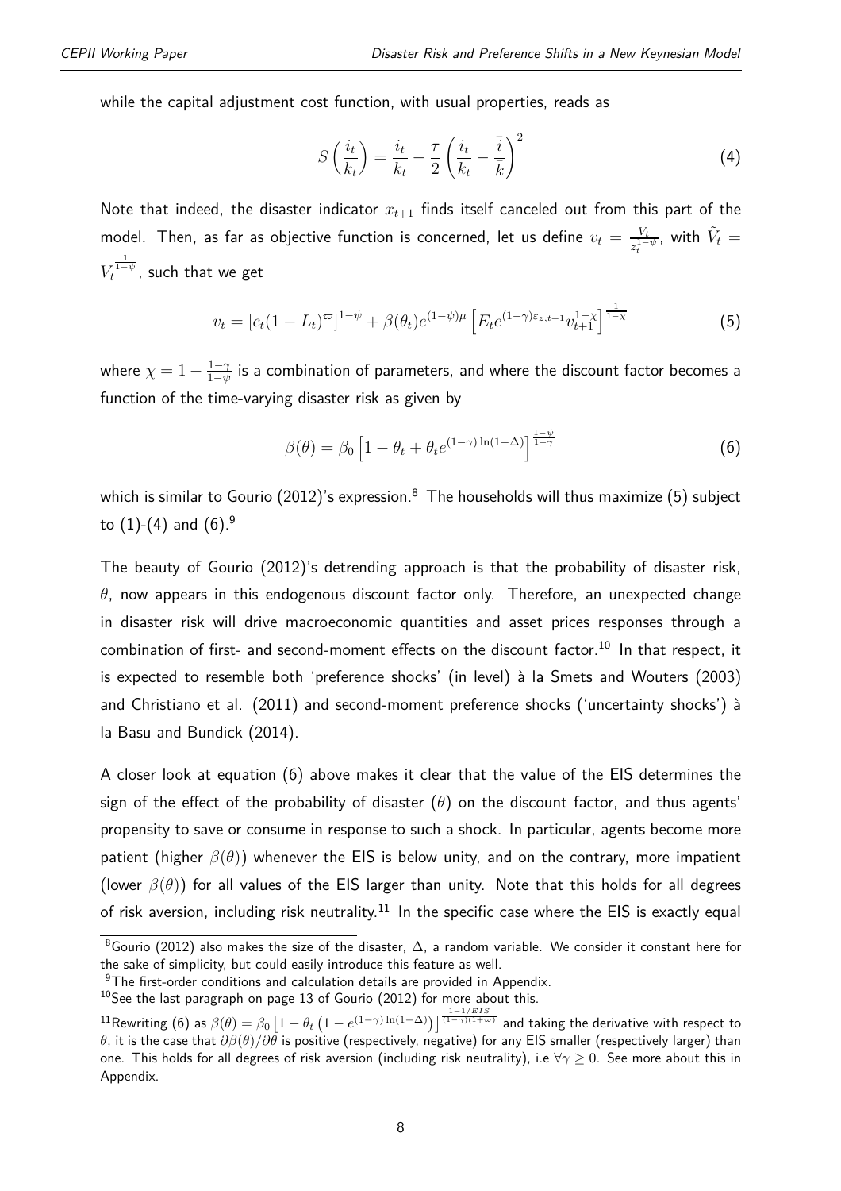while the capital adjustment cost function, with usual properties, reads as

$$S\left(\frac{i_t}{k_t}\right) = \frac{i_t}{k_t} - \frac{\tau}{2}\left(\frac{i_t}{k_t} - \frac{\bar{i}}{\bar{k}}\right)^2 \tag{4}$$

Note that indeed, the disaster indicator $x_{t+1}$ finds itself canceled out from this part of the model. Then, as far as objective function is concerned, let us define $v_t = \frac{V_t}{z_t^{1-\psi}}$, with $\tilde{V}_t = V_t^{\frac{1}{1-\psi}}$, such that we get

$$v_t = \left[c_t(1-L_t)^{\varpi}\right]^{1-\psi} + \beta(\theta_t)e^{(1-\psi)\mu}\left[E_t e^{(1-\gamma)\varepsilon_{z,t+1}} v_{t+1}^{1-\chi}\right]^{\frac{1}{1-\chi}} \tag{5}$$

where $\chi = 1 - \frac{1-\gamma}{1-\psi}$ is a combination of parameters, and where the discount factor becomes a function of the time-varying disaster risk as given by

$$\beta(\theta) = \beta_0\left[1 - \theta_t + \theta_t e^{(1-\gamma)\ln(1-\Delta)}\right]^{\frac{1-\psi}{1-\gamma}} \tag{6}$$

which is similar to Gourio (2012)'s expression.[8] The households will thus maximize (5) subject to (1)-(4) and (6).[9]

The beauty of Gourio (2012)'s detrending approach is that the probability of disaster risk, $\theta$, now appears in this endogenous discount factor only. Therefore, an unexpected change in disaster risk will drive macroeconomic quantities and asset prices responses through a combination of first- and second-moment effects on the discount factor.[10] In that respect, it is expected to resemble both 'preference shocks' (in level) à la Smets and Wouters (2003) and Christiano et al. (2011) and second-moment preference shocks ('uncertainty shocks') à la Basu and Bundick (2014).

A closer look at equation (6) above makes it clear that the value of the EIS determines the sign of the effect of the probability of disaster ($\theta$) on the discount factor, and thus agents' propensity to save or consume in response to such a shock. In particular, agents become more patient (higher $\beta(\theta)$) whenever the EIS is below unity, and on the contrary, more impatient (lower $\beta(\theta)$) for all values of the EIS larger than unity. Note that this holds for all degrees of risk aversion, including risk neutrality.[11] In the specific case where the EIS is exactly equal

---

[8] Gourio (2012) also makes the size of the disaster, $\Delta$, a random variable. We consider it constant here for the sake of simplicity, but could easily introduce this feature as well.

[9] The first-order conditions and calculation details are provided in Appendix.

[10] See the last paragraph on page 13 of Gourio (2012) for more about this.

[11] Rewriting (6) as $\beta(\theta) = \beta_0\left[1 - \theta_t\left(1 - e^{(1-\gamma)\ln(1-\Delta)}\right)\right]^{\frac{1-1/EIS}{(1-\gamma)(1+\varpi)}}$ and taking the derivative with respect to $\theta$, it is the case that $\partial\beta(\theta)/\partial\theta$ is positive (respectively, negative) for any EIS smaller (respectively larger) than one. This holds for all degrees of risk aversion (including risk neutrality), i.e $\forall\gamma \geq 0$. See more about this in Appendix.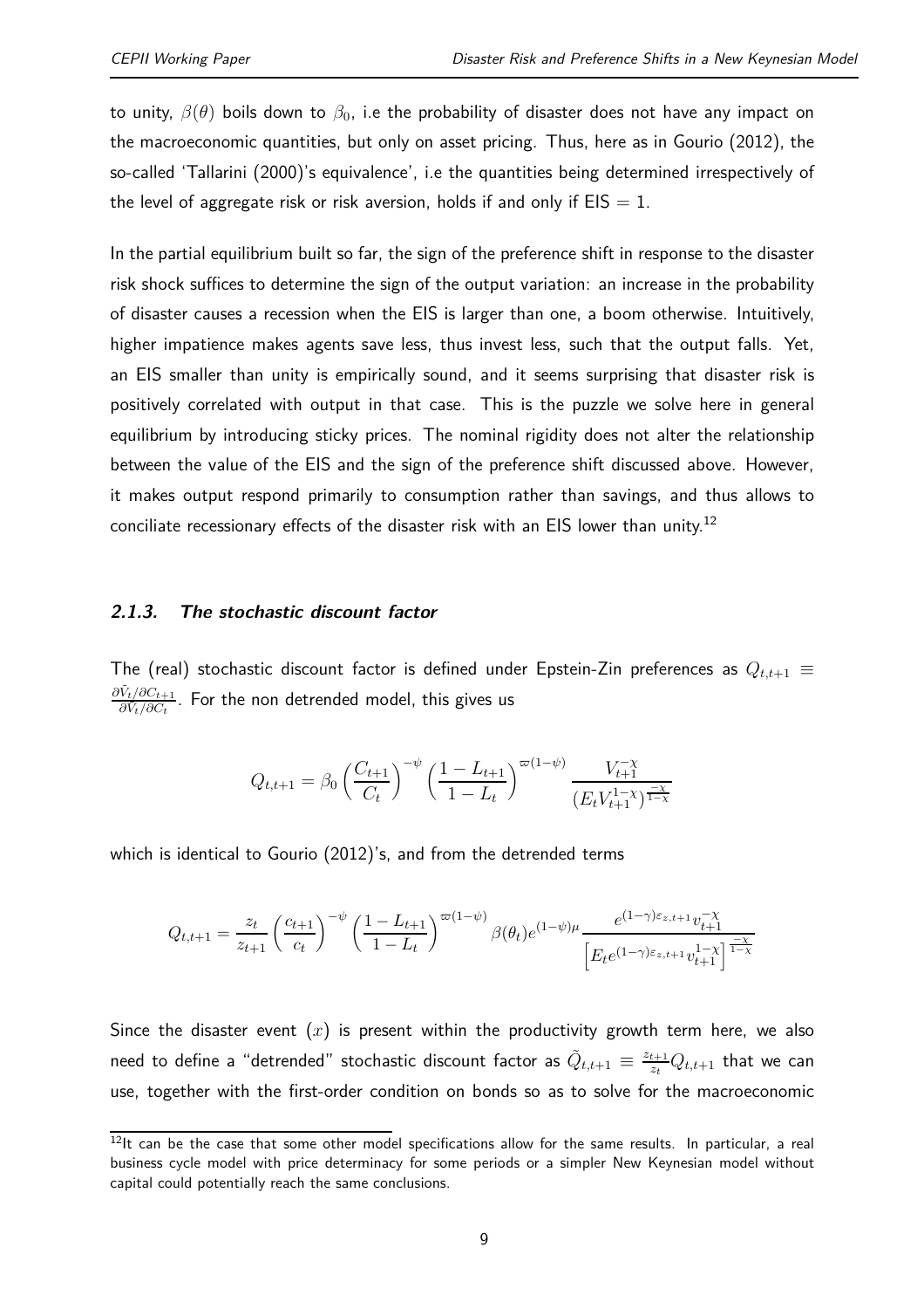to unity, $\beta(\theta)$ boils down to $\beta_0$, i.e the probability of disaster does not have any impact on the macroeconomic quantities, but only on asset pricing. Thus, here as in Gourio (2012), the so-called 'Tallarini (2000)'s equivalence', i.e the quantities being determined irrespectively of the level of aggregate risk or risk aversion, holds if and only if EIS = 1.

In the partial equilibrium built so far, the sign of the preference shift in response to the disaster risk shock suffices to determine the sign of the output variation: an increase in the probability of disaster causes a recession when the EIS is larger than one, a boom otherwise. Intuitively, higher impatience makes agents save less, thus invest less, such that the output falls. Yet, an EIS smaller than unity is empirically sound, and it seems surprising that disaster risk is positively correlated with output in that case. This is the puzzle we solve here in general equilibrium by introducing sticky prices. The nominal rigidity does not alter the relationship between the value of the EIS and the sign of the preference shift discussed above. However, it makes output respond primarily to consumption rather than savings, and thus allows to conciliate recessionary effects of the disaster risk with an EIS lower than unity.[12]

### *2.1.3. The stochastic discount factor*

The (real) stochastic discount factor is defined under Epstein-Zin preferences as $Q_{t,t+1} \equiv \frac{\partial \tilde{V}_t / \partial C_{t+1}}{\partial \tilde{V}_t / \partial C_t}$. For the non detrended model, this gives us

$$Q_{t,t+1} = \beta_0 \left(\frac{C_{t+1}}{C_t}\right)^{-\psi} \left(\frac{1-L_{t+1}}{1-L_t}\right)^{\varpi(1-\psi)} \frac{V_{t+1}^{-\chi}}{(E_t V_{t+1}^{1-\chi})^{\frac{-\chi}{1-\chi}}}$$

which is identical to Gourio (2012)'s, and from the detrended terms

$$Q_{t,t+1} = \frac{z_t}{z_{t+1}} \left(\frac{c_{t+1}}{c_t}\right)^{-\psi} \left(\frac{1-L_{t+1}}{1-L_t}\right)^{\varpi(1-\psi)} \beta(\theta_t) e^{(1-\psi)\mu} \frac{e^{(1-\gamma)\varepsilon_{z,t+1}} v_{t+1}^{-\chi}}{\left[E_t e^{(1-\gamma)\varepsilon_{z,t+1}} v_{t+1}^{1-\chi}\right]^{\frac{-\chi}{1-\chi}}}$$

Since the disaster event $(x)$ is present within the productivity growth term here, we also need to define a "detrended" stochastic discount factor as $\tilde{Q}_{t,t+1} \equiv \frac{z_{t+1}}{z_t} Q_{t,t+1}$ that we can use, together with the first-order condition on bonds so as to solve for the macroeconomic

[12] It can be the case that some other model specifications allow for the same results. In particular, a real business cycle model with price determinacy for some periods or a simpler New Keynesian model without capital could potentially reach the same conclusions.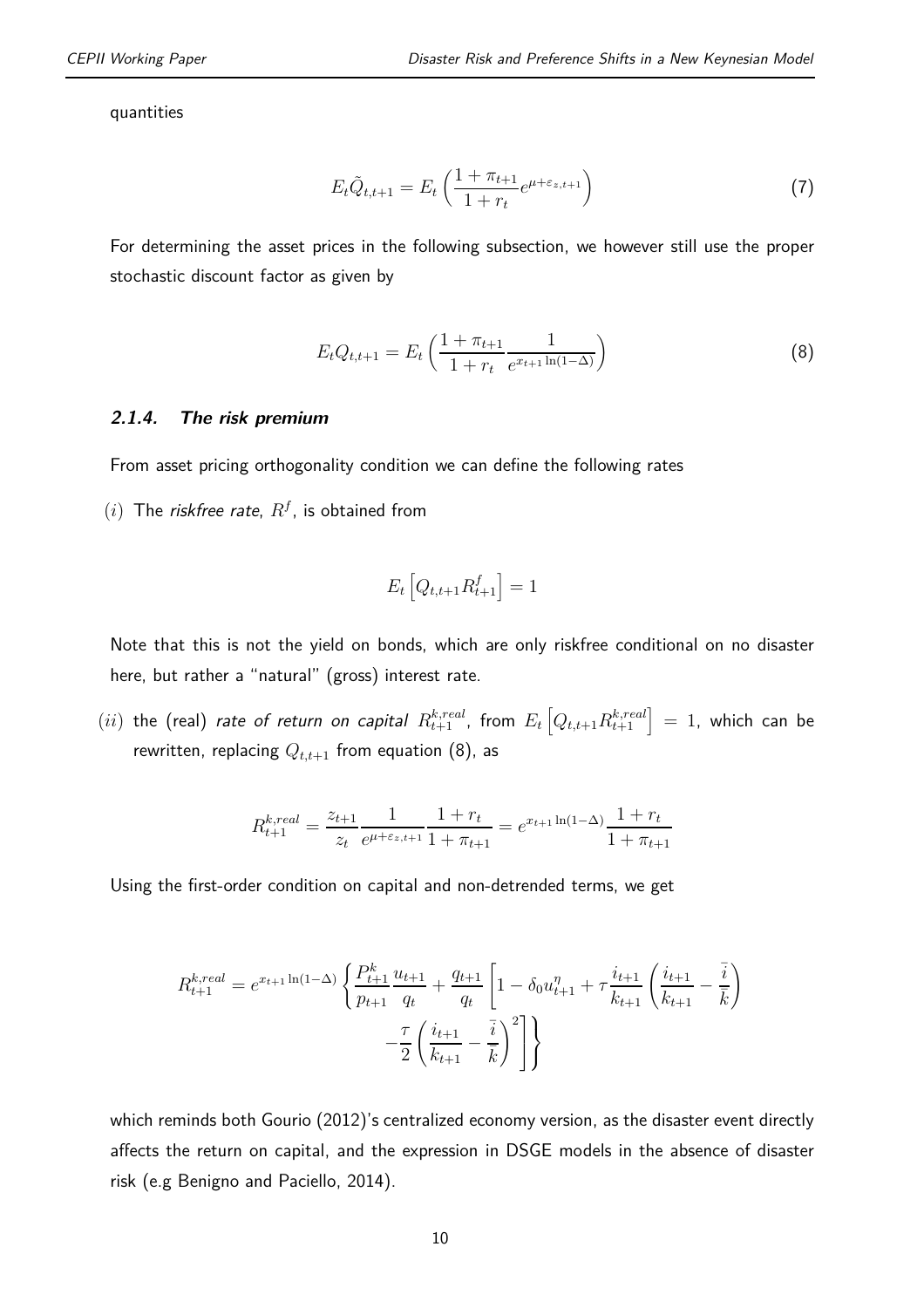quantities

$$E_t \tilde{Q}_{t,t+1} = E_t \left( \frac{1+\pi_{t+1}}{1+r_t} e^{\mu + \varepsilon_{z,t+1}} \right) \tag{7}$$

For determining the asset prices in the following subsection, we however still use the proper stochastic discount factor as given by

$$E_t Q_{t,t+1} = E_t \left( \frac{1+\pi_{t+1}}{1+r_t} \frac{1}{e^{x_{t+1} \ln(1-\Delta)}} \right) \tag{8}$$

### 2.1.4. The risk premium

From asset pricing orthogonality condition we can define the following rates

$(i)$ The *riskfree rate*, $R^f$, is obtained from

$$E_t \left[ Q_{t,t+1} R^f_{t+1} \right] = 1$$

Note that this is not the yield on bonds, which are only riskfree conditional on no disaster here, but rather a "natural" (gross) interest rate.

$(ii)$ the (real) *rate of return on capital* $R^{k,real}_{t+1}$, from $E_t \left[ Q_{t,t+1} R^{k,real}_{t+1} \right] = 1$, which can be rewritten, replacing $Q_{t,t+1}$ from equation (8), as

$$R^{k,real}_{t+1} = \frac{z_{t+1}}{z_t} \frac{1}{e^{\mu + \varepsilon_{z,t+1}}} \frac{1+r_t}{1+\pi_{t+1}} = e^{x_{t+1} \ln(1-\Delta)} \frac{1+r_t}{1+\pi_{t+1}}$$

Using the first-order condition on capital and non-detrended terms, we get

$$R^{k,real}_{t+1} = e^{x_{t+1} \ln(1-\Delta)} \left\{ \frac{P^k_{t+1}}{p_{t+1}} \frac{u_{t+1}}{q_t} + \frac{q_{t+1}}{q_t} \left[ 1 - \delta_0 u^{\eta}_{t+1} + \tau \frac{i_{t+1}}{k_{t+1}} \left( \frac{i_{t+1}}{k_{t+1}} - \frac{\bar{i}}{\bar{k}} \right) - \frac{\tau}{2} \left( \frac{i_{t+1}}{k_{t+1}} - \frac{\bar{i}}{\bar{k}} \right)^2 \right] \right\}$$

which reminds both Gourio (2012)'s centralized economy version, as the disaster event directly affects the return on capital, and the expression in DSGE models in the absence of disaster risk (e.g Benigno and Paciello, 2014).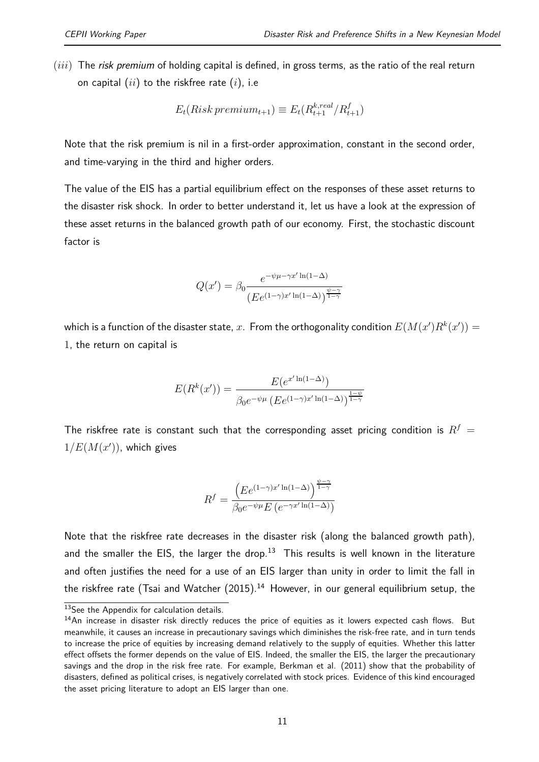(*iii*) The *risk premium* of holding capital is defined, in gross terms, as the ratio of the real return on capital (*ii*) to the riskfree rate (*i*), i.e

$$E_t(Risk\,premium_{t+1}) \equiv E_t(R^{k,real}_{t+1}/R^f_{t+1})$$

Note that the risk premium is nil in a first-order approximation, constant in the second order, and time-varying in the third and higher orders.

The value of the EIS has a partial equilibrium effect on the responses of these asset returns to the disaster risk shock. In order to better understand it, let us have a look at the expression of these asset returns in the balanced growth path of our economy. First, the stochastic discount factor is

$$Q(x') = \beta_0 \frac{e^{-\psi\mu - \gamma x' \ln(1-\Delta)}}{\left(Ee^{(1-\gamma)x' \ln(1-\Delta)}\right)^{\frac{\psi-\gamma}{1-\gamma}}}$$

which is a function of the disaster state, $x$. From the orthogonality condition $E(M(x')R^k(x')) = 1$, the return on capital is

$$E(R^k(x')) = \frac{E(e^{x' \ln(1-\Delta)})}{\beta_0 e^{-\psi\mu} \left(Ee^{(1-\gamma)x' \ln(1-\Delta)}\right)^{\frac{1-\psi}{1-\gamma}}}$$

The riskfree rate is constant such that the corresponding asset pricing condition is $R^f = 1/E(M(x'))$, which gives

$$R^f = \frac{\left(Ee^{(1-\gamma)x' \ln(1-\Delta)}\right)^{\frac{\psi-\gamma}{1-\gamma}}}{\beta_0 e^{-\psi\mu} E\left(e^{-\gamma x' \ln(1-\Delta)}\right)}$$

Note that the riskfree rate decreases in the disaster risk (along the balanced growth path), and the smaller the EIS, the larger the drop.[13] This results is well known in the literature and often justifies the need for a use of an EIS larger than unity in order to limit the fall in the riskfree rate (Tsai and Watcher (2015).[14] However, in our general equilibrium setup, the

[13] See the Appendix for calculation details.

[14] An increase in disaster risk directly reduces the price of equities as it lowers expected cash flows. But meanwhile, it causes an increase in precautionary savings which diminishes the risk-free rate, and in turn tends to increase the price of equities by increasing demand relatively to the supply of equities. Whether this latter effect offsets the former depends on the value of EIS. Indeed, the smaller the EIS, the larger the precautionary savings and the drop in the risk free rate. For example, Berkman et al. (2011) show that the probability of disasters, defined as political crises, is negatively correlated with stock prices. Evidence of this kind encouraged the asset pricing literature to adopt an EIS larger than one.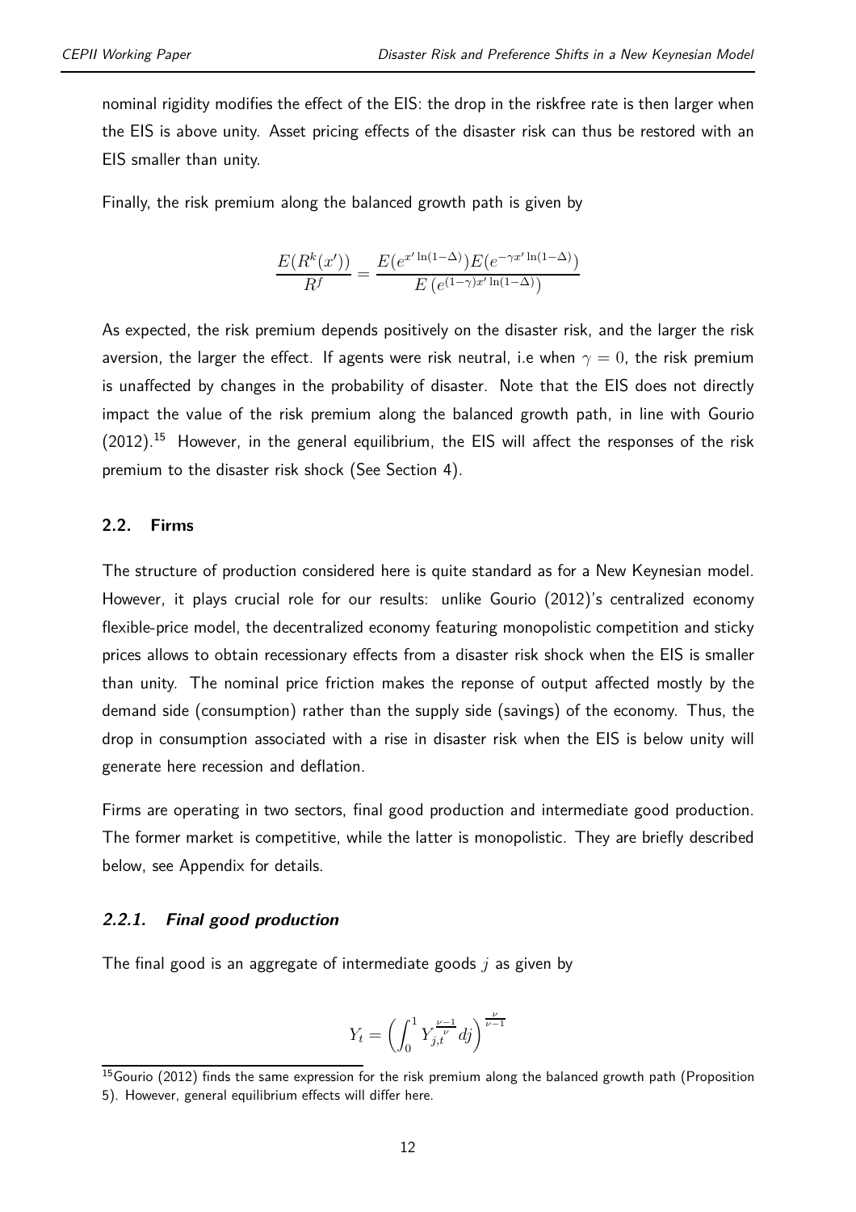nominal rigidity modifies the effect of the EIS: the drop in the riskfree rate is then larger when the EIS is above unity. Asset pricing effects of the disaster risk can thus be restored with an EIS smaller than unity.

Finally, the risk premium along the balanced growth path is given by

$$\frac{E(R^k(x'))}{R^f} = \frac{E(e^{x'\ln(1-\Delta)})E(e^{-\gamma x'\ln(1-\Delta)})}{E\left(e^{(1-\gamma)x'\ln(1-\Delta)}\right)}$$

As expected, the risk premium depends positively on the disaster risk, and the larger the risk aversion, the larger the effect. If agents were risk neutral, i.e when $\gamma = 0$, the risk premium is unaffected by changes in the probability of disaster. Note that the EIS does not directly impact the value of the risk premium along the balanced growth path, in line with Gourio (2012).[15] However, in the general equilibrium, the EIS will affect the responses of the risk premium to the disaster risk shock (See Section 4).

### 2.2. Firms

The structure of production considered here is quite standard as for a New Keynesian model. However, it plays crucial role for our results: unlike Gourio (2012)'s centralized economy flexible-price model, the decentralized economy featuring monopolistic competition and sticky prices allows to obtain recessionary effects from a disaster risk shock when the EIS is smaller than unity. The nominal price friction makes the reponse of output affected mostly by the demand side (consumption) rather than the supply side (savings) of the economy. Thus, the drop in consumption associated with a rise in disaster risk when the EIS is below unity will generate here recession and deflation.

Firms are operating in two sectors, final good production and intermediate good production. The former market is competitive, while the latter is monopolistic. They are briefly described below, see Appendix for details.

#### *2.2.1. Final good production*

The final good is an aggregate of intermediate goods $j$ as given by

$$Y_t = \left(\int_0^1 Y_{j,t}^{\frac{\nu-1}{\nu}} dj\right)^{\frac{\nu}{\nu-1}}$$

[15] Gourio (2012) finds the same expression for the risk premium along the balanced growth path (Proposition 5). However, general equilibrium effects will differ here.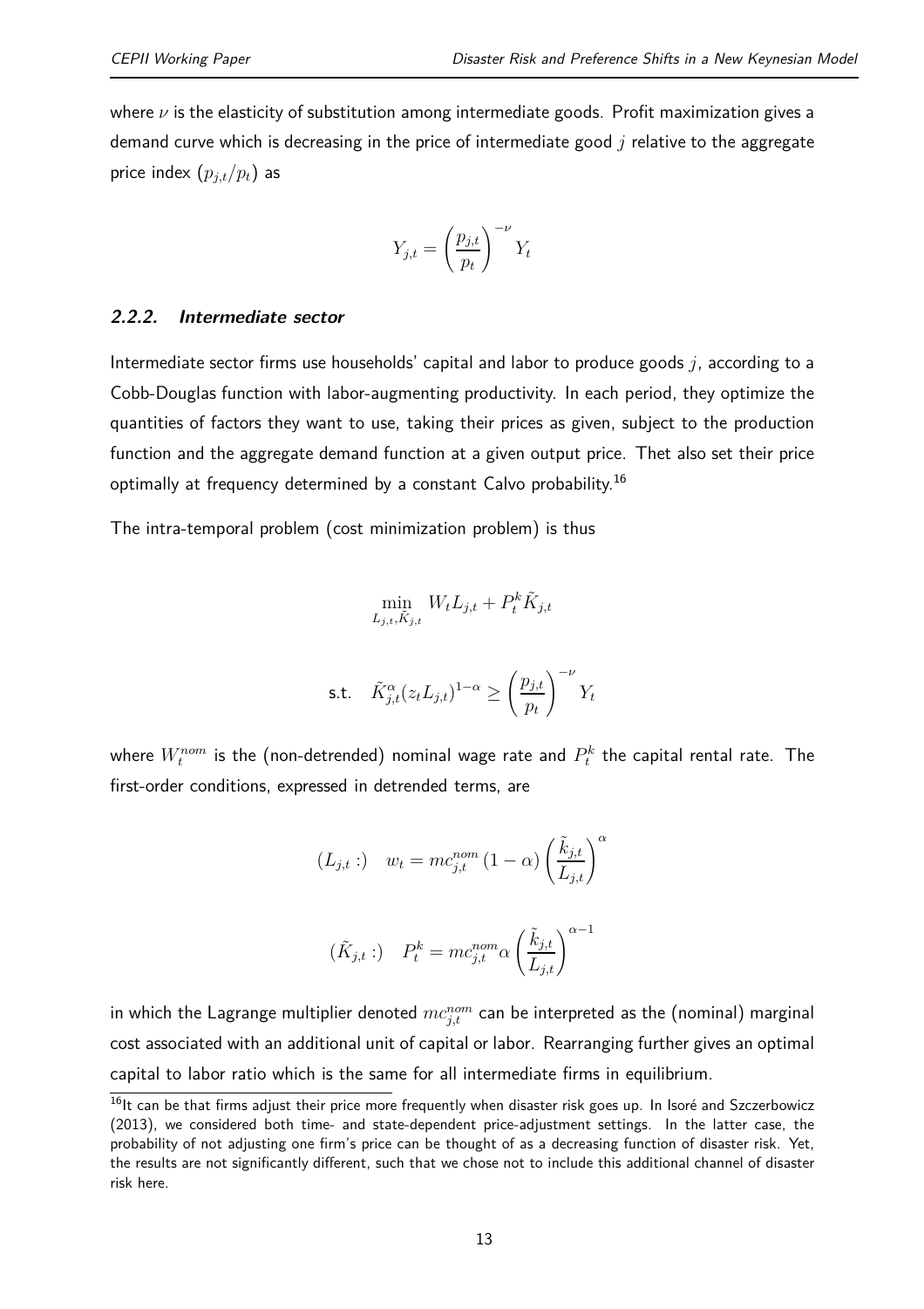where $\nu$ is the elasticity of substitution among intermediate goods. Profit maximization gives a demand curve which is decreasing in the price of intermediate good $j$ relative to the aggregate price index $(p_{j,t}/p_t)$ as

$$Y_{j,t} = \left(\frac{p_{j,t}}{p_t}\right)^{-\nu} Y_t$$

#### 2.2.2. Intermediate sector

Intermediate sector firms use households' capital and labor to produce goods $j$, according to a Cobb-Douglas function with labor-augmenting productivity. In each period, they optimize the quantities of factors they want to use, taking their prices as given, subject to the production function and the aggregate demand function at a given output price. Thet also set their price optimally at frequency determined by a constant Calvo probability.[16]

The intra-temporal problem (cost minimization problem) is thus

$$\min_{L_{j,t},\tilde{K}_{j,t}} \; W_t L_{j,t} + P_t^k \tilde{K}_{j,t}$$

$$\text{s.t.} \quad \tilde{K}_{j,t}^{\alpha}(z_t L_{j,t})^{1-\alpha} \geq \left(\frac{p_{j,t}}{p_t}\right)^{-\nu} Y_t$$

where $W_t^{nom}$ is the (non-detrended) nominal wage rate and $P_t^k$ the capital rental rate. The first-order conditions, expressed in detrended terms, are

$$(L_{j,t}:) \quad w_t = mc_{j,t}^{nom} \left(1-\alpha\right) \left(\frac{\tilde{k}_{j,t}}{L_{j,t}}\right)^{\alpha}$$

$$(\tilde{K}_{j,t}:) \quad P_t^k = mc_{j,t}^{nom} \alpha \left(\frac{\tilde{k}_{j,t}}{L_{j,t}}\right)^{\alpha-1}$$

in which the Lagrange multiplier denoted $mc_{j,t}^{nom}$ can be interpreted as the (nominal) marginal cost associated with an additional unit of capital or labor. Rearranging further gives an optimal capital to labor ratio which is the same for all intermediate firms in equilibrium.

[16] It can be that firms adjust their price more frequently when disaster risk goes up. In Isoré and Szczerbowicz (2013), we considered both time- and state-dependent price-adjustment settings. In the latter case, the probability of not adjusting one firm's price can be thought of as a decreasing function of disaster risk. Yet, the results are not significantly different, such that we chose not to include this additional channel of disaster risk here.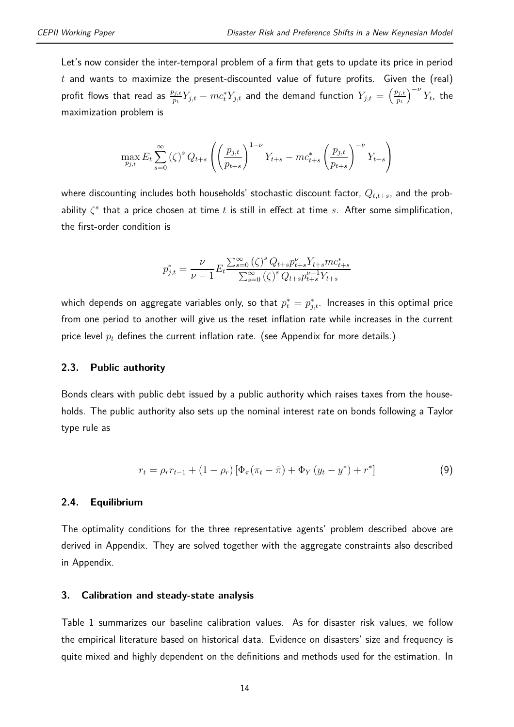Let's now consider the inter-temporal problem of a firm that gets to update its price in period $t$ and wants to maximize the present-discounted value of future profits. Given the (real) profit flows that read as $\frac{p_{j,t}}{p_t} Y_{j,t} - mc_t^* Y_{j,t}$ and the demand function $Y_{j,t} = \left(\frac{p_{j,t}}{p_t}\right)^{-\nu} Y_t$, the maximization problem is

$$\max_{p_{j,t}} E_t \sum_{s=0}^{\infty} (\zeta)^s Q_{t+s} \left( \left(\frac{p_{j,t}}{p_{t+s}}\right)^{1-\nu} Y_{t+s} - mc_{t+s}^* \left(\frac{p_{j,t}}{p_{t+s}}\right)^{-\nu} Y_{t+s} \right)$$

where discounting includes both households' stochastic discount factor, $Q_{t,t+s}$, and the probability $\zeta^s$ that a price chosen at time $t$ is still in effect at time $s$. After some simplification, the first-order condition is

$$p_{j,t}^* = \frac{\nu}{\nu - 1} E_t \frac{\sum_{s=0}^{\infty} (\zeta)^s Q_{t+s} p_{t+s}^{\nu} Y_{t+s} mc_{t+s}^*}{\sum_{s=0}^{\infty} (\zeta)^s Q_{t+s} p_{t+s}^{\nu-1} Y_{t+s}}$$

which depends on aggregate variables only, so that $p_t^* = p_{j,t}^*$. Increases in this optimal price from one period to another will give us the reset inflation rate while increases in the current price level $p_t$ defines the current inflation rate. (see Appendix for more details.)

### 2.3. Public authority

Bonds clears with public debt issued by a public authority which raises taxes from the households. The public authority also sets up the nominal interest rate on bonds following a Taylor type rule as

$$r_t = \rho_r r_{t-1} + (1 - \rho_r) \left[ \Phi_\pi (\pi_t - \bar{\pi}) + \Phi_Y (y_t - y^*) + r^* \right] \tag{9}$$

### 2.4. Equilibrium

The optimality conditions for the three representative agents' problem described above are derived in Appendix. They are solved together with the aggregate constraints also described in Appendix.

## 3. Calibration and steady-state analysis

Table 1 summarizes our baseline calibration values. As for disaster risk values, we follow the empirical literature based on historical data. Evidence on disasters' size and frequency is quite mixed and highly dependent on the definitions and methods used for the estimation. In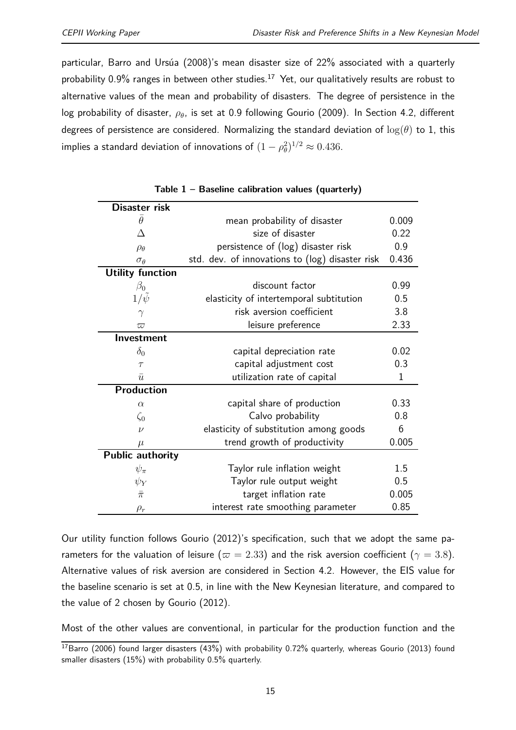particular, Barro and Ursúa (2008)'s mean disaster size of 22% associated with a quarterly probability 0.9% ranges in between other studies.[17] Yet, our qualitatively results are robust to alternative values of the mean and probability of disasters. The degree of persistence in the log probability of disaster, $\rho_\theta$, is set at 0.9 following Gourio (2009). In Section 4.2, different degrees of persistence are considered. Normalizing the standard deviation of $\log(\theta)$ to 1, this implies a standard deviation of innovations of $(1-\rho_\theta^2)^{1/2} \approx 0.436$.

**Table 1 – Baseline calibration values (quarterly)**

| | | |
|---|---|---|
| **Disaster risk** | | |
| $\bar{\theta}$ | mean probability of disaster | 0.009 |
| $\Delta$ | size of disaster | 0.22 |
| $\rho_\theta$ | persistence of (log) disaster risk | 0.9 |
| $\sigma_\theta$ | std. dev. of innovations to (log) disaster risk | 0.436 |
| **Utility function** | | |
| $\beta_0$ | discount factor | 0.99 |
| $1/\tilde{\psi}$ | elasticity of intertemporal subtitution | 0.5 |
| $\gamma$ | risk aversion coefficient | 3.8 |
| $\varpi$ | leisure preference | 2.33 |
| **Investment** | | |
| $\delta_0$ | capital depreciation rate | 0.02 |
| $\tau$ | capital adjustment cost | 0.3 |
| $\bar{u}$ | utilization rate of capital | 1 |
| **Production** | | |
| $\alpha$ | capital share of production | 0.33 |
| $\zeta_0$ | Calvo probability | 0.8 |
| $\nu$ | elasticity of substitution among goods | 6 |
| $\mu$ | trend growth of productivity | 0.005 |
| **Public authority** | | |
| $\psi_\pi$ | Taylor rule inflation weight | 1.5 |
| $\psi_Y$ | Taylor rule output weight | 0.5 |
| $\bar{\pi}$ | target inflation rate | 0.005 |
| $\rho_r$ | interest rate smoothing parameter | 0.85 |

Our utility function follows Gourio (2012)'s specification, such that we adopt the same parameters for the valuation of leisure ($\varpi = 2.33$) and the risk aversion coefficient ($\gamma = 3.8$). Alternative values of risk aversion are considered in Section 4.2. However, the EIS value for the baseline scenario is set at 0.5, in line with the New Keynesian literature, and compared to the value of 2 chosen by Gourio (2012).

Most of the other values are conventional, in particular for the production function and the

[17] Barro (2006) found larger disasters (43%) with probability 0.72% quarterly, whereas Gourio (2013) found smaller disasters (15%) with probability 0.5% quarterly.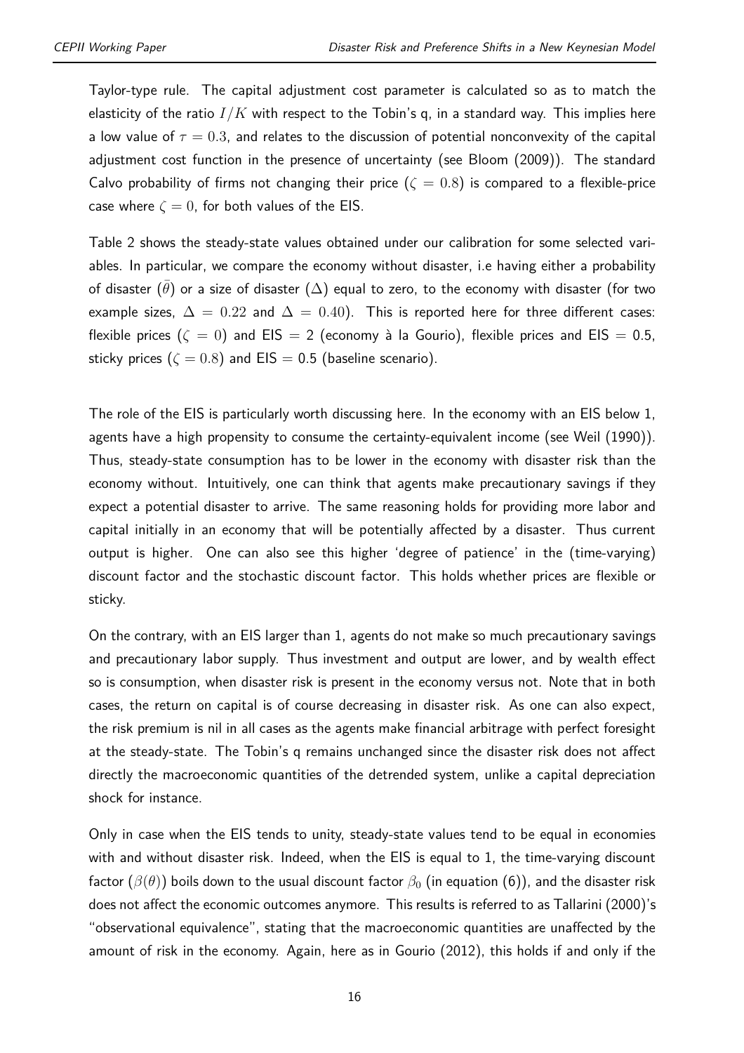Taylor-type rule. The capital adjustment cost parameter is calculated so as to match the elasticity of the ratio $I/K$ with respect to the Tobin's q, in a standard way. This implies here a low value of $\tau = 0.3$, and relates to the discussion of potential nonconvexity of the capital adjustment cost function in the presence of uncertainty (see Bloom (2009)). The standard Calvo probability of firms not changing their price ($\zeta = 0.8$) is compared to a flexible-price case where $\zeta = 0$, for both values of the EIS.

Table 2 shows the steady-state values obtained under our calibration for some selected variables. In particular, we compare the economy without disaster, i.e having either a probability of disaster ($\bar{\theta}$) or a size of disaster ($\Delta$) equal to zero, to the economy with disaster (for two example sizes, $\Delta = 0.22$ and $\Delta = 0.40$). This is reported here for three different cases: flexible prices ($\zeta = 0$) and EIS = 2 (economy à la Gourio), flexible prices and EIS = 0.5, sticky prices ($\zeta = 0.8$) and EIS = 0.5 (baseline scenario).

The role of the EIS is particularly worth discussing here. In the economy with an EIS below 1, agents have a high propensity to consume the certainty-equivalent income (see Weil (1990)). Thus, steady-state consumption has to be lower in the economy with disaster risk than the economy without. Intuitively, one can think that agents make precautionary savings if they expect a potential disaster to arrive. The same reasoning holds for providing more labor and capital initially in an economy that will be potentially affected by a disaster. Thus current output is higher. One can also see this higher 'degree of patience' in the (time-varying) discount factor and the stochastic discount factor. This holds whether prices are flexible or sticky.

On the contrary, with an EIS larger than 1, agents do not make so much precautionary savings and precautionary labor supply. Thus investment and output are lower, and by wealth effect so is consumption, when disaster risk is present in the economy versus not. Note that in both cases, the return on capital is of course decreasing in disaster risk. As one can also expect, the risk premium is nil in all cases as the agents make financial arbitrage with perfect foresight at the steady-state. The Tobin's q remains unchanged since the disaster risk does not affect directly the macroeconomic quantities of the detrended system, unlike a capital depreciation shock for instance.

Only in case when the EIS tends to unity, steady-state values tend to be equal in economies with and without disaster risk. Indeed, when the EIS is equal to 1, the time-varying discount factor ($\beta(\theta)$) boils down to the usual discount factor $\beta_0$ (in equation (6)), and the disaster risk does not affect the economic outcomes anymore. This results is referred to as Tallarini (2000)'s "observational equivalence", stating that the macroeconomic quantities are unaffected by the amount of risk in the economy. Again, here as in Gourio (2012), this holds if and only if the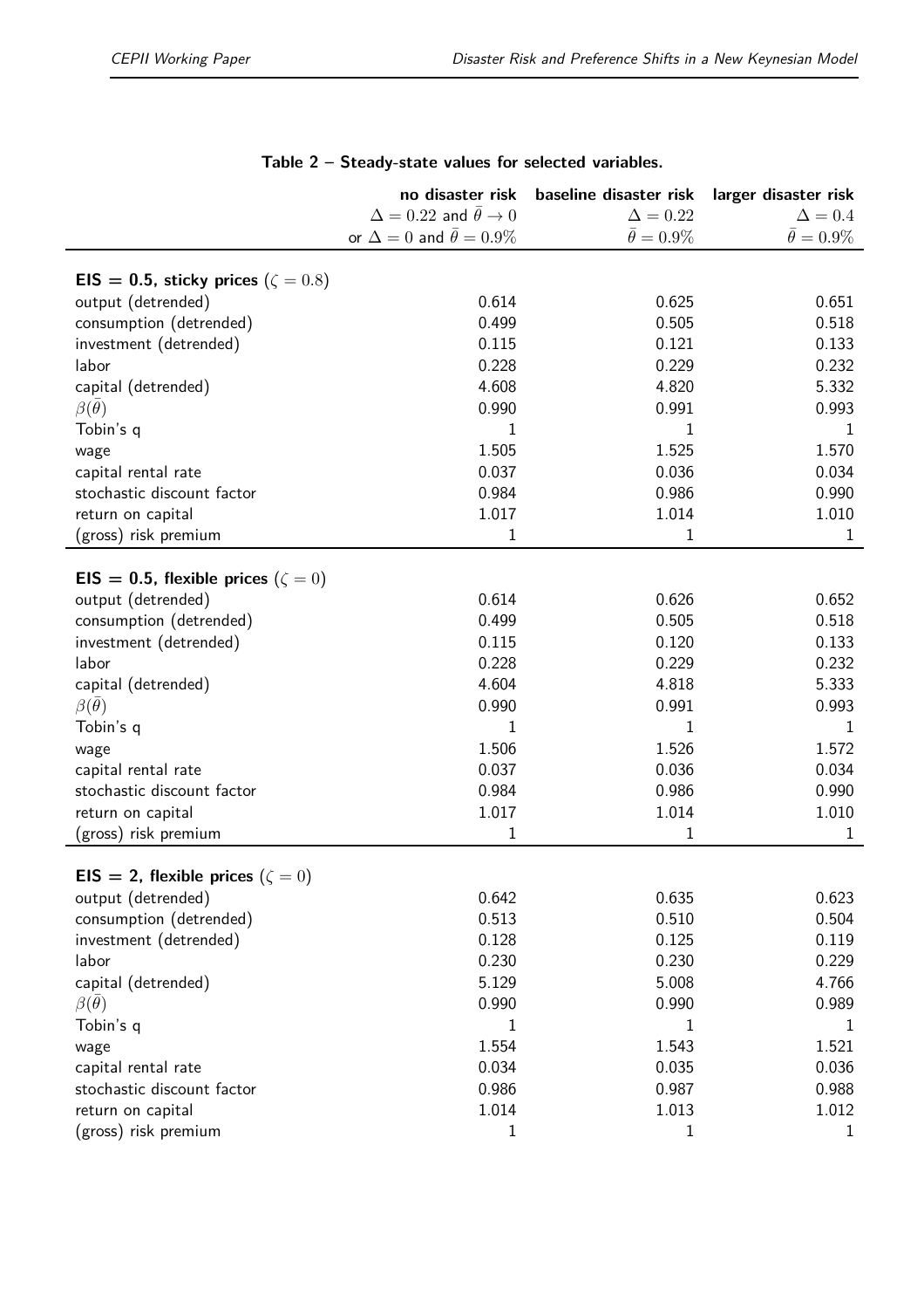**Table 2 – Steady-state values for selected variables.**

| | no disaster risk $\Delta = 0.22$ and $\bar{\theta} \to 0$ or $\Delta = 0$ and $\bar{\theta} = 0.9\%$ | baseline disaster risk $\Delta = 0.22$ $\bar{\theta} = 0.9\%$ | larger disaster risk $\Delta = 0.4$ $\bar{\theta} = 0.9\%$ |
|---|---|---|---|
| **EIS = 0.5, sticky prices ($\zeta = 0.8$)** | | | |
| output (detrended) | 0.614 | 0.625 | 0.651 |
| consumption (detrended) | 0.499 | 0.505 | 0.518 |
| investment (detrended) | 0.115 | 0.121 | 0.133 |
| labor | 0.228 | 0.229 | 0.232 |
| capital (detrended) | 4.608 | 4.820 | 5.332 |
| $\beta(\bar{\theta})$ | 0.990 | 0.991 | 0.993 |
| Tobin's q | 1 | 1 | 1 |
| wage | 1.505 | 1.525 | 1.570 |
| capital rental rate | 0.037 | 0.036 | 0.034 |
| stochastic discount factor | 0.984 | 0.986 | 0.990 |
| return on capital | 1.017 | 1.014 | 1.010 |
| (gross) risk premium | 1 | 1 | 1 |
| **EIS = 0.5, flexible prices ($\zeta = 0$)** | | | |
| output (detrended) | 0.614 | 0.626 | 0.652 |
| consumption (detrended) | 0.499 | 0.505 | 0.518 |
| investment (detrended) | 0.115 | 0.120 | 0.133 |
| labor | 0.228 | 0.229 | 0.232 |
| capital (detrended) | 4.604 | 4.818 | 5.333 |
| $\beta(\bar{\theta})$ | 0.990 | 0.991 | 0.993 |
| Tobin's q | 1 | 1 | 1 |
| wage | 1.506 | 1.526 | 1.572 |
| capital rental rate | 0.037 | 0.036 | 0.034 |
| stochastic discount factor | 0.984 | 0.986 | 0.990 |
| return on capital | 1.017 | 1.014 | 1.010 |
| (gross) risk premium | 1 | 1 | 1 |
| **EIS = 2, flexible prices ($\zeta = 0$)** | | | |
| output (detrended) | 0.642 | 0.635 | 0.623 |
| consumption (detrended) | 0.513 | 0.510 | 0.504 |
| investment (detrended) | 0.128 | 0.125 | 0.119 |
| labor | 0.230 | 0.230 | 0.229 |
| capital (detrended) | 5.129 | 5.008 | 4.766 |
| $\beta(\bar{\theta})$ | 0.990 | 0.990 | 0.989 |
| Tobin's q | 1 | 1 | 1 |
| wage | 1.554 | 1.543 | 1.521 |
| capital rental rate | 0.034 | 0.035 | 0.036 |
| stochastic discount factor | 0.986 | 0.987 | 0.988 |
| return on capital | 1.014 | 1.013 | 1.012 |
| (gross) risk premium | 1 | 1 | 1 |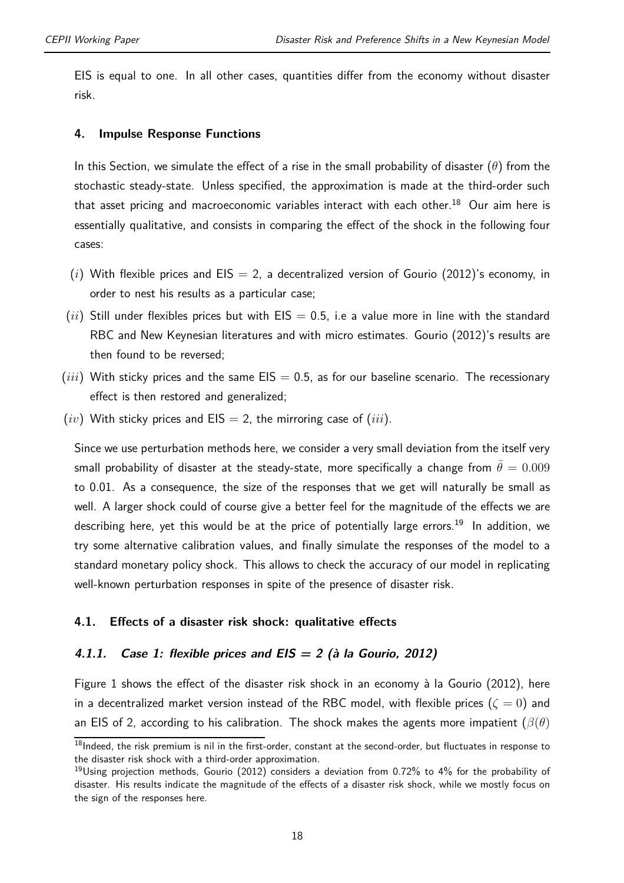EIS is equal to one. In all other cases, quantities differ from the economy without disaster risk.

## 4. Impulse Response Functions

In this Section, we simulate the effect of a rise in the small probability of disaster ($\theta$) from the stochastic steady-state. Unless specified, the approximation is made at the third-order such that asset pricing and macroeconomic variables interact with each other.[18] Our aim here is essentially qualitative, and consists in comparing the effect of the shock in the following four cases:

($i$) With flexible prices and EIS = 2, a decentralized version of Gourio (2012)'s economy, in order to nest his results as a particular case;

($ii$) Still under flexibles prices but with EIS = 0.5, i.e a value more in line with the standard RBC and New Keynesian literatures and with micro estimates. Gourio (2012)'s results are then found to be reversed;

($iii$) With sticky prices and the same EIS = 0.5, as for our baseline scenario. The recessionary effect is then restored and generalized;

($iv$) With sticky prices and EIS = 2, the mirroring case of ($iii$).

Since we use perturbation methods here, we consider a very small deviation from the itself very small probability of disaster at the steady-state, more specifically a change from $\bar{\theta} = 0.009$ to 0.01. As a consequence, the size of the responses that we get will naturally be small as well. A larger shock could of course give a better feel for the magnitude of the effects we are describing here, yet this would be at the price of potentially large errors.[19] In addition, we try some alternative calibration values, and finally simulate the responses of the model to a standard monetary policy shock. This allows to check the accuracy of our model in replicating well-known perturbation responses in spite of the presence of disaster risk.

### 4.1. Effects of a disaster risk shock: qualitative effects

#### *4.1.1. Case 1: flexible prices and EIS = 2 (à la Gourio, 2012)*

Figure 1 shows the effect of the disaster risk shock in an economy à la Gourio (2012), here in a decentralized market version instead of the RBC model, with flexible prices ($\zeta = 0$) and an EIS of 2, according to his calibration. The shock makes the agents more impatient ($\beta(\theta)$

[18] Indeed, the risk premium is nil in the first-order, constant at the second-order, but fluctuates in response to the disaster risk shock with a third-order approximation.

[19] Using projection methods, Gourio (2012) considers a deviation from 0.72% to 4% for the probability of disaster. His results indicate the magnitude of the effects of a disaster risk shock, while we mostly focus on the sign of the responses here.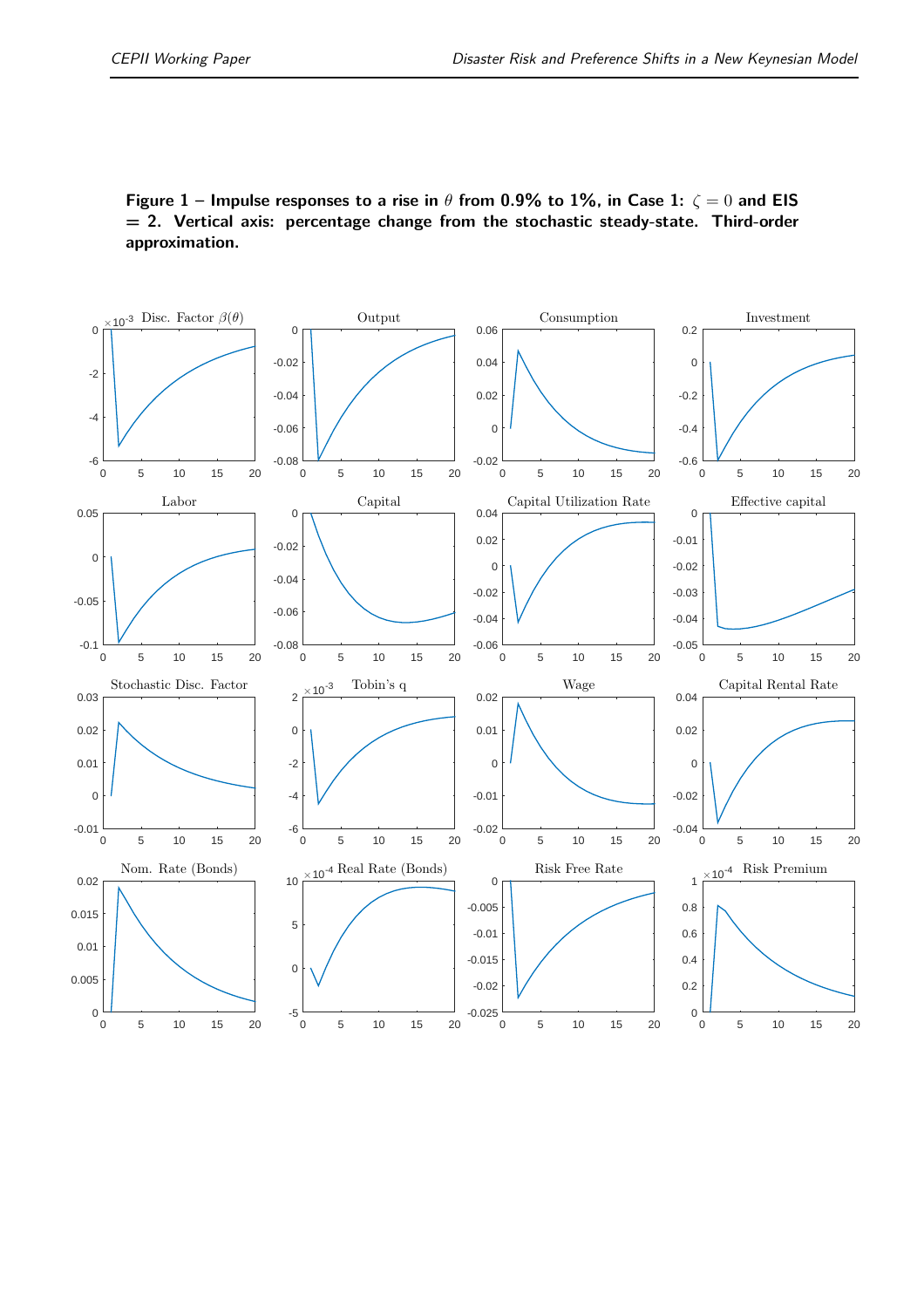**Figure 1 – Impulse responses to a rise in $\theta$ from 0.9% to 1%, in Case 1: $\zeta = 0$ and EIS = 2. Vertical axis: percentage change from the stochastic steady-state. Third-order approximation.**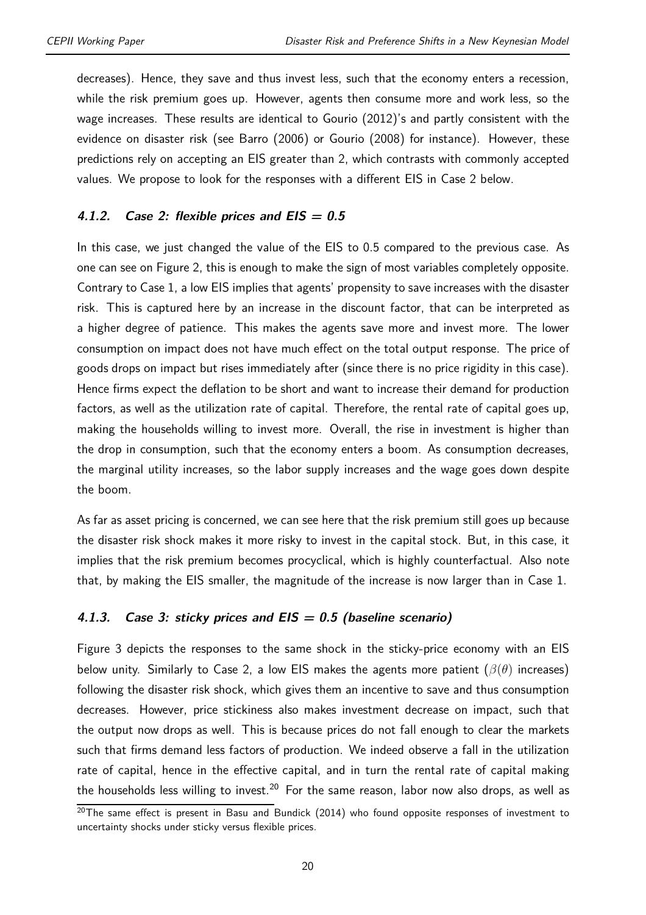decreases). Hence, they save and thus invest less, such that the economy enters a recession, while the risk premium goes up. However, agents then consume more and work less, so the wage increases. These results are identical to Gourio (2012)'s and partly consistent with the evidence on disaster risk (see Barro (2006) or Gourio (2008) for instance). However, these predictions rely on accepting an EIS greater than 2, which contrasts with commonly accepted values. We propose to look for the responses with a different EIS in Case 2 below.

#### *4.1.2. Case 2: flexible prices and EIS = 0.5*

In this case, we just changed the value of the EIS to 0.5 compared to the previous case. As one can see on Figure 2, this is enough to make the sign of most variables completely opposite. Contrary to Case 1, a low EIS implies that agents' propensity to save increases with the disaster risk. This is captured here by an increase in the discount factor, that can be interpreted as a higher degree of patience. This makes the agents save more and invest more. The lower consumption on impact does not have much effect on the total output response. The price of goods drops on impact but rises immediately after (since there is no price rigidity in this case). Hence firms expect the deflation to be short and want to increase their demand for production factors, as well as the utilization rate of capital. Therefore, the rental rate of capital goes up, making the households willing to invest more. Overall, the rise in investment is higher than the drop in consumption, such that the economy enters a boom. As consumption decreases, the marginal utility increases, so the labor supply increases and the wage goes down despite the boom.

As far as asset pricing is concerned, we can see here that the risk premium still goes up because the disaster risk shock makes it more risky to invest in the capital stock. But, in this case, it implies that the risk premium becomes procyclical, which is highly counterfactual. Also note that, by making the EIS smaller, the magnitude of the increase is now larger than in Case 1.

#### *4.1.3. Case 3: sticky prices and EIS = 0.5 (baseline scenario)*

Figure 3 depicts the responses to the same shock in the sticky-price economy with an EIS below unity. Similarly to Case 2, a low EIS makes the agents more patient ($\beta(\theta)$ increases) following the disaster risk shock, which gives them an incentive to save and thus consumption decreases. However, price stickiness also makes investment decrease on impact, such that the output now drops as well. This is because prices do not fall enough to clear the markets such that firms demand less factors of production. We indeed observe a fall in the utilization rate of capital, hence in the effective capital, and in turn the rental rate of capital making the households less willing to invest.[20] For the same reason, labor now also drops, as well as

[20] The same effect is present in Basu and Bundick (2014) who found opposite responses of investment to uncertainty shocks under sticky versus flexible prices.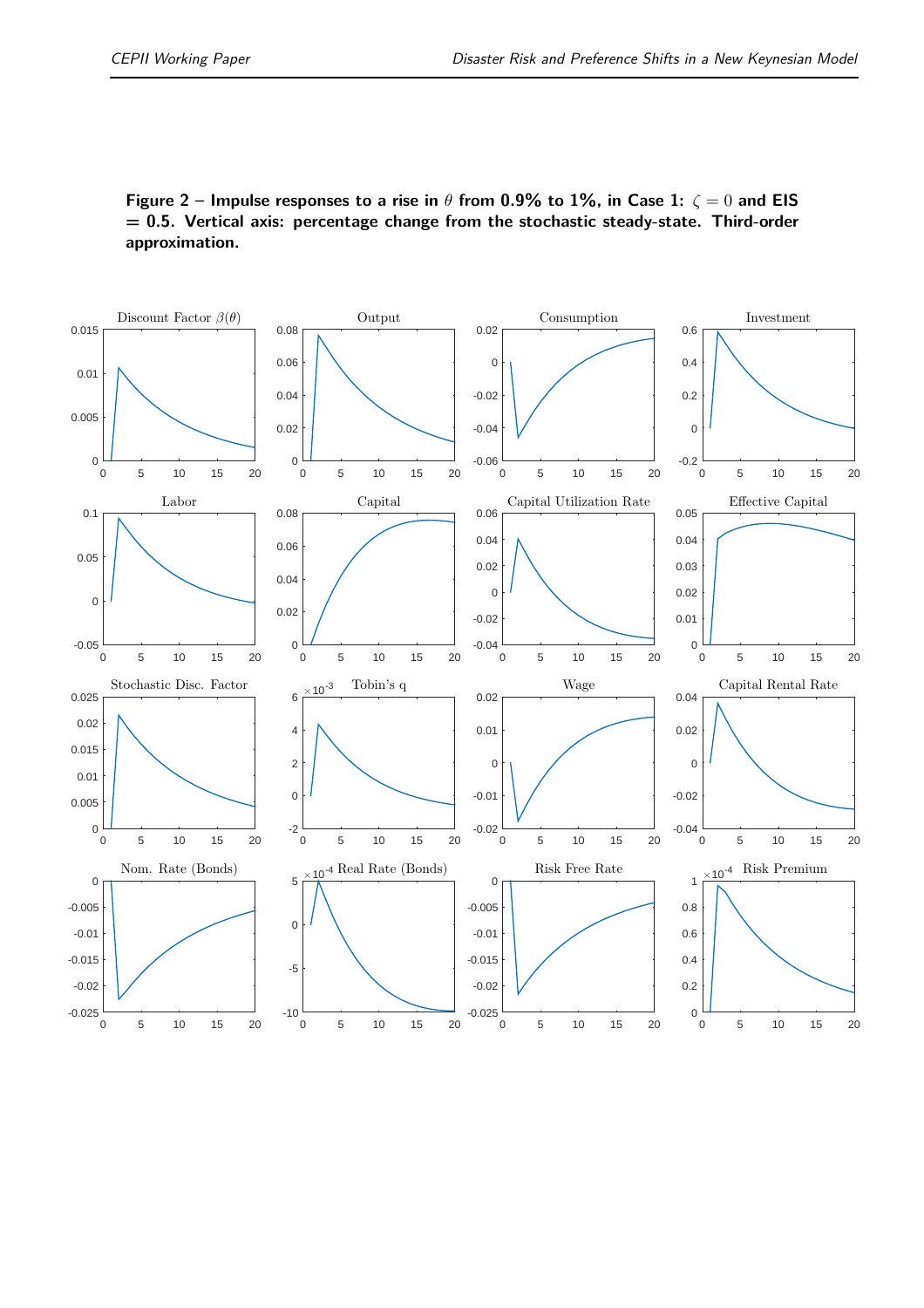**Figure 2 – Impulse responses to a rise in $\theta$ from 0.9% to 1%, in Case 1: $\zeta = 0$ and EIS = 0.5. Vertical axis: percentage change from the stochastic steady-state. Third-order approximation.**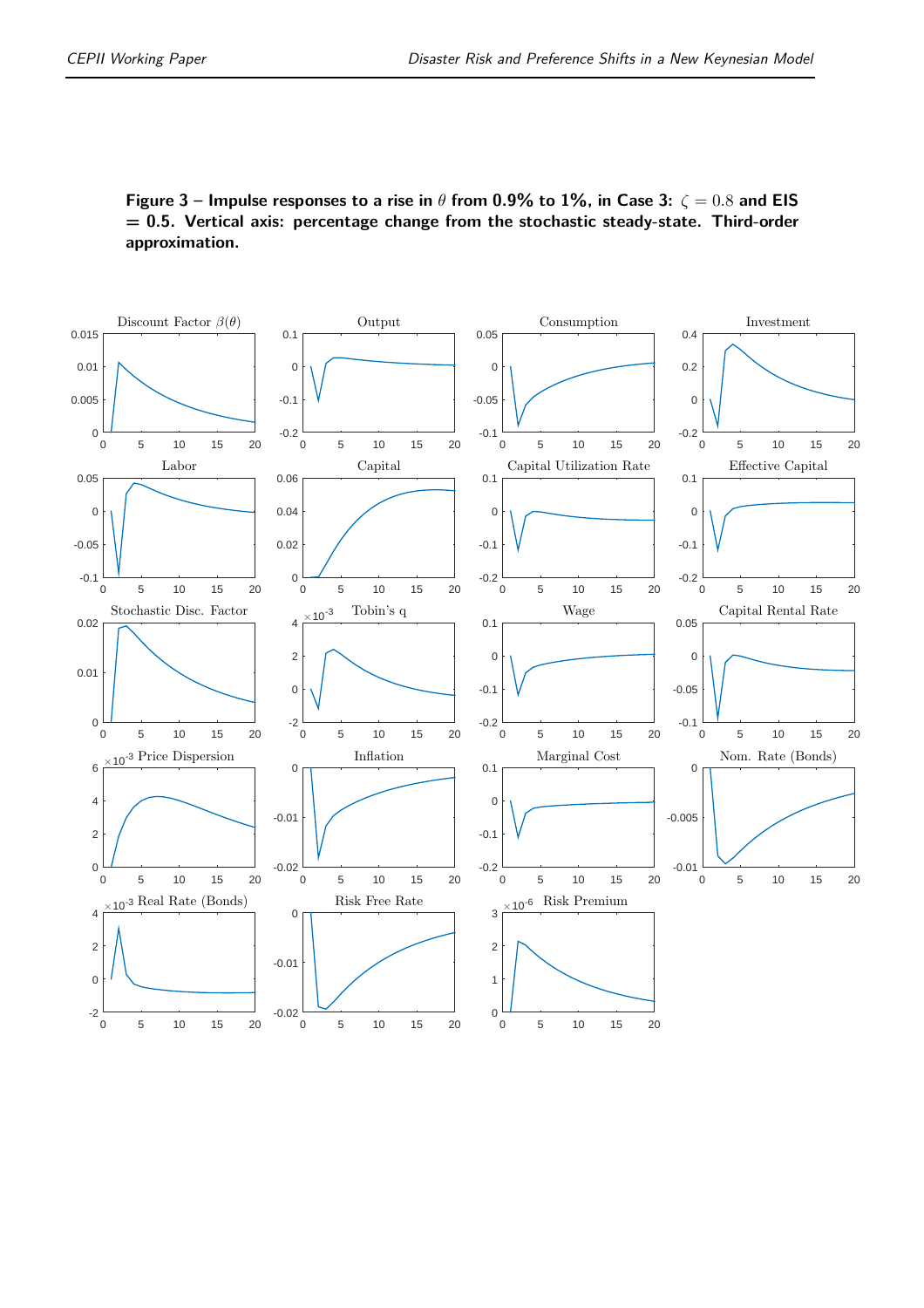**Figure 3 – Impulse responses to a rise in $\theta$ from 0.9% to 1%, in Case 3: $\zeta = 0.8$ and EIS = 0.5. Vertical axis: percentage change from the stochastic steady-state. Third-order approximation.**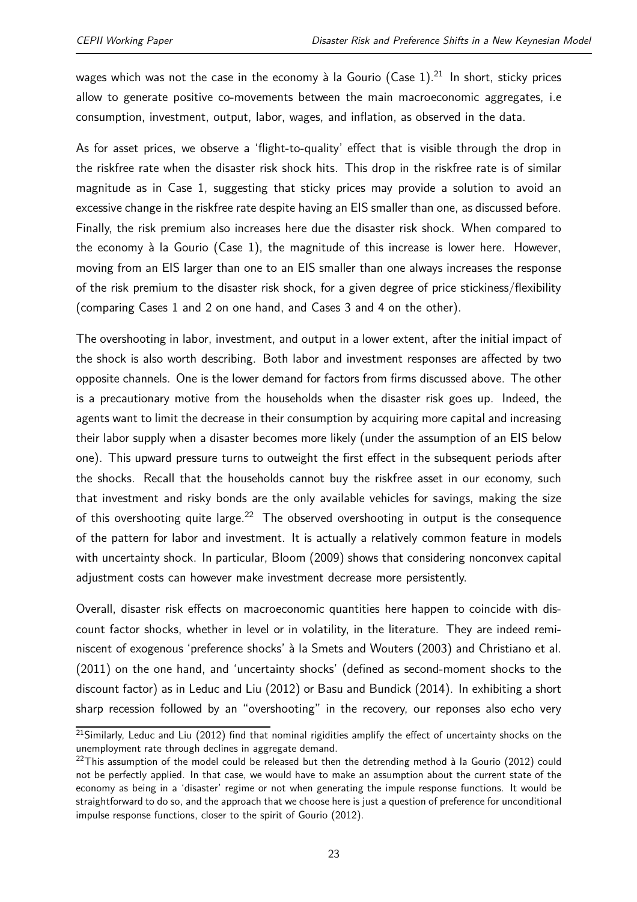wages which was not the case in the economy à la Gourio (Case 1).[21] In short, sticky prices allow to generate positive co-movements between the main macroeconomic aggregates, i.e consumption, investment, output, labor, wages, and inflation, as observed in the data.

As for asset prices, we observe a 'flight-to-quality' effect that is visible through the drop in the riskfree rate when the disaster risk shock hits. This drop in the riskfree rate is of similar magnitude as in Case 1, suggesting that sticky prices may provide a solution to avoid an excessive change in the riskfree rate despite having an EIS smaller than one, as discussed before. Finally, the risk premium also increases here due the disaster risk shock. When compared to the economy à la Gourio (Case 1), the magnitude of this increase is lower here. However, moving from an EIS larger than one to an EIS smaller than one always increases the response of the risk premium to the disaster risk shock, for a given degree of price stickiness/flexibility (comparing Cases 1 and 2 on one hand, and Cases 3 and 4 on the other).

The overshooting in labor, investment, and output in a lower extent, after the initial impact of the shock is also worth describing. Both labor and investment responses are affected by two opposite channels. One is the lower demand for factors from firms discussed above. The other is a precautionary motive from the households when the disaster risk goes up. Indeed, the agents want to limit the decrease in their consumption by acquiring more capital and increasing their labor supply when a disaster becomes more likely (under the assumption of an EIS below one). This upward pressure turns to outweight the first effect in the subsequent periods after the shocks. Recall that the households cannot buy the riskfree asset in our economy, such that investment and risky bonds are the only available vehicles for savings, making the size of this overshooting quite large.[22] The observed overshooting in output is the consequence of the pattern for labor and investment. It is actually a relatively common feature in models with uncertainty shock. In particular, Bloom (2009) shows that considering nonconvex capital adjustment costs can however make investment decrease more persistently.

Overall, disaster risk effects on macroeconomic quantities here happen to coincide with discount factor shocks, whether in level or in volatility, in the literature. They are indeed reminiscent of exogenous 'preference shocks' à la Smets and Wouters (2003) and Christiano et al. (2011) on the one hand, and 'uncertainty shocks' (defined as second-moment shocks to the discount factor) as in Leduc and Liu (2012) or Basu and Bundick (2014). In exhibiting a short sharp recession followed by an "overshooting" in the recovery, our reponses also echo very

[21] Similarly, Leduc and Liu (2012) find that nominal rigidities amplify the effect of uncertainty shocks on the unemployment rate through declines in aggregate demand.

[22] This assumption of the model could be released but then the detrending method à la Gourio (2012) could not be perfectly applied. In that case, we would have to make an assumption about the current state of the economy as being in a 'disaster' regime or not when generating the impulse response functions. It would be straightforward to do so, and the approach that we choose here is just a question of preference for unconditional impulse response functions, closer to the spirit of Gourio (2012).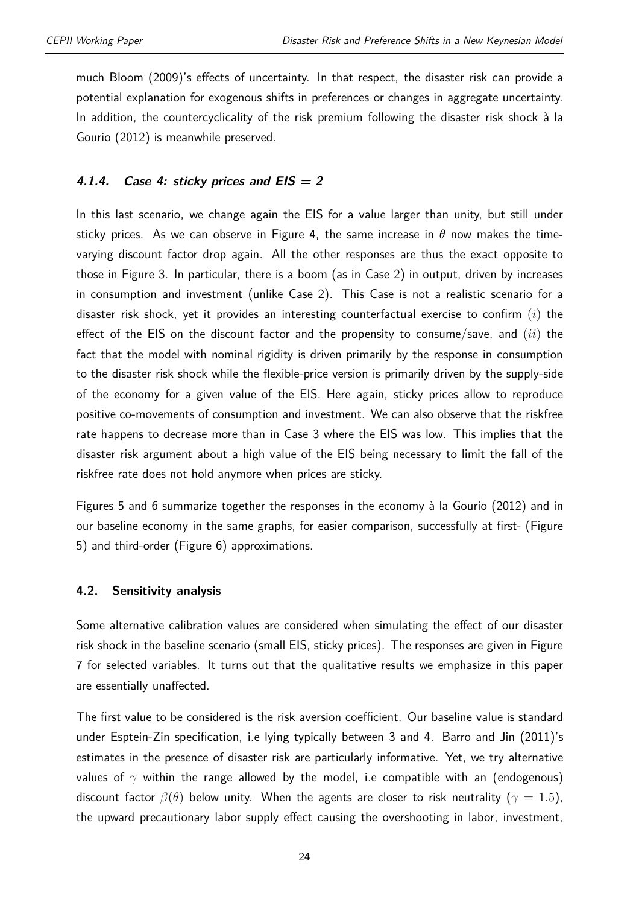much Bloom (2009)'s effects of uncertainty. In that respect, the disaster risk can provide a potential explanation for exogenous shifts in preferences or changes in aggregate uncertainty. In addition, the countercyclicality of the risk premium following the disaster risk shock à la Gourio (2012) is meanwhile preserved.

#### *4.1.4. Case 4: sticky prices and EIS = 2*

In this last scenario, we change again the EIS for a value larger than unity, but still under sticky prices. As we can observe in Figure 4, the same increase in $\theta$ now makes the time-varying discount factor drop again. All the other responses are thus the exact opposite to those in Figure 3. In particular, there is a boom (as in Case 2) in output, driven by increases in consumption and investment (unlike Case 2). This Case is not a realistic scenario for a disaster risk shock, yet it provides an interesting counterfactual exercise to confirm $(i)$ the effect of the EIS on the discount factor and the propensity to consume/save, and $(ii)$ the fact that the model with nominal rigidity is driven primarily by the response in consumption to the disaster risk shock while the flexible-price version is primarily driven by the supply-side of the economy for a given value of the EIS. Here again, sticky prices allow to reproduce positive co-movements of consumption and investment. We can also observe that the riskfree rate happens to decrease more than in Case 3 where the EIS was low. This implies that the disaster risk argument about a high value of the EIS being necessary to limit the fall of the riskfree rate does not hold anymore when prices are sticky.

Figures 5 and 6 summarize together the responses in the economy à la Gourio (2012) and in our baseline economy in the same graphs, for easier comparison, successfully at first- (Figure 5) and third-order (Figure 6) approximations.

### 4.2. Sensitivity analysis

Some alternative calibration values are considered when simulating the effect of our disaster risk shock in the baseline scenario (small EIS, sticky prices). The responses are given in Figure 7 for selected variables. It turns out that the qualitative results we emphasize in this paper are essentially unaffected.

The first value to be considered is the risk aversion coefficient. Our baseline value is standard under Esptein-Zin specification, i.e lying typically between 3 and 4. Barro and Jin (2011)'s estimates in the presence of disaster risk are particularly informative. Yet, we try alternative values of $\gamma$ within the range allowed by the model, i.e compatible with an (endogenous) discount factor $\beta(\theta)$ below unity. When the agents are closer to risk neutrality ($\gamma = 1.5$), the upward precautionary labor supply effect causing the overshooting in labor, investment,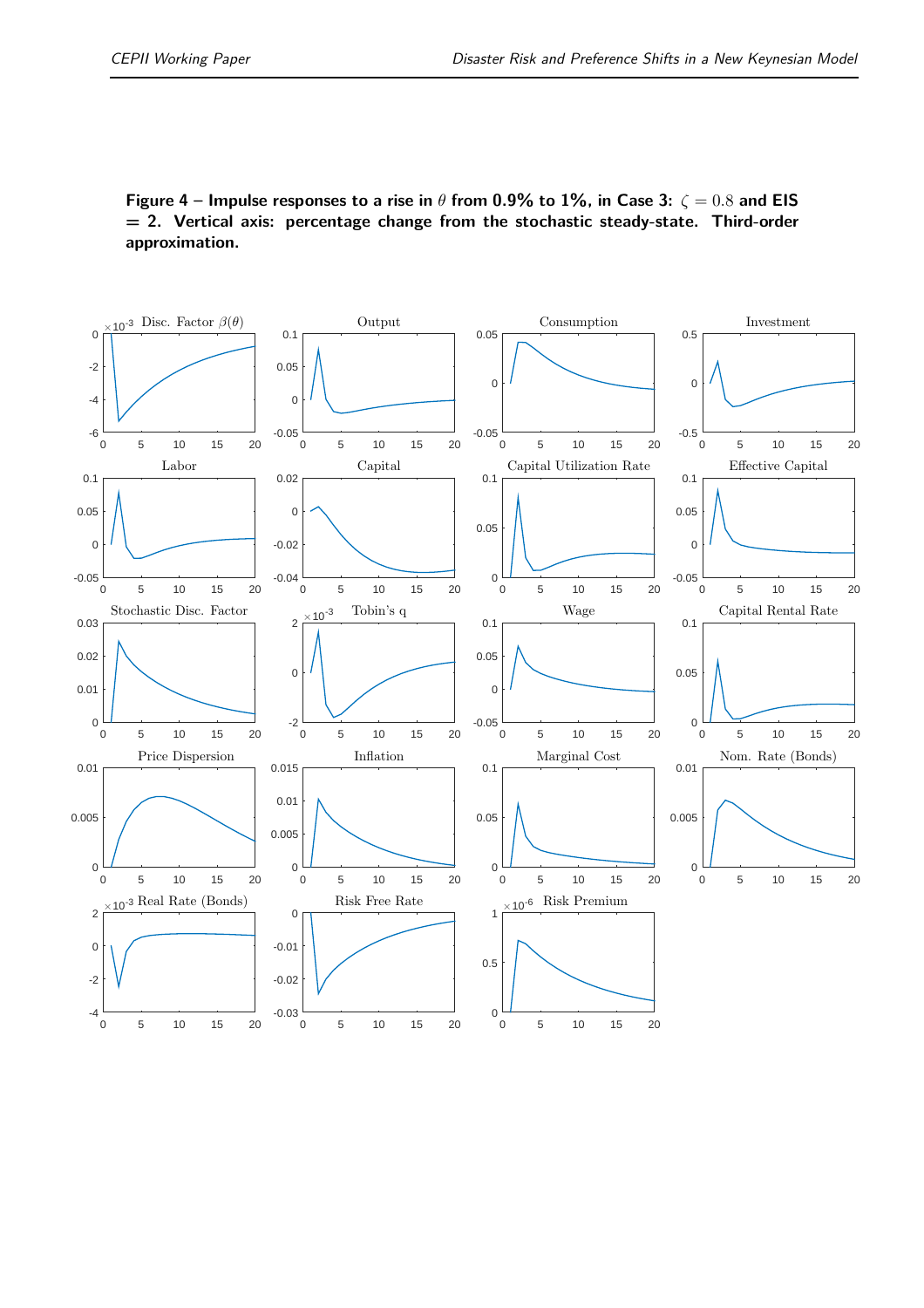**Figure 4 – Impulse responses to a rise in $\theta$ from 0.9% to 1%, in Case 3: $\zeta = 0.8$ and EIS = 2. Vertical axis: percentage change from the stochastic steady-state. Third-order approximation.**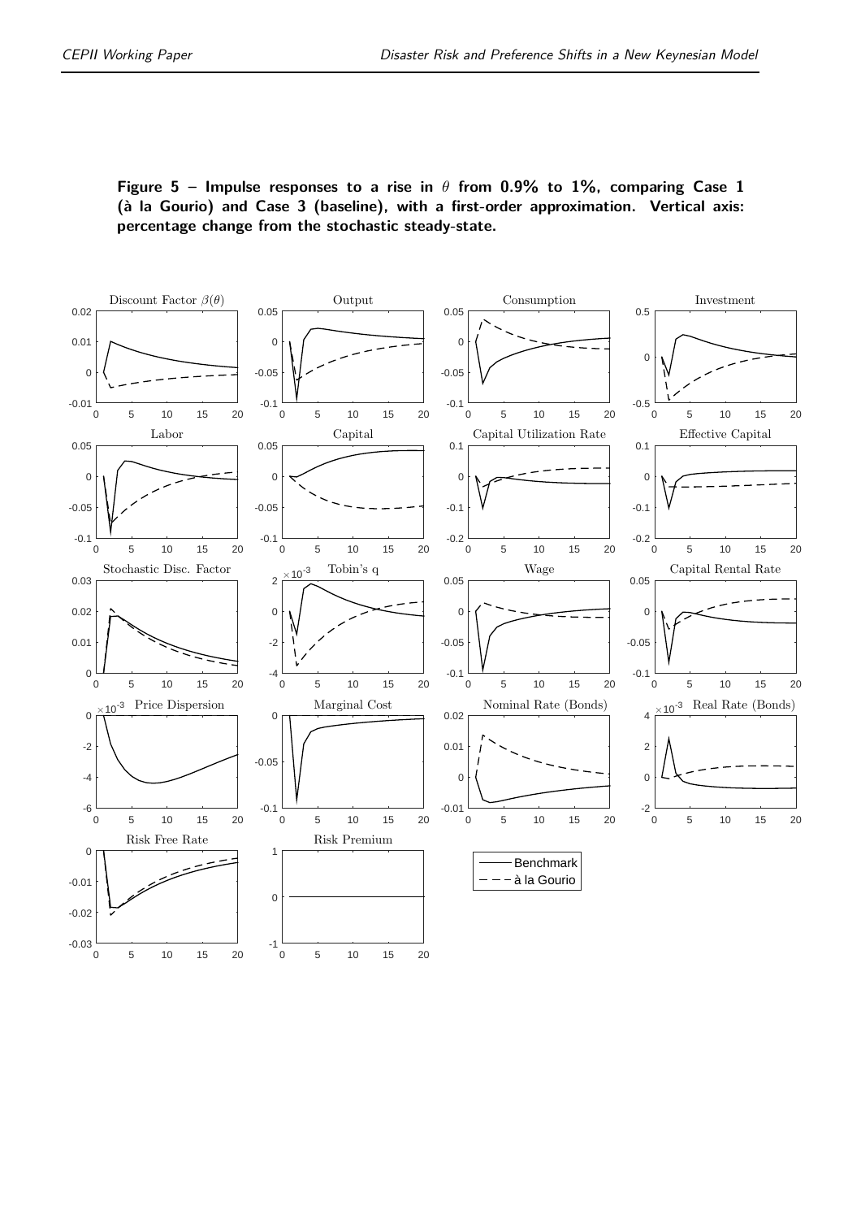**Figure 5 – Impulse responses to a rise in $\theta$ from 0.9% to 1%, comparing Case 1 (à la Gourio) and Case 3 (baseline), with a first-order approximation. Vertical axis: percentage change from the stochastic steady-state.**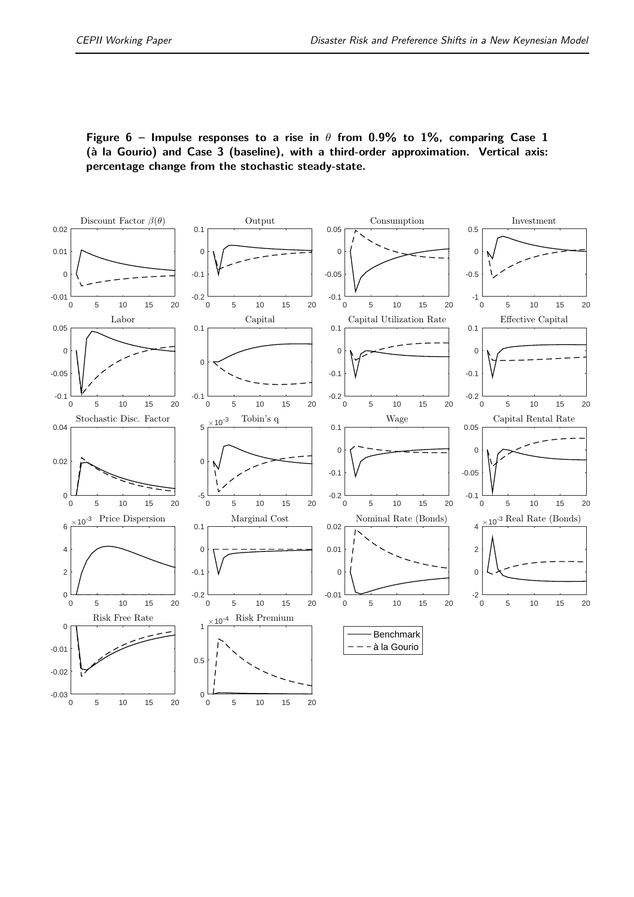**Figure 6 – Impulse responses to a rise in $\theta$ from 0.9% to 1%, comparing Case 1 (à la Gourio) and Case 3 (baseline), with a third-order approximation. Vertical axis: percentage change from the stochastic steady-state.**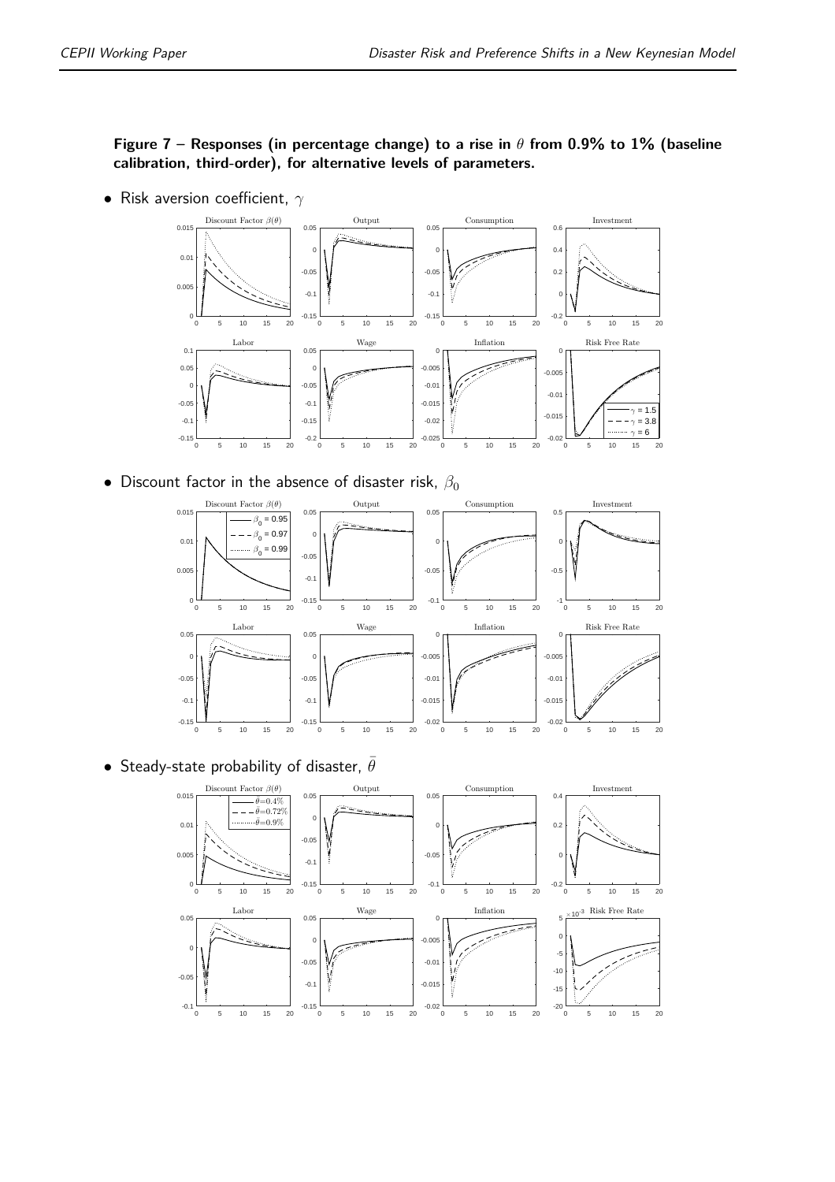**Figure 7 – Responses (in percentage change) to a rise in $\theta$ from 0.9% to 1% (baseline calibration, third-order), for alternative levels of parameters.**

- Risk aversion coefficient, $\gamma$

- Discount factor in the absence of disaster risk, $\beta_0$

- Steady-state probability of disaster, $\bar{\theta}$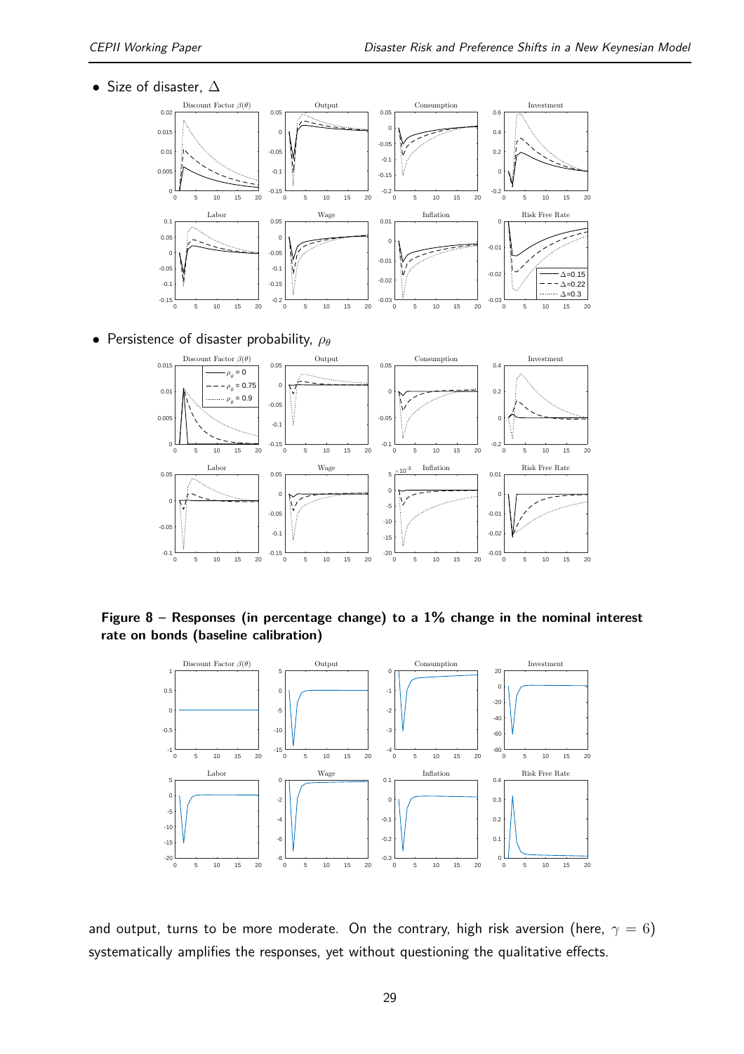- Size of disaster, $\Delta$

- Persistence of disaster probability, $\rho_\theta$

**Figure 8 – Responses (in percentage change) to a 1% change in the nominal interest rate on bonds (baseline calibration)**

and output, turns to be more moderate. On the contrary, high risk aversion (here, $\gamma = 6$) systematically amplifies the responses, yet without questioning the qualitative effects.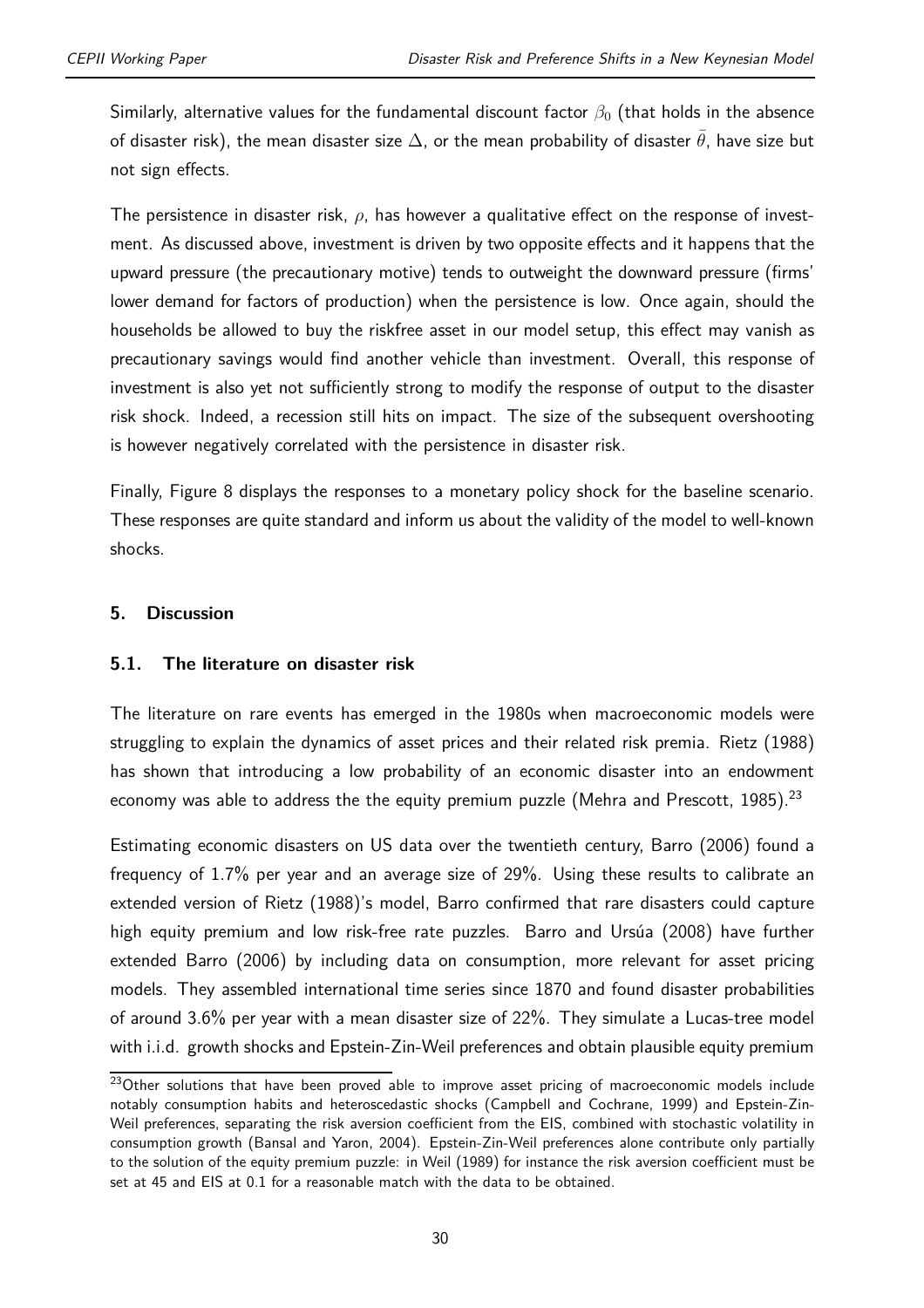Similarly, alternative values for the fundamental discount factor $\beta_0$ (that holds in the absence of disaster risk), the mean disaster size $\Delta$, or the mean probability of disaster $\bar{\theta}$, have size but not sign effects.

The persistence in disaster risk, $\rho$, has however a qualitative effect on the response of investment. As discussed above, investment is driven by two opposite effects and it happens that the upward pressure (the precautionary motive) tends to outweight the downward pressure (firms' lower demand for factors of production) when the persistence is low. Once again, should the households be allowed to buy the riskfree asset in our model setup, this effect may vanish as precautionary savings would find another vehicle than investment. Overall, this response of investment is also yet not sufficiently strong to modify the response of output to the disaster risk shock. Indeed, a recession still hits on impact. The size of the subsequent overshooting is however negatively correlated with the persistence in disaster risk.

Finally, Figure 8 displays the responses to a monetary policy shock for the baseline scenario. These responses are quite standard and inform us about the validity of the model to well-known shocks.

## 5. Discussion

### 5.1. The literature on disaster risk

The literature on rare events has emerged in the 1980s when macroeconomic models were struggling to explain the dynamics of asset prices and their related risk premia. Rietz (1988) has shown that introducing a low probability of an economic disaster into an endowment economy was able to address the the equity premium puzzle (Mehra and Prescott, 1985).[23]

Estimating economic disasters on US data over the twentieth century, Barro (2006) found a frequency of 1.7% per year and an average size of 29%. Using these results to calibrate an extended version of Rietz (1988)'s model, Barro confirmed that rare disasters could capture high equity premium and low risk-free rate puzzles. Barro and Ursúa (2008) have further extended Barro (2006) by including data on consumption, more relevant for asset pricing models. They assembled international time series since 1870 and found disaster probabilities of around 3.6% per year with a mean disaster size of 22%. They simulate a Lucas-tree model with i.i.d. growth shocks and Epstein-Zin-Weil preferences and obtain plausible equity premium

[23] Other solutions that have been proved able to improve asset pricing of macroeconomic models include notably consumption habits and heteroscedastic shocks (Campbell and Cochrane, 1999) and Epstein-Zin-Weil preferences, separating the risk aversion coefficient from the EIS, combined with stochastic volatility in consumption growth (Bansal and Yaron, 2004). Epstein-Zin-Weil preferences alone contribute only partially to the solution of the equity premium puzzle: in Weil (1989) for instance the risk aversion coefficient must be set at 45 and EIS at 0.1 for a reasonable match with the data to be obtained.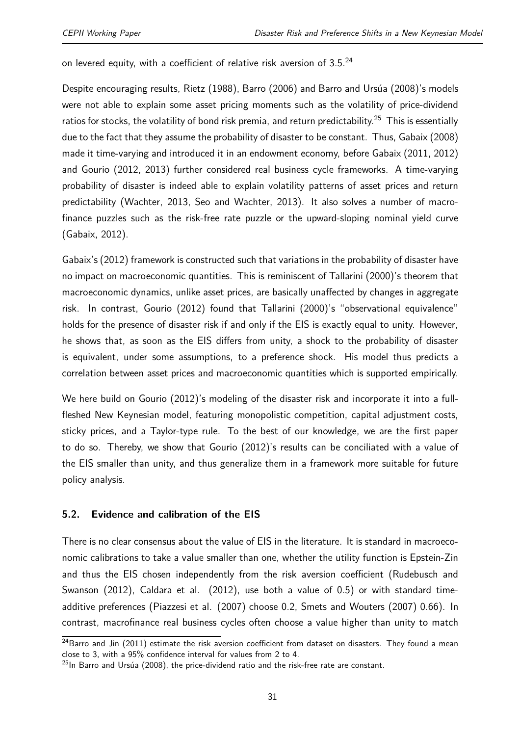on levered equity, with a coefficient of relative risk aversion of 3.5.[24]

Despite encouraging results, Rietz (1988), Barro (2006) and Barro and Ursúa (2008)'s models were not able to explain some asset pricing moments such as the volatility of price-dividend ratios for stocks, the volatility of bond risk premia, and return predictability.[25] This is essentially due to the fact that they assume the probability of disaster to be constant. Thus, Gabaix (2008) made it time-varying and introduced it in an endowment economy, before Gabaix (2011, 2012) and Gourio (2012, 2013) further considered real business cycle frameworks. A time-varying probability of disaster is indeed able to explain volatility patterns of asset prices and return predictability (Wachter, 2013, Seo and Wachter, 2013). It also solves a number of macro-finance puzzles such as the risk-free rate puzzle or the upward-sloping nominal yield curve (Gabaix, 2012).

Gabaix's (2012) framework is constructed such that variations in the probability of disaster have no impact on macroeconomic quantities. This is reminiscent of Tallarini (2000)'s theorem that macroeconomic dynamics, unlike asset prices, are basically unaffected by changes in aggregate risk. In contrast, Gourio (2012) found that Tallarini (2000)'s "observational equivalence" holds for the presence of disaster risk if and only if the EIS is exactly equal to unity. However, he shows that, as soon as the EIS differs from unity, a shock to the probability of disaster is equivalent, under some assumptions, to a preference shock. His model thus predicts a correlation between asset prices and macroeconomic quantities which is supported empirically.

We here build on Gourio (2012)'s modeling of the disaster risk and incorporate it into a full-fleshed New Keynesian model, featuring monopolistic competition, capital adjustment costs, sticky prices, and a Taylor-type rule. To the best of our knowledge, we are the first paper to do so. Thereby, we show that Gourio (2012)'s results can be conciliated with a value of the EIS smaller than unity, and thus generalize them in a framework more suitable for future policy analysis.

### 5.2. Evidence and calibration of the EIS

There is no clear consensus about the value of EIS in the literature. It is standard in macroeconomic calibrations to take a value smaller than one, whether the utility function is Epstein-Zin and thus the EIS chosen independently from the risk aversion coefficient (Rudebusch and Swanson (2012), Caldara et al. (2012), use both a value of 0.5) or with standard time-additive preferences (Piazzesi et al. (2007) choose 0.2, Smets and Wouters (2007) 0.66). In contrast, macrofinance real business cycles often choose a value higher than unity to match

[24] Barro and Jin (2011) estimate the risk aversion coefficient from dataset on disasters. They found a mean close to 3, with a 95% confidence interval for values from 2 to 4.

[25] In Barro and Ursúa (2008), the price-dividend ratio and the risk-free rate are constant.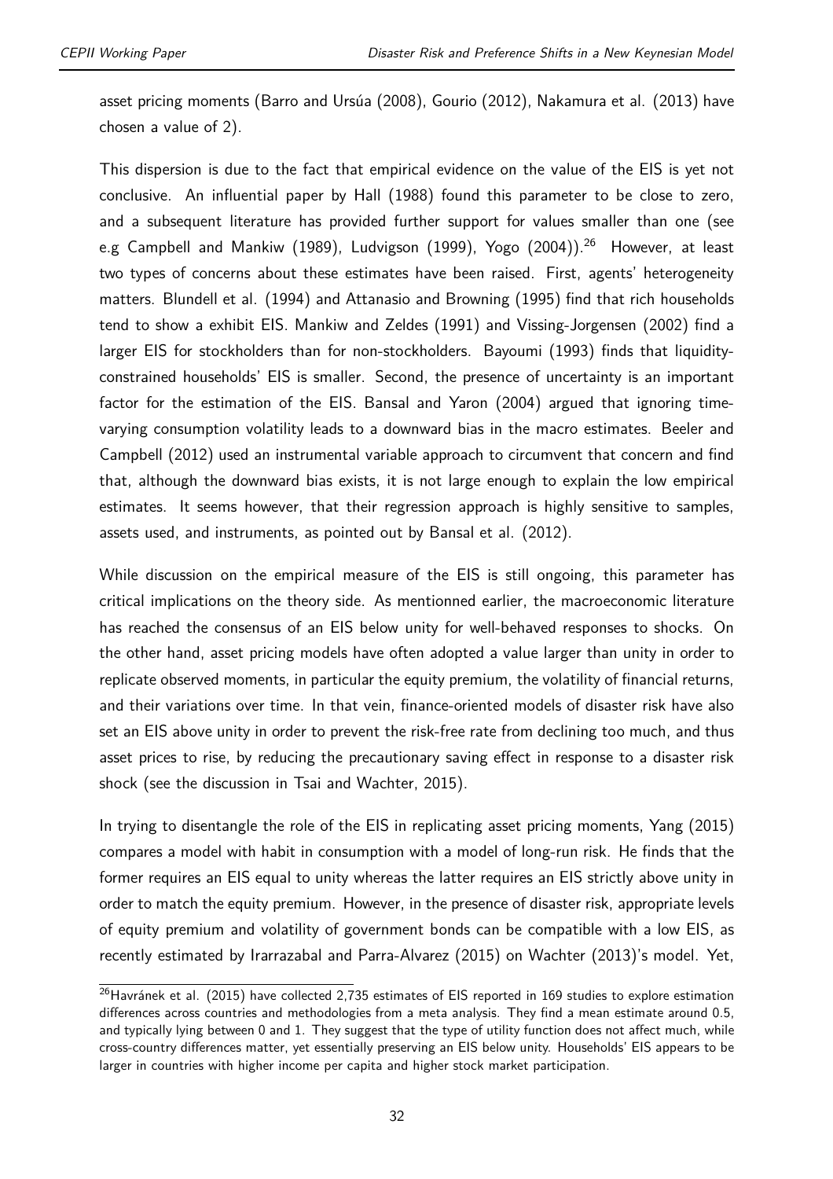asset pricing moments (Barro and Ursúa (2008), Gourio (2012), Nakamura et al. (2013) have chosen a value of 2).

This dispersion is due to the fact that empirical evidence on the value of the EIS is yet not conclusive. An influential paper by Hall (1988) found this parameter to be close to zero, and a subsequent literature has provided further support for values smaller than one (see e.g Campbell and Mankiw (1989), Ludvigson (1999), Yogo (2004)).[26] However, at least two types of concerns about these estimates have been raised. First, agents' heterogeneity matters. Blundell et al. (1994) and Attanasio and Browning (1995) find that rich households tend to show a exhibit EIS. Mankiw and Zeldes (1991) and Vissing-Jorgensen (2002) find a larger EIS for stockholders than for non-stockholders. Bayoumi (1993) finds that liquidity-constrained households' EIS is smaller. Second, the presence of uncertainty is an important factor for the estimation of the EIS. Bansal and Yaron (2004) argued that ignoring time-varying consumption volatility leads to a downward bias in the macro estimates. Beeler and Campbell (2012) used an instrumental variable approach to circumvent that concern and find that, although the downward bias exists, it is not large enough to explain the low empirical estimates. It seems however, that their regression approach is highly sensitive to samples, assets used, and instruments, as pointed out by Bansal et al. (2012).

While discussion on the empirical measure of the EIS is still ongoing, this parameter has critical implications on the theory side. As mentionned earlier, the macroeconomic literature has reached the consensus of an EIS below unity for well-behaved responses to shocks. On the other hand, asset pricing models have often adopted a value larger than unity in order to replicate observed moments, in particular the equity premium, the volatility of financial returns, and their variations over time. In that vein, finance-oriented models of disaster risk have also set an EIS above unity in order to prevent the risk-free rate from declining too much, and thus asset prices to rise, by reducing the precautionary saving effect in response to a disaster risk shock (see the discussion in Tsai and Wachter, 2015).

In trying to disentangle the role of the EIS in replicating asset pricing moments, Yang (2015) compares a model with habit in consumption with a model of long-run risk. He finds that the former requires an EIS equal to unity whereas the latter requires an EIS strictly above unity in order to match the equity premium. However, in the presence of disaster risk, appropriate levels of equity premium and volatility of government bonds can be compatible with a low EIS, as recently estimated by Irarrazabal and Parra-Alvarez (2015) on Wachter (2013)'s model. Yet,

[26] Havránek et al. (2015) have collected 2,735 estimates of EIS reported in 169 studies to explore estimation differences across countries and methodologies from a meta analysis. They find a mean estimate around 0.5, and typically lying between 0 and 1. They suggest that the type of utility function does not affect much, while cross-country differences matter, yet essentially preserving an EIS below unity. Households' EIS appears to be larger in countries with higher income per capita and higher stock market participation.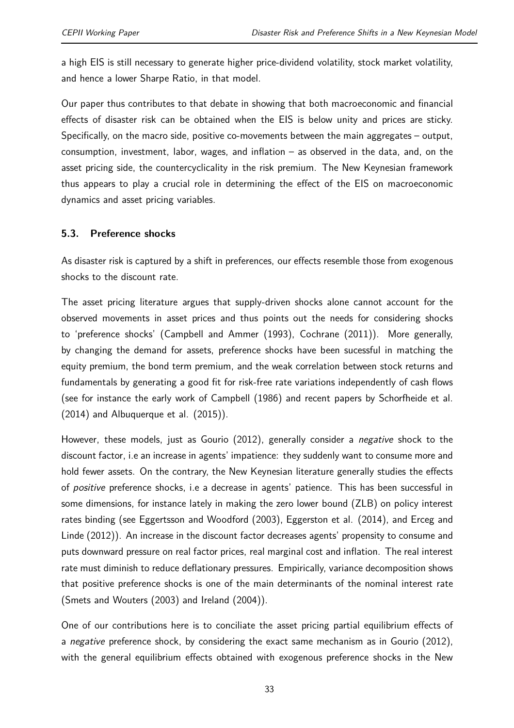a high EIS is still necessary to generate higher price-dividend volatility, stock market volatility, and hence a lower Sharpe Ratio, in that model.

Our paper thus contributes to that debate in showing that both macroeconomic and financial effects of disaster risk can be obtained when the EIS is below unity and prices are sticky. Specifically, on the macro side, positive co-movements between the main aggregates – output, consumption, investment, labor, wages, and inflation – as observed in the data, and, on the asset pricing side, the countercyclicality in the risk premium. The New Keynesian framework thus appears to play a crucial role in determining the effect of the EIS on macroeconomic dynamics and asset pricing variables.

### 5.3. Preference shocks

As disaster risk is captured by a shift in preferences, our effects resemble those from exogenous shocks to the discount rate.

The asset pricing literature argues that supply-driven shocks alone cannot account for the observed movements in asset prices and thus points out the needs for considering shocks to 'preference shocks' (Campbell and Ammer (1993), Cochrane (2011)). More generally, by changing the demand for assets, preference shocks have been sucessful in matching the equity premium, the bond term premium, and the weak correlation between stock returns and fundamentals by generating a good fit for risk-free rate variations independently of cash flows (see for instance the early work of Campbell (1986) and recent papers by Schorfheide et al. (2014) and Albuquerque et al. (2015)).

However, these models, just as Gourio (2012), generally consider a *negative* shock to the discount factor, i.e an increase in agents' impatience: they suddenly want to consume more and hold fewer assets. On the contrary, the New Keynesian literature generally studies the effects of *positive* preference shocks, i.e a decrease in agents' patience. This has been successful in some dimensions, for instance lately in making the zero lower bound (ZLB) on policy interest rates binding (see Eggertsson and Woodford (2003), Eggerston et al. (2014), and Erceg and Linde (2012)). An increase in the discount factor decreases agents' propensity to consume and puts downward pressure on real factor prices, real marginal cost and inflation. The real interest rate must diminish to reduce deflationary pressures. Empirically, variance decomposition shows that positive preference shocks is one of the main determinants of the nominal interest rate (Smets and Wouters (2003) and Ireland (2004)).

One of our contributions here is to conciliate the asset pricing partial equilibrium effects of a *negative* preference shock, by considering the exact same mechanism as in Gourio (2012), with the general equilibrium effects obtained with exogenous preference shocks in the New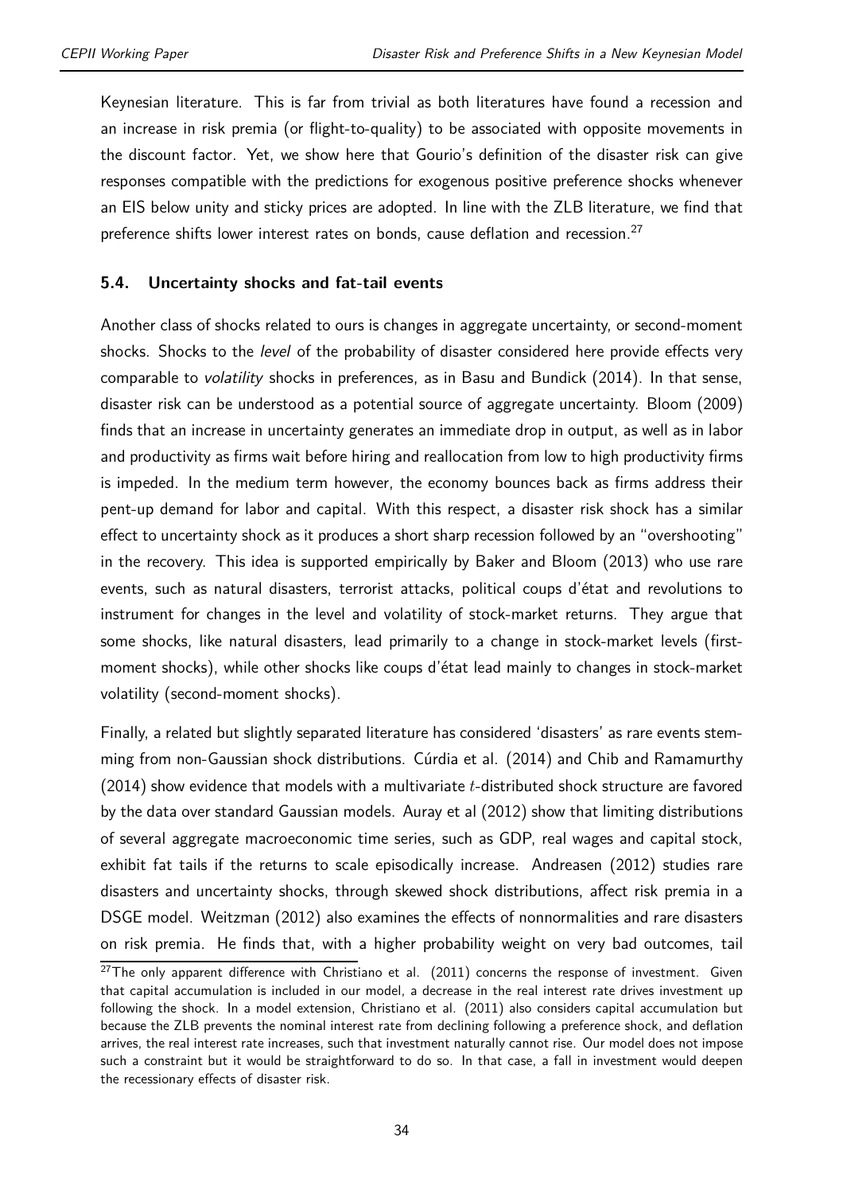Keynesian literature. This is far from trivial as both literatures have found a recession and an increase in risk premia (or flight-to-quality) to be associated with opposite movements in the discount factor. Yet, we show here that Gourio's definition of the disaster risk can give responses compatible with the predictions for exogenous positive preference shocks whenever an EIS below unity and sticky prices are adopted. In line with the ZLB literature, we find that preference shifts lower interest rates on bonds, cause deflation and recession.[27]

### 5.4. Uncertainty shocks and fat-tail events

Another class of shocks related to ours is changes in aggregate uncertainty, or second-moment shocks. Shocks to the *level* of the probability of disaster considered here provide effects very comparable to *volatility* shocks in preferences, as in Basu and Bundick (2014). In that sense, disaster risk can be understood as a potential source of aggregate uncertainty. Bloom (2009) finds that an increase in uncertainty generates an immediate drop in output, as well as in labor and productivity as firms wait before hiring and reallocation from low to high productivity firms is impeded. In the medium term however, the economy bounces back as firms address their pent-up demand for labor and capital. With this respect, a disaster risk shock has a similar effect to uncertainty shock as it produces a short sharp recession followed by an "overshooting" in the recovery. This idea is supported empirically by Baker and Bloom (2013) who use rare events, such as natural disasters, terrorist attacks, political coups d'état and revolutions to instrument for changes in the level and volatility of stock-market returns. They argue that some shocks, like natural disasters, lead primarily to a change in stock-market levels (first-moment shocks), while other shocks like coups d'état lead mainly to changes in stock-market volatility (second-moment shocks).

Finally, a related but slightly separated literature has considered 'disasters' as rare events stemming from non-Gaussian shock distributions. Cúrdia et al. (2014) and Chib and Ramamurthy (2014) show evidence that models with a multivariate $t$-distributed shock structure are favored by the data over standard Gaussian models. Auray et al (2012) show that limiting distributions of several aggregate macroeconomic time series, such as GDP, real wages and capital stock, exhibit fat tails if the returns to scale episodically increase. Andreasen (2012) studies rare disasters and uncertainty shocks, through skewed shock distributions, affect risk premia in a DSGE model. Weitzman (2012) also examines the effects of nonnormalities and rare disasters on risk premia. He finds that, with a higher probability weight on very bad outcomes, tail

[27] The only apparent difference with Christiano et al. (2011) concerns the response of investment. Given that capital accumulation is included in our model, a decrease in the real interest rate drives investment up following the shock. In a model extension, Christiano et al. (2011) also considers capital accumulation but because the ZLB prevents the nominal interest rate from declining following a preference shock, and deflation arrives, the real interest rate increases, such that investment naturally cannot rise. Our model does not impose such a constraint but it would be straightforward to do so. In that case, a fall in investment would deepen the recessionary effects of disaster risk.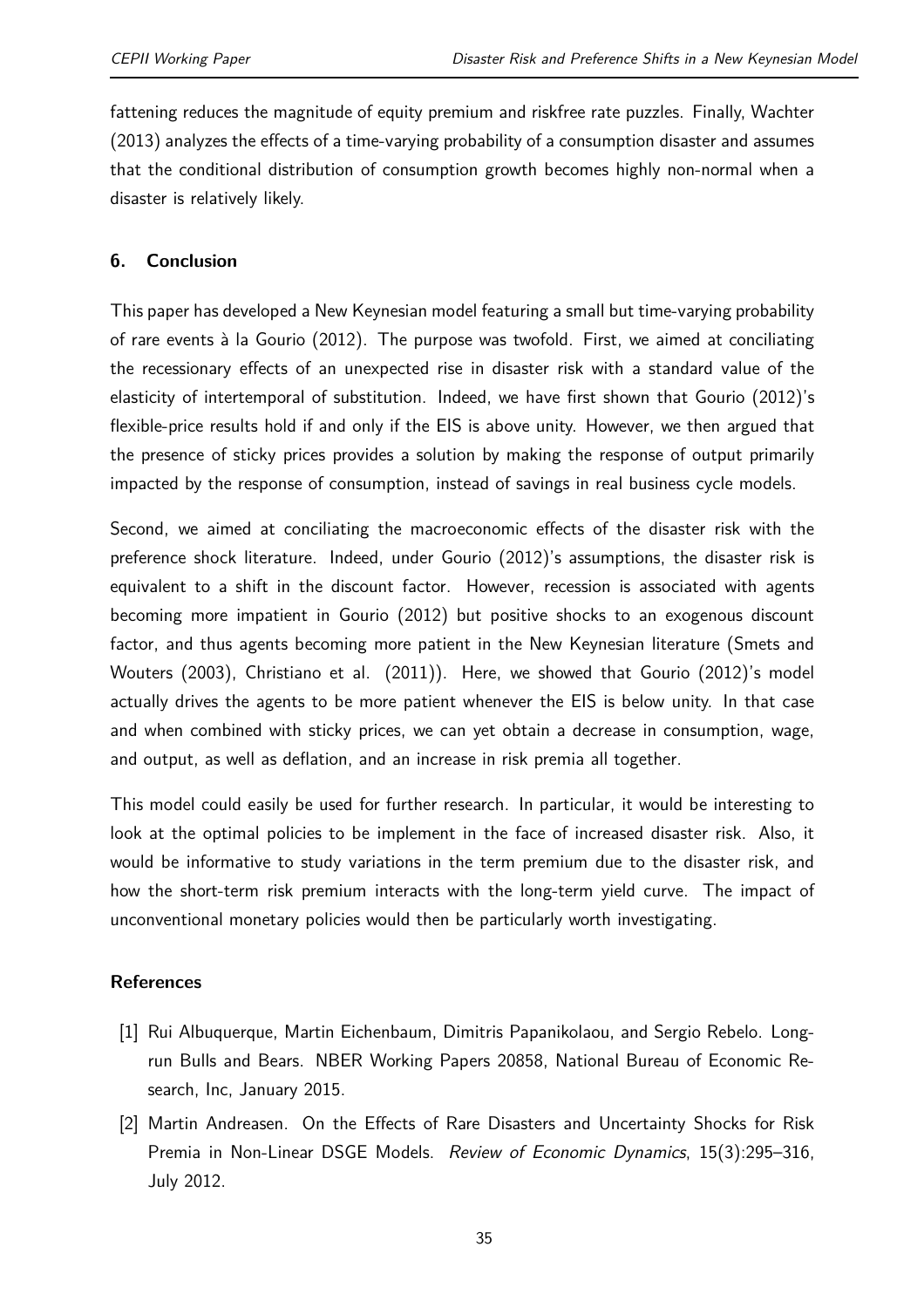fattening reduces the magnitude of equity premium and riskfree rate puzzles. Finally, Wachter (2013) analyzes the effects of a time-varying probability of a consumption disaster and assumes that the conditional distribution of consumption growth becomes highly non-normal when a disaster is relatively likely.

## 6. Conclusion

This paper has developed a New Keynesian model featuring a small but time-varying probability of rare events à la Gourio (2012). The purpose was twofold. First, we aimed at conciliating the recessionary effects of an unexpected rise in disaster risk with a standard value of the elasticity of intertemporal of substitution. Indeed, we have first shown that Gourio (2012)'s flexible-price results hold if and only if the EIS is above unity. However, we then argued that the presence of sticky prices provides a solution by making the response of output primarily impacted by the response of consumption, instead of savings in real business cycle models.

Second, we aimed at conciliating the macroeconomic effects of the disaster risk with the preference shock literature. Indeed, under Gourio (2012)'s assumptions, the disaster risk is equivalent to a shift in the discount factor. However, recession is associated with agents becoming more impatient in Gourio (2012) but positive shocks to an exogenous discount factor, and thus agents becoming more patient in the New Keynesian literature (Smets and Wouters (2003), Christiano et al. (2011)). Here, we showed that Gourio (2012)'s model actually drives the agents to be more patient whenever the EIS is below unity. In that case and when combined with sticky prices, we can yet obtain a decrease in consumption, wage, and output, as well as deflation, and an increase in risk premia all together.

This model could easily be used for further research. In particular, it would be interesting to look at the optimal policies to be implement in the face of increased disaster risk. Also, it would be informative to study variations in the term premium due to the disaster risk, and how the short-term risk premium interacts with the long-term yield curve. The impact of unconventional monetary policies would then be particularly worth investigating.

### References

[1] Rui Albuquerque, Martin Eichenbaum, Dimitris Papanikolaou, and Sergio Rebelo. Long-run Bulls and Bears. NBER Working Papers 20858, National Bureau of Economic Research, Inc, January 2015.

[2] Martin Andreasen. On the Effects of Rare Disasters and Uncertainty Shocks for Risk Premia in Non-Linear DSGE Models. *Review of Economic Dynamics*, 15(3):295–316, July 2012.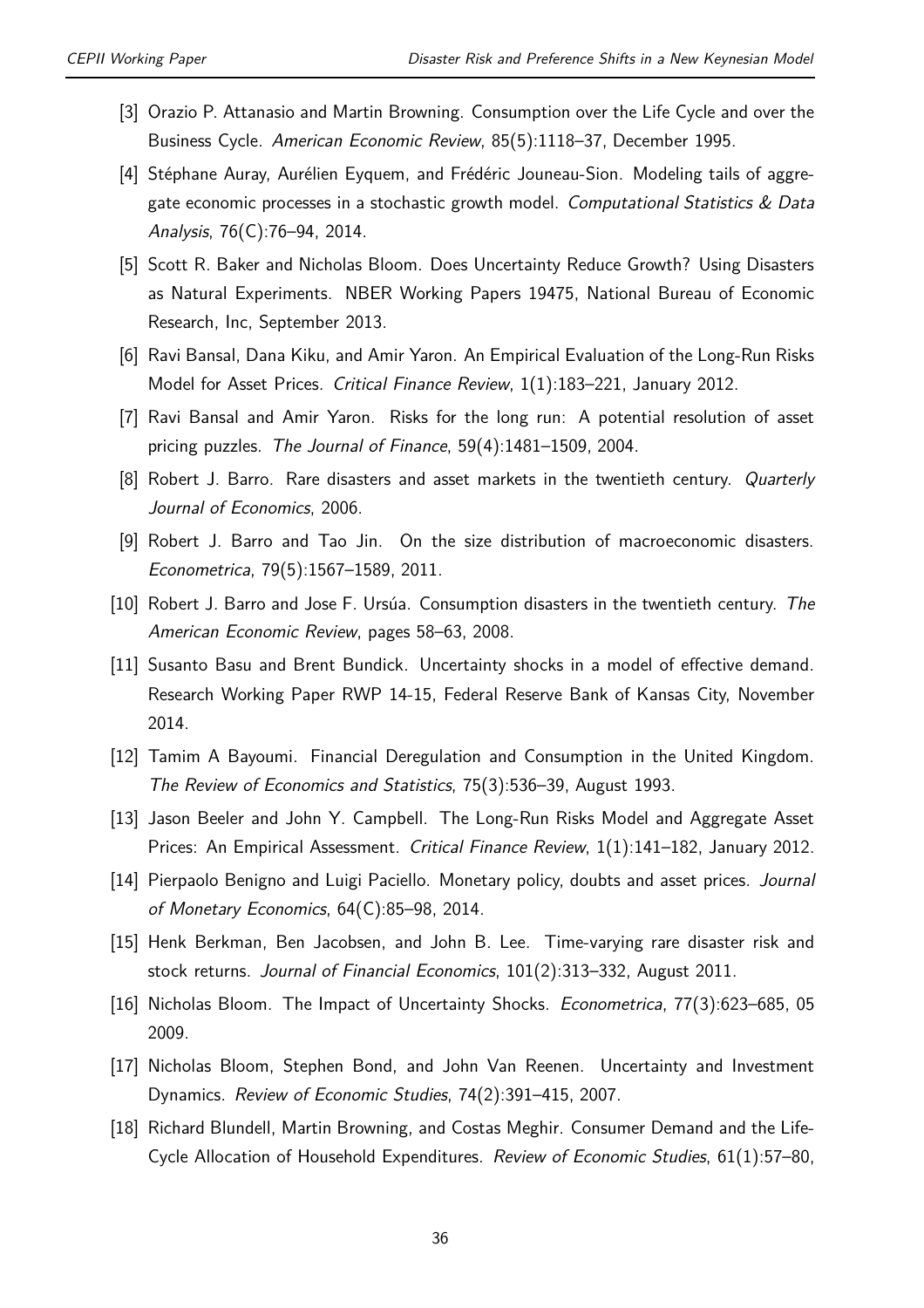[3] Orazio P. Attanasio and Martin Browning. Consumption over the Life Cycle and over the Business Cycle. *American Economic Review*, 85(5):1118–37, December 1995.

[4] Stéphane Auray, Aurélien Eyquem, and Frédéric Jouneau-Sion. Modeling tails of aggregate economic processes in a stochastic growth model. *Computational Statistics & Data Analysis*, 76(C):76–94, 2014.

[5] Scott R. Baker and Nicholas Bloom. Does Uncertainty Reduce Growth? Using Disasters as Natural Experiments. NBER Working Papers 19475, National Bureau of Economic Research, Inc, September 2013.

[6] Ravi Bansal, Dana Kiku, and Amir Yaron. An Empirical Evaluation of the Long-Run Risks Model for Asset Prices. *Critical Finance Review*, 1(1):183–221, January 2012.

[7] Ravi Bansal and Amir Yaron. Risks for the long run: A potential resolution of asset pricing puzzles. *The Journal of Finance*, 59(4):1481–1509, 2004.

[8] Robert J. Barro. Rare disasters and asset markets in the twentieth century. *Quarterly Journal of Economics*, 2006.

[9] Robert J. Barro and Tao Jin. On the size distribution of macroeconomic disasters. *Econometrica*, 79(5):1567–1589, 2011.

[10] Robert J. Barro and Jose F. Ursúa. Consumption disasters in the twentieth century. *The American Economic Review*, pages 58–63, 2008.

[11] Susanto Basu and Brent Bundick. Uncertainty shocks in a model of effective demand. Research Working Paper RWP 14-15, Federal Reserve Bank of Kansas City, November 2014.

[12] Tamim A Bayoumi. Financial Deregulation and Consumption in the United Kingdom. *The Review of Economics and Statistics*, 75(3):536–39, August 1993.

[13] Jason Beeler and John Y. Campbell. The Long-Run Risks Model and Aggregate Asset Prices: An Empirical Assessment. *Critical Finance Review*, 1(1):141–182, January 2012.

[14] Pierpaolo Benigno and Luigi Paciello. Monetary policy, doubts and asset prices. *Journal of Monetary Economics*, 64(C):85–98, 2014.

[15] Henk Berkman, Ben Jacobsen, and John B. Lee. Time-varying rare disaster risk and stock returns. *Journal of Financial Economics*, 101(2):313–332, August 2011.

[16] Nicholas Bloom. The Impact of Uncertainty Shocks. *Econometrica*, 77(3):623–685, 05 2009.

[17] Nicholas Bloom, Stephen Bond, and John Van Reenen. Uncertainty and Investment Dynamics. *Review of Economic Studies*, 74(2):391–415, 2007.

[18] Richard Blundell, Martin Browning, and Costas Meghir. Consumer Demand and the Life-Cycle Allocation of Household Expenditures. *Review of Economic Studies*, 61(1):57–80,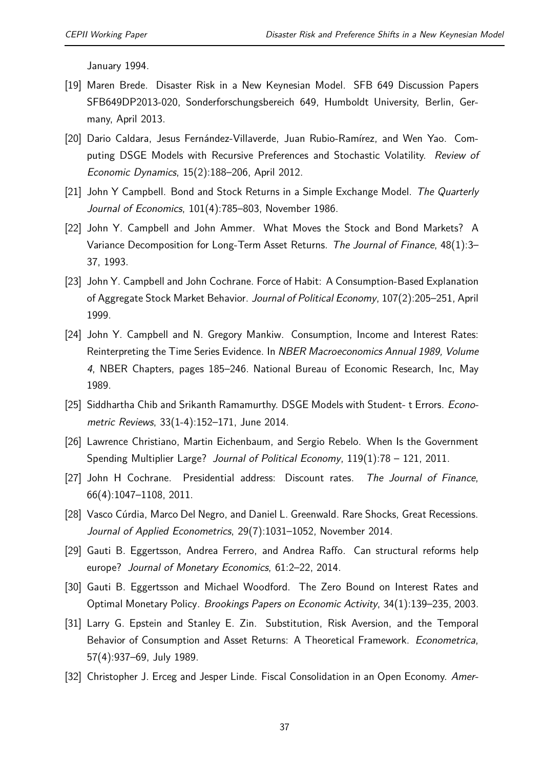January 1994.

[19] Maren Brede. Disaster Risk in a New Keynesian Model. SFB 649 Discussion Papers SFB649DP2013-020, Sonderforschungsbereich 649, Humboldt University, Berlin, Germany, April 2013.

[20] Dario Caldara, Jesus Fernández-Villaverde, Juan Rubio-Ramírez, and Wen Yao. Computing DSGE Models with Recursive Preferences and Stochastic Volatility. *Review of Economic Dynamics*, 15(2):188–206, April 2012.

[21] John Y Campbell. Bond and Stock Returns in a Simple Exchange Model. *The Quarterly Journal of Economics*, 101(4):785–803, November 1986.

[22] John Y. Campbell and John Ammer. What Moves the Stock and Bond Markets? A Variance Decomposition for Long-Term Asset Returns. *The Journal of Finance*, 48(1):3–37, 1993.

[23] John Y. Campbell and John Cochrane. Force of Habit: A Consumption-Based Explanation of Aggregate Stock Market Behavior. *Journal of Political Economy*, 107(2):205–251, April 1999.

[24] John Y. Campbell and N. Gregory Mankiw. Consumption, Income and Interest Rates: Reinterpreting the Time Series Evidence. In *NBER Macroeconomics Annual 1989, Volume 4*, NBER Chapters, pages 185–246. National Bureau of Economic Research, Inc, May 1989.

[25] Siddhartha Chib and Srikanth Ramamurthy. DSGE Models with Student- t Errors. *Econometric Reviews*, 33(1-4):152–171, June 2014.

[26] Lawrence Christiano, Martin Eichenbaum, and Sergio Rebelo. When Is the Government Spending Multiplier Large? *Journal of Political Economy*, 119(1):78 – 121, 2011.

[27] John H Cochrane. Presidential address: Discount rates. *The Journal of Finance*, 66(4):1047–1108, 2011.

[28] Vasco Cúrdia, Marco Del Negro, and Daniel L. Greenwald. Rare Shocks, Great Recessions. *Journal of Applied Econometrics*, 29(7):1031–1052, November 2014.

[29] Gauti B. Eggertsson, Andrea Ferrero, and Andrea Raffo. Can structural reforms help europe? *Journal of Monetary Economics*, 61:2–22, 2014.

[30] Gauti B. Eggertsson and Michael Woodford. The Zero Bound on Interest Rates and Optimal Monetary Policy. *Brookings Papers on Economic Activity*, 34(1):139–235, 2003.

[31] Larry G. Epstein and Stanley E. Zin. Substitution, Risk Aversion, and the Temporal Behavior of Consumption and Asset Returns: A Theoretical Framework. *Econometrica*, 57(4):937–69, July 1989.

[32] Christopher J. Erceg and Jesper Linde. Fiscal Consolidation in an Open Economy. *Amer-*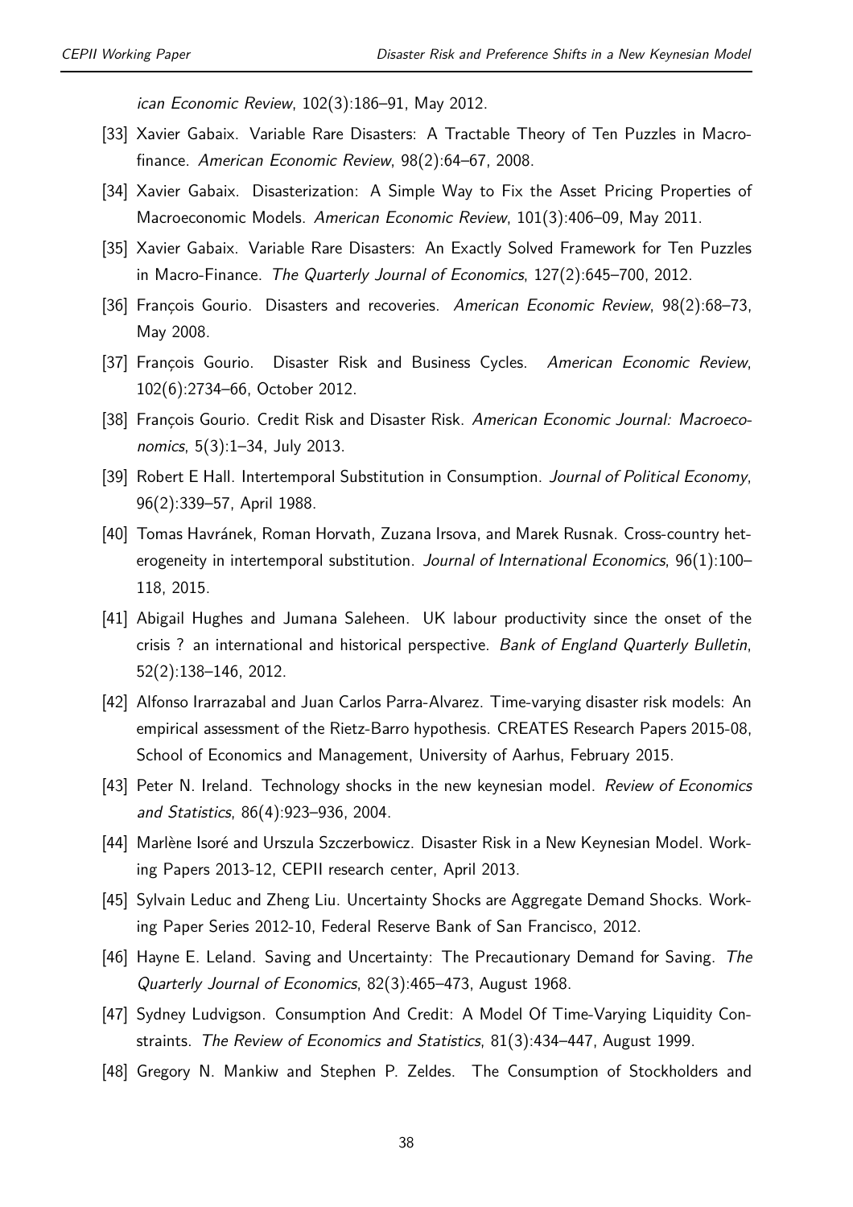*ican Economic Review*, 102(3):186–91, May 2012.

[33] Xavier Gabaix. Variable Rare Disasters: A Tractable Theory of Ten Puzzles in Macrofinance. *American Economic Review*, 98(2):64–67, 2008.

[34] Xavier Gabaix. Disasterization: A Simple Way to Fix the Asset Pricing Properties of Macroeconomic Models. *American Economic Review*, 101(3):406–09, May 2011.

[35] Xavier Gabaix. Variable Rare Disasters: An Exactly Solved Framework for Ten Puzzles in Macro-Finance. *The Quarterly Journal of Economics*, 127(2):645–700, 2012.

[36] François Gourio. Disasters and recoveries. *American Economic Review*, 98(2):68–73, May 2008.

[37] François Gourio. Disaster Risk and Business Cycles. *American Economic Review*, 102(6):2734–66, October 2012.

[38] François Gourio. Credit Risk and Disaster Risk. *American Economic Journal: Macroeconomics*, 5(3):1–34, July 2013.

[39] Robert E Hall. Intertemporal Substitution in Consumption. *Journal of Political Economy*, 96(2):339–57, April 1988.

[40] Tomas Havránek, Roman Horvath, Zuzana Irsova, and Marek Rusnak. Cross-country heterogeneity in intertemporal substitution. *Journal of International Economics*, 96(1):100–118, 2015.

[41] Abigail Hughes and Jumana Saleheen. UK labour productivity since the onset of the crisis ? an international and historical perspective. *Bank of England Quarterly Bulletin*, 52(2):138–146, 2012.

[42] Alfonso Irarrazabal and Juan Carlos Parra-Alvarez. Time-varying disaster risk models: An empirical assessment of the Rietz-Barro hypothesis. CREATES Research Papers 2015-08, School of Economics and Management, University of Aarhus, February 2015.

[43] Peter N. Ireland. Technology shocks in the new keynesian model. *Review of Economics and Statistics*, 86(4):923–936, 2004.

[44] Marlène Isoré and Urszula Szczerbowicz. Disaster Risk in a New Keynesian Model. Working Papers 2013-12, CEPII research center, April 2013.

[45] Sylvain Leduc and Zheng Liu. Uncertainty Shocks are Aggregate Demand Shocks. Working Paper Series 2012-10, Federal Reserve Bank of San Francisco, 2012.

[46] Hayne E. Leland. Saving and Uncertainty: The Precautionary Demand for Saving. *The Quarterly Journal of Economics*, 82(3):465–473, August 1968.

[47] Sydney Ludvigson. Consumption And Credit: A Model Of Time-Varying Liquidity Constraints. *The Review of Economics and Statistics*, 81(3):434–447, August 1999.

[48] Gregory N. Mankiw and Stephen P. Zeldes. The Consumption of Stockholders and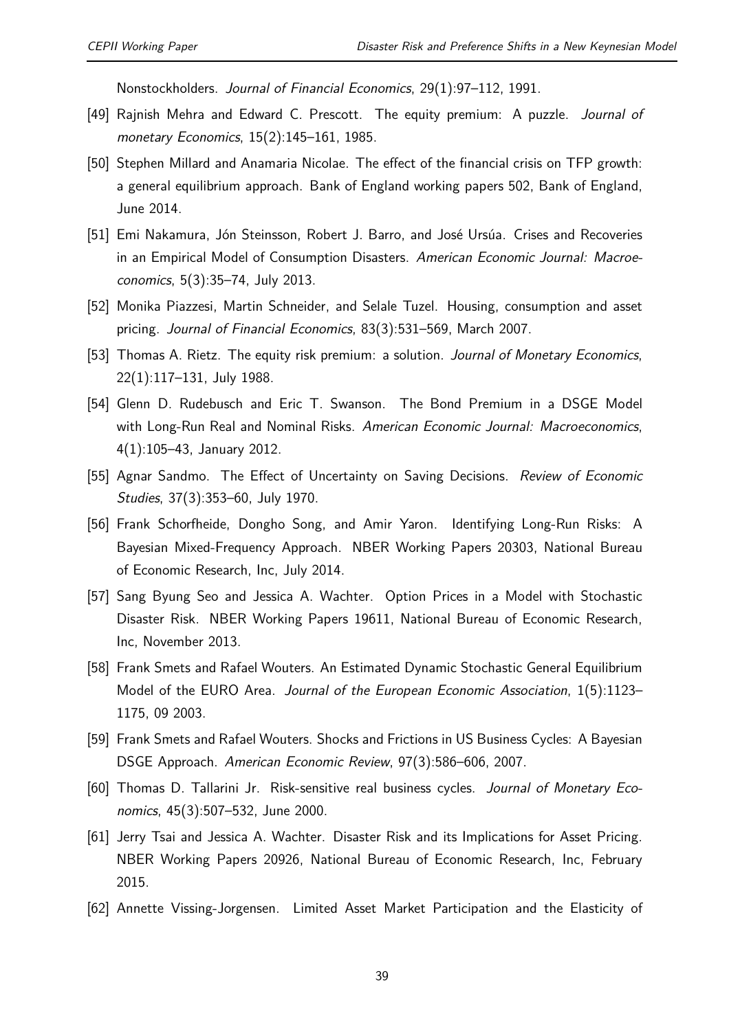Nonstockholders. *Journal of Financial Economics*, 29(1):97–112, 1991.

[49] Rajnish Mehra and Edward C. Prescott. The equity premium: A puzzle. *Journal of monetary Economics*, 15(2):145–161, 1985.

[50] Stephen Millard and Anamaria Nicolae. The effect of the financial crisis on TFP growth: a general equilibrium approach. Bank of England working papers 502, Bank of England, June 2014.

[51] Emi Nakamura, Jón Steinsson, Robert J. Barro, and José Ursúa. Crises and Recoveries in an Empirical Model of Consumption Disasters. *American Economic Journal: Macroeconomics*, 5(3):35–74, July 2013.

[52] Monika Piazzesi, Martin Schneider, and Selale Tuzel. Housing, consumption and asset pricing. *Journal of Financial Economics*, 83(3):531–569, March 2007.

[53] Thomas A. Rietz. The equity risk premium: a solution. *Journal of Monetary Economics*, 22(1):117–131, July 1988.

[54] Glenn D. Rudebusch and Eric T. Swanson. The Bond Premium in a DSGE Model with Long-Run Real and Nominal Risks. *American Economic Journal: Macroeconomics*, 4(1):105–43, January 2012.

[55] Agnar Sandmo. The Effect of Uncertainty on Saving Decisions. *Review of Economic Studies*, 37(3):353–60, July 1970.

[56] Frank Schorfheide, Dongho Song, and Amir Yaron. Identifying Long-Run Risks: A Bayesian Mixed-Frequency Approach. NBER Working Papers 20303, National Bureau of Economic Research, Inc, July 2014.

[57] Sang Byung Seo and Jessica A. Wachter. Option Prices in a Model with Stochastic Disaster Risk. NBER Working Papers 19611, National Bureau of Economic Research, Inc, November 2013.

[58] Frank Smets and Rafael Wouters. An Estimated Dynamic Stochastic General Equilibrium Model of the EURO Area. *Journal of the European Economic Association*, 1(5):1123–1175, 09 2003.

[59] Frank Smets and Rafael Wouters. Shocks and Frictions in US Business Cycles: A Bayesian DSGE Approach. *American Economic Review*, 97(3):586–606, 2007.

[60] Thomas D. Tallarini Jr. Risk-sensitive real business cycles. *Journal of Monetary Economics*, 45(3):507–532, June 2000.

[61] Jerry Tsai and Jessica A. Wachter. Disaster Risk and its Implications for Asset Pricing. NBER Working Papers 20926, National Bureau of Economic Research, Inc, February 2015.

[62] Annette Vissing-Jorgensen. Limited Asset Market Participation and the Elasticity of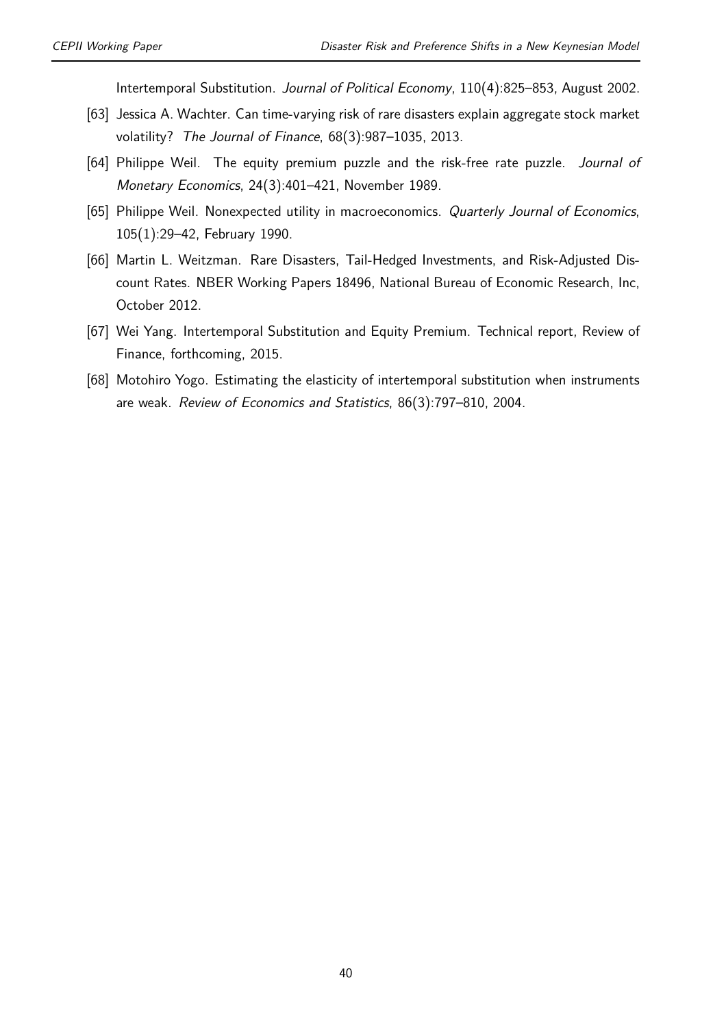Intertemporal Substitution. *Journal of Political Economy*, 110(4):825–853, August 2002.

[63] Jessica A. Wachter. Can time-varying risk of rare disasters explain aggregate stock market volatility? *The Journal of Finance*, 68(3):987–1035, 2013.

[64] Philippe Weil. The equity premium puzzle and the risk-free rate puzzle. *Journal of Monetary Economics*, 24(3):401–421, November 1989.

[65] Philippe Weil. Nonexpected utility in macroeconomics. *Quarterly Journal of Economics*, 105(1):29–42, February 1990.

[66] Martin L. Weitzman. Rare Disasters, Tail-Hedged Investments, and Risk-Adjusted Discount Rates. NBER Working Papers 18496, National Bureau of Economic Research, Inc, October 2012.

[67] Wei Yang. Intertemporal Substitution and Equity Premium. Technical report, Review of Finance, forthcoming, 2015.

[68] Motohiro Yogo. Estimating the elasticity of intertemporal substitution when instruments are weak. *Review of Economics and Statistics*, 86(3):797–810, 2004.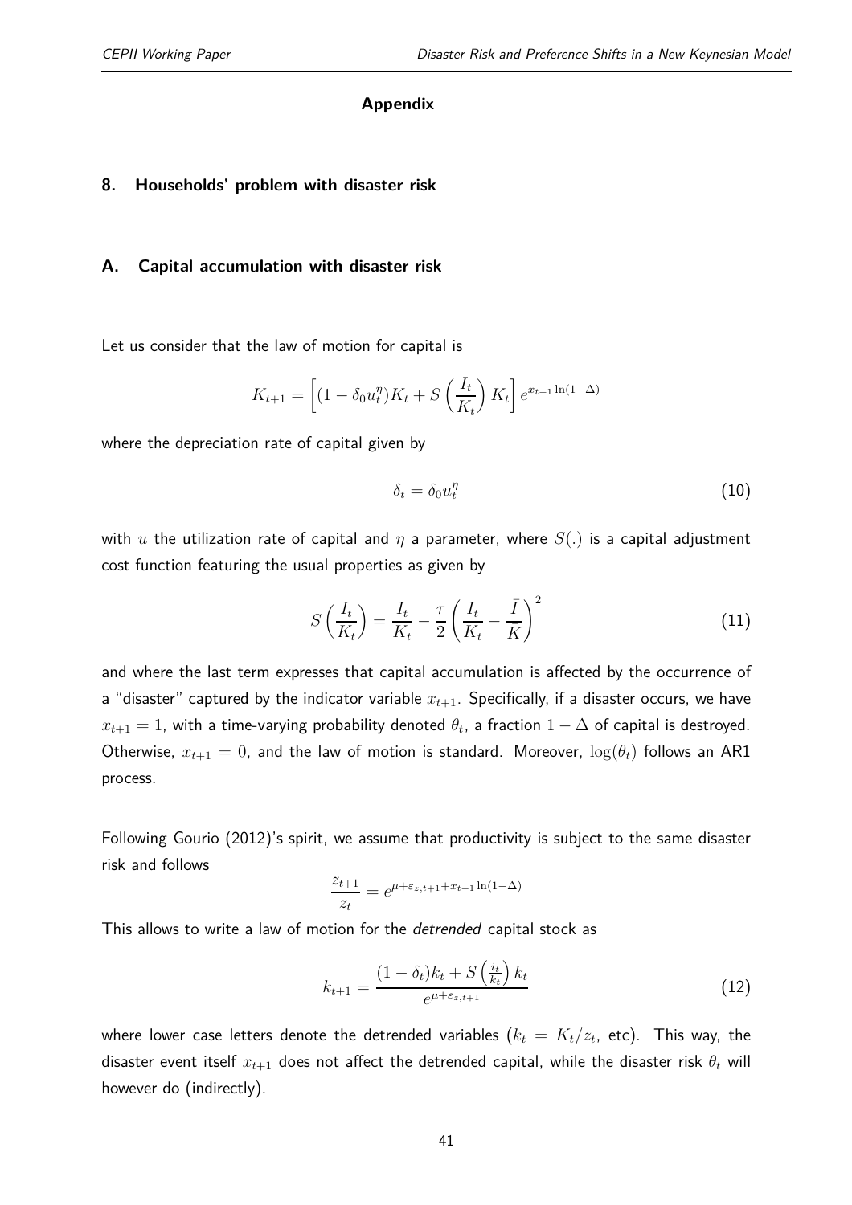## Appendix

## 8. Households' problem with disaster risk

### A. Capital accumulation with disaster risk

Let us consider that the law of motion for capital is

$$K_{t+1} = \left[(1 - \delta_0 u_t^\eta)K_t + S\left(\frac{I_t}{K_t}\right)K_t\right]e^{x_{t+1}\ln(1-\Delta)}$$

where the depreciation rate of capital given by

$$\delta_t = \delta_0 u_t^\eta \tag{10}$$

with $u$ the utilization rate of capital and $\eta$ a parameter, where $S(.)$ is a capital adjustment cost function featuring the usual properties as given by

$$S\left(\frac{I_t}{K_t}\right) = \frac{I_t}{K_t} - \frac{\tau}{2}\left(\frac{I_t}{K_t} - \frac{\bar{I}}{\bar{K}}\right)^2 \tag{11}$$

and where the last term expresses that capital accumulation is affected by the occurrence of a "disaster" captured by the indicator variable $x_{t+1}$. Specifically, if a disaster occurs, we have $x_{t+1} = 1$, with a time-varying probability denoted $\theta_t$, a fraction $1 - \Delta$ of capital is destroyed. Otherwise, $x_{t+1} = 0$, and the law of motion is standard. Moreover, $\log(\theta_t)$ follows an AR1 process.

Following Gourio (2012)'s spirit, we assume that productivity is subject to the same disaster risk and follows

$$\frac{z_{t+1}}{z_t} = e^{\mu + \varepsilon_{z,t+1} + x_{t+1}\ln(1-\Delta)}$$

This allows to write a law of motion for the *detrended* capital stock as

$$k_{t+1} = \frac{(1 - \delta_t)k_t + S\left(\frac{i_t}{k_t}\right)k_t}{e^{\mu + \varepsilon_{z,t+1}}} \tag{12}$$

where lower case letters denote the detrended variables ($k_t = K_t/z_t$, etc). This way, the disaster event itself $x_{t+1}$ does not affect the detrended capital, while the disaster risk $\theta_t$ will however do (indirectly).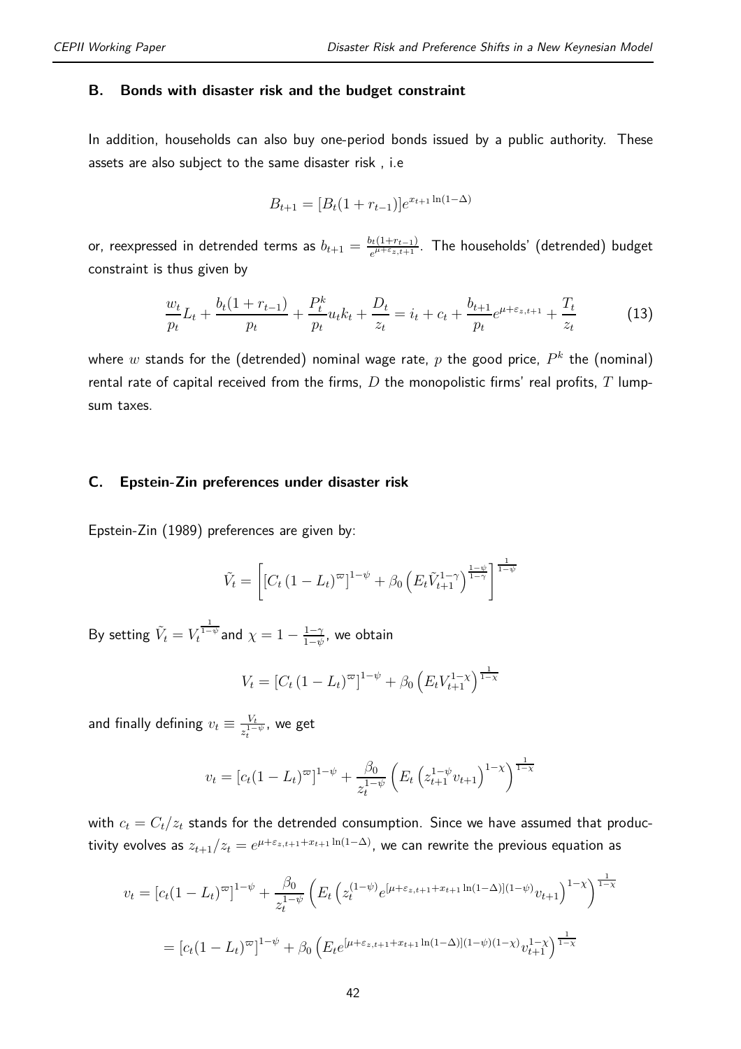## B. Bonds with disaster risk and the budget constraint

In addition, households can also buy one-period bonds issued by a public authority. These assets are also subject to the same disaster risk , i.e

$$B_{t+1} = [B_t(1 + r_{t-1})]e^{x_{t+1}\ln(1-\Delta)}$$

or, reexpressed in detrended terms as $b_{t+1} = \frac{b_t(1+r_{t-1})}{e^{\mu+\varepsilon_{z,t+1}}}$. The households' (detrended) budget constraint is thus given by

$$\frac{w_t}{p_t}L_t + \frac{b_t(1+r_{t-1})}{p_t} + \frac{P_t^k}{p_t}u_t k_t + \frac{D_t}{z_t} = i_t + c_t + \frac{b_{t+1}}{p_t}e^{\mu+\varepsilon_{z,t+1}} + \frac{T_t}{z_t} \tag{13}$$

where $w$ stands for the (detrended) nominal wage rate, $p$ the good price, $P^k$ the (nominal) rental rate of capital received from the firms, $D$ the monopolistic firms' real profits, $T$ lump-sum taxes.

## C. Epstein-Zin preferences under disaster risk

Epstein-Zin (1989) preferences are given by:

$$\tilde{V}_t = \left[\left[C_t\left(1 - L_t\right)^{\varpi}\right]^{1-\psi} + \beta_0\left(E_t\tilde{V}_{t+1}^{1-\gamma}\right)^{\frac{1-\psi}{1-\gamma}}\right]^{\frac{1}{1-\psi}}$$

By setting $\tilde{V}_t = V_t^{\frac{1}{1-\psi}}$ and $\chi = 1 - \frac{1-\gamma}{1-\psi}$, we obtain

$$V_t = \left[C_t\left(1 - L_t\right)^{\varpi}\right]^{1-\psi} + \beta_0\left(E_t V_{t+1}^{1-\chi}\right)^{\frac{1}{1-\chi}}$$

and finally defining $v_t \equiv \frac{V_t}{z_t^{1-\psi}}$, we get

$$v_t = \left[c_t(1 - L_t)^{\varpi}\right]^{1-\psi} + \frac{\beta_0}{z_t^{1-\psi}}\left(E_t\left(z_{t+1}^{1-\psi}v_{t+1}\right)^{1-\chi}\right)^{\frac{1}{1-\chi}}$$

with $c_t = C_t/z_t$ stands for the detrended consumption. Since we have assumed that productivity evolves as $z_{t+1}/z_t = e^{\mu+\varepsilon_{z,t+1}+x_{t+1}\ln(1-\Delta)}$, we can rewrite the previous equation as

$$\begin{aligned}
v_t &= \left[c_t(1 - L_t)^{\varpi}\right]^{1-\psi} + \frac{\beta_0}{z_t^{1-\psi}}\left(E_t\left(z_t^{(1-\psi)}e^{[\mu+\varepsilon_{z,t+1}+x_{t+1}\ln(1-\Delta)](1-\psi)}v_{t+1}\right)^{1-\chi}\right)^{\frac{1}{1-\chi}} \\
&= \left[c_t(1 - L_t)^{\varpi}\right]^{1-\psi} + \beta_0\left(E_t e^{[\mu+\varepsilon_{z,t+1}+x_{t+1}\ln(1-\Delta)](1-\psi)(1-\chi)}v_{t+1}^{1-\chi}\right)^{\frac{1}{1-\chi}}
\end{aligned}$$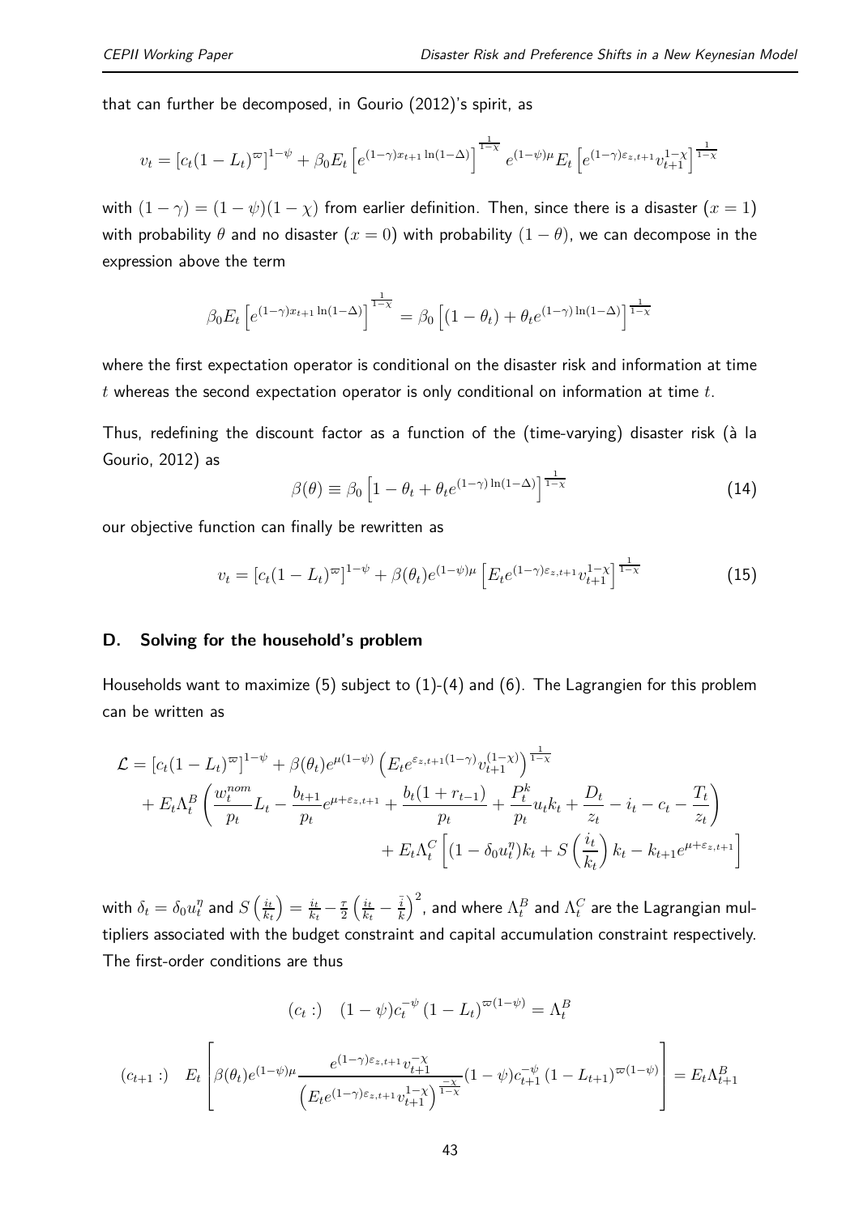that can further be decomposed, in Gourio (2012)'s spirit, as

$$v_t = [c_t(1-L_t)^{\varpi}]^{1-\psi} + \beta_0 E_t \left[ e^{(1-\gamma)x_{t+1}\ln(1-\Delta)} \right]^{\frac{1}{1-\chi}} e^{(1-\psi)\mu} E_t \left[ e^{(1-\gamma)\varepsilon_{z,t+1}} v_{t+1}^{1-\chi} \right]^{\frac{1}{1-\chi}}$$

with $(1-\gamma) = (1-\psi)(1-\chi)$ from earlier definition. Then, since there is a disaster $(x=1)$ with probability $\theta$ and no disaster $(x=0)$ with probability $(1-\theta)$, we can decompose in the expression above the term

$$\beta_0 E_t \left[ e^{(1-\gamma)x_{t+1}\ln(1-\Delta)} \right]^{\frac{1}{1-\chi}} = \beta_0 \left[ (1-\theta_t) + \theta_t e^{(1-\gamma)\ln(1-\Delta)} \right]^{\frac{1}{1-\chi}}$$

where the first expectation operator is conditional on the disaster risk and information at time $t$ whereas the second expectation operator is only conditional on information at time $t$.

Thus, redefining the discount factor as a function of the (time-varying) disaster risk (à la Gourio, 2012) as

$$\beta(\theta) \equiv \beta_0 \left[ 1 - \theta_t + \theta_t e^{(1-\gamma)\ln(1-\Delta)} \right]^{\frac{1}{1-\chi}} \tag{14}$$

our objective function can finally be rewritten as

$$v_t = [c_t(1-L_t)^{\varpi}]^{1-\psi} + \beta(\theta_t) e^{(1-\psi)\mu} \left[ E_t e^{(1-\gamma)\varepsilon_{z,t+1}} v_{t+1}^{1-\chi} \right]^{\frac{1}{1-\chi}} \tag{15}$$

## D. Solving for the household's problem

Households want to maximize (5) subject to (1)-(4) and (6). The Lagrangien for this problem can be written as

$$\begin{aligned}
\mathcal{L} = {} & [c_t(1-L_t)^{\varpi}]^{1-\psi} + \beta(\theta_t) e^{\mu(1-\psi)} \left( E_t e^{\varepsilon_{z,t+1}(1-\gamma)} v_{t+1}^{(1-\chi)} \right)^{\frac{1}{1-\chi}} \\
& + E_t \Lambda_t^B \left( \frac{w_t^{nom}}{p_t} L_t - \frac{b_{t+1}}{p_t} e^{\mu+\varepsilon_{z,t+1}} + \frac{b_t(1+r_{t-1})}{p_t} + \frac{P_t^k}{p_t} u_t k_t + \frac{D_t}{z_t} - i_t - c_t - \frac{T_t}{z_t} \right) \\
& + E_t \Lambda_t^C \left[ (1-\delta_0 u_t^{\eta}) k_t + S\left(\frac{i_t}{k_t}\right) k_t - k_{t+1} e^{\mu+\varepsilon_{z,t+1}} \right]
\end{aligned}$$

with $\delta_t = \delta_0 u_t^{\eta}$ and $S\left(\frac{i_t}{k_t}\right) = \frac{i_t}{k_t} - \frac{\tau}{2}\left(\frac{i_t}{k_t} - \frac{\bar{i}}{k}\right)^2$, and where $\Lambda_t^B$ and $\Lambda_t^C$ are the Lagrangian multipliers associated with the budget constraint and capital accumulation constraint respectively. The first-order conditions are thus

$$(c_t:) \quad (1-\psi) c_t^{-\psi} (1-L_t)^{\varpi(1-\psi)} = \Lambda_t^B$$

$$(c_{t+1}:) \quad E_t \left[ \beta(\theta_t) e^{(1-\psi)\mu} \frac{e^{(1-\gamma)\varepsilon_{z,t+1}} v_{t+1}^{-\chi}}{\left( E_t e^{(1-\gamma)\varepsilon_{z,t+1}} v_{t+1}^{1-\chi} \right)^{\frac{-\chi}{1-\chi}}} (1-\psi) c_{t+1}^{-\psi} (1-L_{t+1})^{\varpi(1-\psi)} \right] = E_t \Lambda_{t+1}^B$$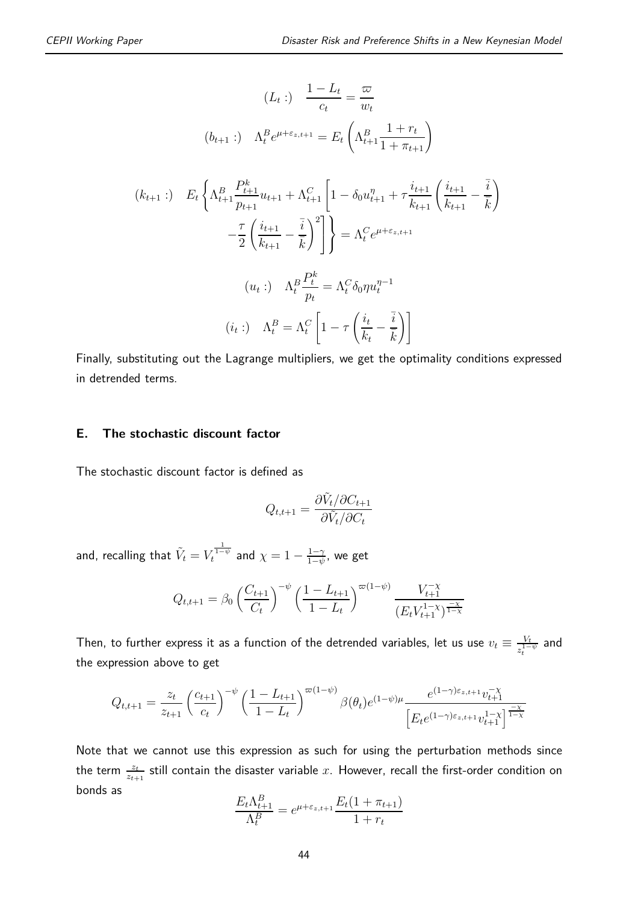$$(L_t:) \quad \frac{1-L_t}{c_t} = \frac{\varpi}{w_t}$$

$$(b_{t+1}:) \quad \Lambda_t^B e^{\mu+\varepsilon_{z,t+1}} = E_t\left(\Lambda_{t+1}^B \frac{1+r_t}{1+\pi_{t+1}}\right)$$

$$(k_{t+1}:) \quad E_t\left\{\Lambda_{t+1}^B \frac{P_{t+1}^k}{p_{t+1}} u_{t+1} + \Lambda_{t+1}^C\left[1-\delta_0 u_{t+1}^\eta + \tau\frac{i_{t+1}}{k_{t+1}}\left(\frac{i_{t+1}}{k_{t+1}} - \frac{\bar{i}}{\bar{k}}\right) - \frac{\tau}{2}\left(\frac{i_{t+1}}{k_{t+1}} - \frac{\bar{i}}{\bar{k}}\right)^2\right]\right\} = \Lambda_t^C e^{\mu+\varepsilon_{z,t+1}}$$

$$(u_t:) \quad \Lambda_t^B \frac{P_t^k}{p_t} = \Lambda_t^C \delta_0 \eta u_t^{\eta-1}$$

$$(i_t:) \quad \Lambda_t^B = \Lambda_t^C\left[1-\tau\left(\frac{i_t}{k_t} - \frac{\bar{i}}{\bar{k}}\right)\right]$$

Finally, substituting out the Lagrange multipliers, we get the optimality conditions expressed in detrended terms.

## E. The stochastic discount factor

The stochastic discount factor is defined as

$$Q_{t,t+1} = \frac{\partial \tilde{V}_t / \partial C_{t+1}}{\partial \tilde{V}_t / \partial C_t}$$

and, recalling that $\tilde{V}_t = V_t^{\frac{1}{1-\psi}}$ and $\chi = 1 - \frac{1-\gamma}{1-\psi}$, we get

$$Q_{t,t+1} = \beta_0 \left(\frac{C_{t+1}}{C_t}\right)^{-\psi}\left(\frac{1-L_{t+1}}{1-L_t}\right)^{\varpi(1-\psi)} \frac{V_{t+1}^{-\chi}}{(E_t V_{t+1}^{1-\chi})^{\frac{-\chi}{1-\chi}}}$$

Then, to further express it as a function of the detrended variables, let us use $v_t \equiv \frac{V_t}{z_t^{1-\psi}}$ and the expression above to get

$$Q_{t,t+1} = \frac{z_t}{z_{t+1}}\left(\frac{c_{t+1}}{c_t}\right)^{-\psi}\left(\frac{1-L_{t+1}}{1-L_t}\right)^{\varpi(1-\psi)} \beta(\theta_t) e^{(1-\psi)\mu} \frac{e^{(1-\gamma)\varepsilon_{z,t+1}} v_{t+1}^{-\chi}}{\left[E_t e^{(1-\gamma)\varepsilon_{z,t+1}} v_{t+1}^{1-\chi}\right]^{\frac{-\chi}{1-\chi}}}$$

Note that we cannot use this expression as such for using the perturbation methods since the term $\frac{z_t}{z_{t+1}}$ still contain the disaster variable $x$. However, recall the first-order condition on bonds as

$$\frac{E_t \Lambda_{t+1}^B}{\Lambda_t^B} = e^{\mu+\varepsilon_{z,t+1}} \frac{E_t(1+\pi_{t+1})}{1+r_t}$$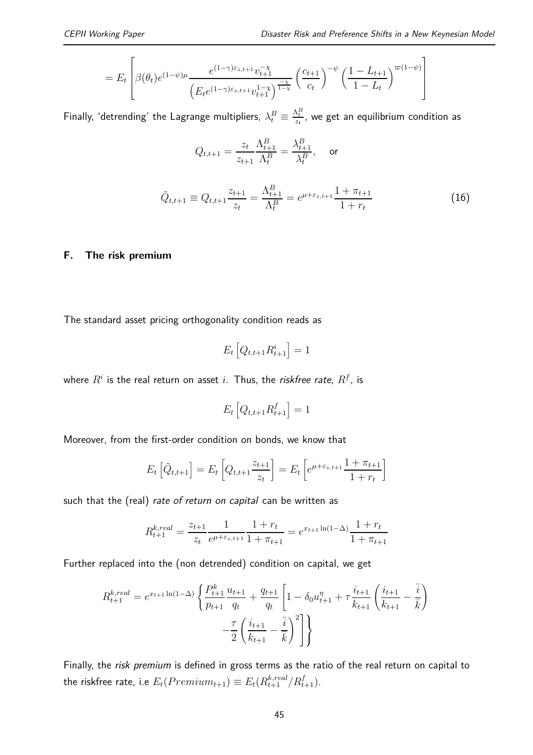$$= E_t \left[ \beta(\theta_t) e^{(1-\psi)\mu} \frac{e^{(1-\gamma)\varepsilon_{z,t+1}} \upsilon_{t+1}^{-\chi}}{\left( E_t e^{(1-\gamma)\varepsilon_{z,t+1}} \upsilon_{t+1}^{1-\chi} \right)^{\frac{-\chi}{1-\chi}}} \left( \frac{c_{t+1}}{c_t} \right)^{-\psi} \left( \frac{1-L_{t+1}}{1-L_t} \right)^{\varpi(1-\psi)} \right]$$

Finally, 'detrending' the Lagrange multipliers, $\lambda_t^B \equiv \frac{\Lambda_t^B}{z_t}$, we get an equilibrium condition as

$$Q_{t,t+1} = \frac{z_t}{z_{t+1}} \frac{\Lambda_{t+1}^B}{\Lambda_t^B} = \frac{\lambda_{t+1}^B}{\lambda_t^B}, \quad \text{or}$$

$$\tilde{Q}_{t,t+1} \equiv Q_{t,t+1} \frac{z_{t+1}}{z_t} = \frac{\Lambda_{t+1}^B}{\Lambda_t^B} = e^{\mu+\varepsilon_{z,t+1}} \frac{1+\pi_{t+1}}{1+r_t} \tag{16}$$

## F. The risk premium

The standard asset pricing orthogonality condition reads as

$$E_t \left[ Q_{t,t+1} R_{t+1}^i \right] = 1$$

where $R^i$ is the real return on asset $i$. Thus, the *riskfree rate*, $R^f$, is

$$E_t \left[ Q_{t,t+1} R_{t+1}^f \right] = 1$$

Moreover, from the first-order condition on bonds, we know that

$$E_t \left[ \tilde{Q}_{t,t+1} \right] = E_t \left[ Q_{t,t+1} \frac{z_{t+1}}{z_t} \right] = E_t \left[ e^{\mu+\varepsilon_{z,t+1}} \frac{1+\pi_{t+1}}{1+r_t} \right]$$

such that the (real) *rate of return on capital* can be written as

$$R_{t+1}^{k,real} = \frac{z_{t+1}}{z_t} \frac{1}{e^{\mu+\varepsilon_{z,t+1}}} \frac{1+r_t}{1+\pi_{t+1}} = e^{x_{t+1}\ln(1-\Delta)} \frac{1+r_t}{1+\pi_{t+1}}$$

Further replaced into the (non detrended) condition on capital, we get

$$R_{t+1}^{k,real} = e^{x_{t+1}\ln(1-\Delta)} \left\{ \frac{P_{t+1}^k}{p_{t+1}} \frac{u_{t+1}}{q_t} + \frac{q_{t+1}}{q_t} \left[ 1 - \delta_0 u_{t+1}^{\eta} + \tau \frac{i_{t+1}}{k_{t+1}} \left( \frac{i_{t+1}}{k_{t+1}} - \frac{\bar{i}}{\bar{k}} \right) - \frac{\tau}{2} \left( \frac{i_{t+1}}{k_{t+1}} - \frac{\bar{i}}{\bar{k}} \right)^2 \right] \right\}$$

Finally, the *risk premium* is defined in gross terms as the ratio of the real return on capital to the riskfree rate, i.e $E_t(Premium_{t+1}) \equiv E_t(R_{t+1}^{k,real}/R_{t+1}^f)$.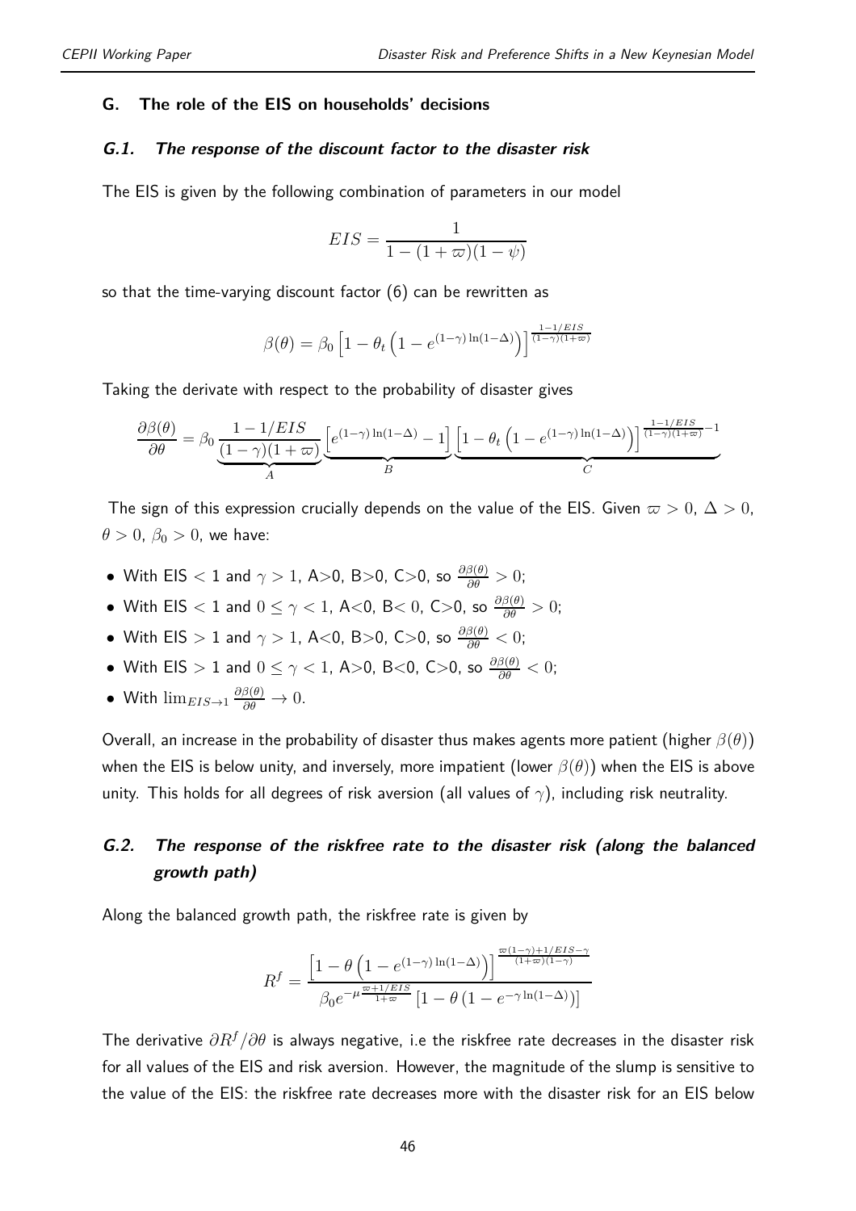## G. The role of the EIS on households' decisions

### *G.1. The response of the discount factor to the disaster risk*

The EIS is given by the following combination of parameters in our model

$$EIS = \frac{1}{1-(1+\varpi)(1-\psi)}$$

so that the time-varying discount factor (6) can be rewritten as

$$\beta(\theta) = \beta_0 \left[1 - \theta_t \left(1 - e^{(1-\gamma)\ln(1-\Delta)}\right)\right]^{\frac{1-1/EIS}{(1-\gamma)(1+\varpi)}}$$

Taking the derivate with respect to the probability of disaster gives

$$\frac{\partial \beta(\theta)}{\partial \theta} = \beta_0 \underbrace{\frac{1-1/EIS}{(1-\gamma)(1+\varpi)}}_{A} \underbrace{\left[e^{(1-\gamma)\ln(1-\Delta)} - 1\right]}_{B} \underbrace{\left[1 - \theta_t \left(1 - e^{(1-\gamma)\ln(1-\Delta)}\right)\right]^{\frac{1-1/EIS}{(1-\gamma)(1+\varpi)}-1}}_{C}$$

The sign of this expression crucially depends on the value of the EIS. Given $\varpi > 0$, $\Delta > 0$, $\theta > 0$, $\beta_0 > 0$, we have:

- With EIS $< 1$ and $\gamma > 1$, A>0, B>0, C>0, so $\frac{\partial \beta(\theta)}{\partial \theta} > 0$;
- With EIS $< 1$ and $0 \leq \gamma < 1$, A<0, B< 0, C>0, so $\frac{\partial \beta(\theta)}{\partial \theta} > 0$;
- With EIS $> 1$ and $\gamma > 1$, A<0, B>0, C>0, so $\frac{\partial \beta(\theta)}{\partial \theta} < 0$;
- With EIS $> 1$ and $0 \leq \gamma < 1$, A>0, B<0, C>0, so $\frac{\partial \beta(\theta)}{\partial \theta} < 0$;
- With $\lim_{EIS \to 1} \frac{\partial \beta(\theta)}{\partial \theta} \to 0$.

Overall, an increase in the probability of disaster thus makes agents more patient (higher $\beta(\theta)$) when the EIS is below unity, and inversely, more impatient (lower $\beta(\theta)$) when the EIS is above unity. This holds for all degrees of risk aversion (all values of $\gamma$), including risk neutrality.

### *G.2. The response of the riskfree rate to the disaster risk (along the balanced growth path)*

Along the balanced growth path, the riskfree rate is given by

$$R^f = \frac{\left[1 - \theta \left(1 - e^{(1-\gamma)\ln(1-\Delta)}\right)\right]^{\frac{\varpi(1-\gamma)+1/EIS-\gamma}{(1+\varpi)(1-\gamma)}}}{\beta_0 e^{-\mu \frac{\varpi + 1/EIS}{1+\varpi}} \left[1 - \theta \left(1 - e^{-\gamma \ln(1-\Delta)}\right)\right]}$$

The derivative $\partial R^f / \partial \theta$ is always negative, i.e the riskfree rate decreases in the disaster risk for all values of the EIS and risk aversion. However, the magnitude of the slump is sensitive to the value of the EIS: the riskfree rate decreases more with the disaster risk for an EIS below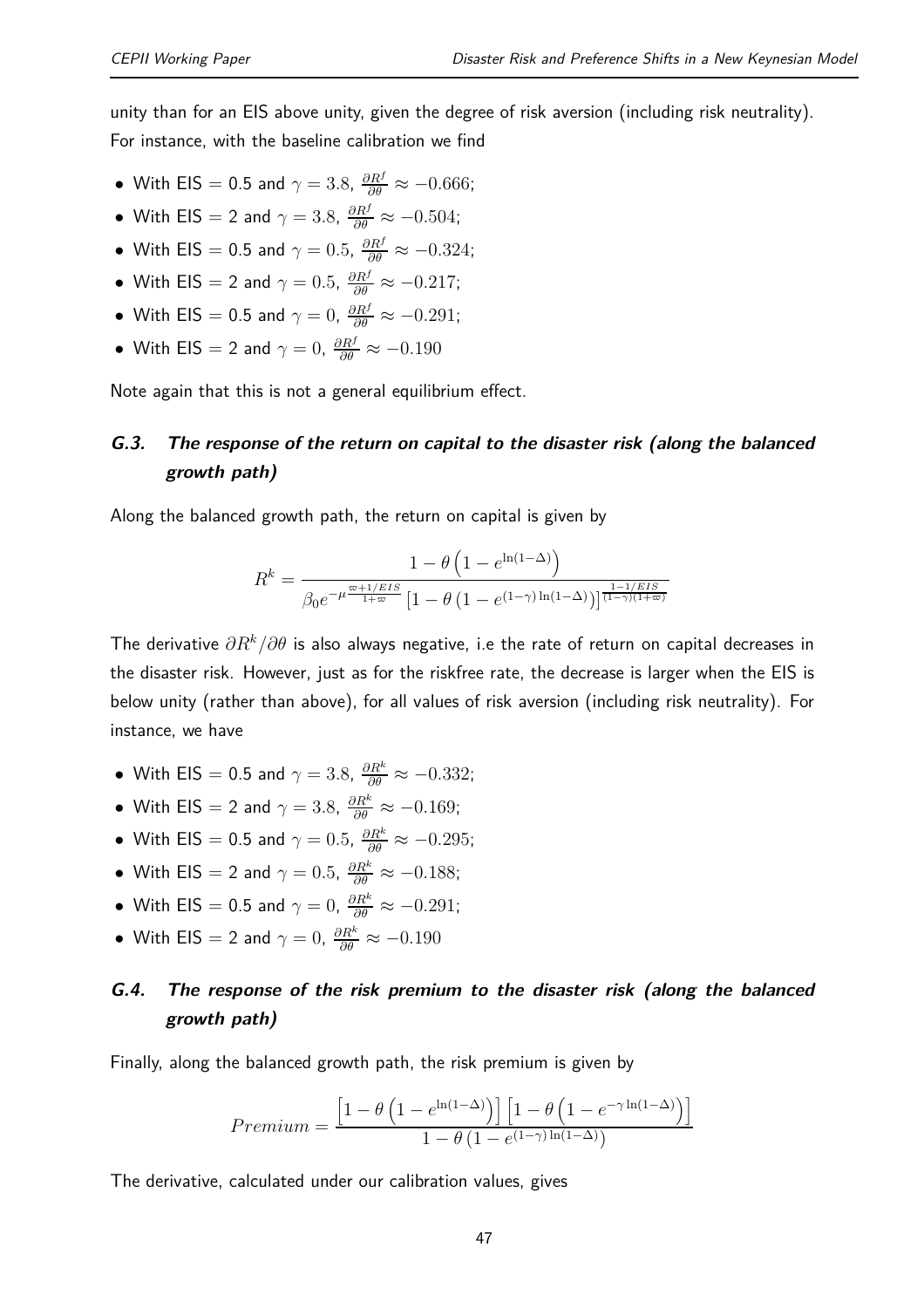unity than for an EIS above unity, given the degree of risk aversion (including risk neutrality). For instance, with the baseline calibration we find

- With EIS = 0.5 and $\gamma = 3.8$, $\frac{\partial R^f}{\partial \theta} \approx -0.666$;
- With EIS = 2 and $\gamma = 3.8$, $\frac{\partial R^f}{\partial \theta} \approx -0.504$;
- With EIS = 0.5 and $\gamma = 0.5$, $\frac{\partial R^f}{\partial \theta} \approx -0.324$;
- With EIS = 2 and $\gamma = 0.5$, $\frac{\partial R^f}{\partial \theta} \approx -0.217$;
- With EIS = 0.5 and $\gamma = 0$, $\frac{\partial R^f}{\partial \theta} \approx -0.291$;
- With EIS = 2 and $\gamma = 0$, $\frac{\partial R^f}{\partial \theta} \approx -0.190$

Note again that this is not a general equilibrium effect.

### *G.3. The response of the return on capital to the disaster risk (along the balanced growth path)*

Along the balanced growth path, the return on capital is given by

$$R^k = \frac{1 - \theta\left(1 - e^{\ln(1-\Delta)}\right)}{\beta_0 e^{-\mu\frac{\varpi + 1/EIS}{1+\varpi}}\left[1 - \theta\left(1 - e^{(1-\gamma)\ln(1-\Delta)}\right)\right]^{\frac{1-1/EIS}{(1-\gamma)(1+\varpi)}}}$$

The derivative $\partial R^k / \partial \theta$ is also always negative, i.e the rate of return on capital decreases in the disaster risk. However, just as for the riskfree rate, the decrease is larger when the EIS is below unity (rather than above), for all values of risk aversion (including risk neutrality). For instance, we have

- With EIS = 0.5 and $\gamma = 3.8$, $\frac{\partial R^k}{\partial \theta} \approx -0.332$;
- With EIS = 2 and $\gamma = 3.8$, $\frac{\partial R^k}{\partial \theta} \approx -0.169$;
- With EIS = 0.5 and $\gamma = 0.5$, $\frac{\partial R^k}{\partial \theta} \approx -0.295$;
- With EIS = 2 and $\gamma = 0.5$, $\frac{\partial R^k}{\partial \theta} \approx -0.188$;
- With EIS = 0.5 and $\gamma = 0$, $\frac{\partial R^k}{\partial \theta} \approx -0.291$;
- With EIS = 2 and $\gamma = 0$, $\frac{\partial R^k}{\partial \theta} \approx -0.190$

### *G.4. The response of the risk premium to the disaster risk (along the balanced growth path)*

Finally, along the balanced growth path, the risk premium is given by

$$Premium = \frac{\left[1 - \theta\left(1 - e^{\ln(1-\Delta)}\right)\right]\left[1 - \theta\left(1 - e^{-\gamma\ln(1-\Delta)}\right)\right]}{1 - \theta\left(1 - e^{(1-\gamma)\ln(1-\Delta)}\right)}$$

The derivative, calculated under our calibration values, gives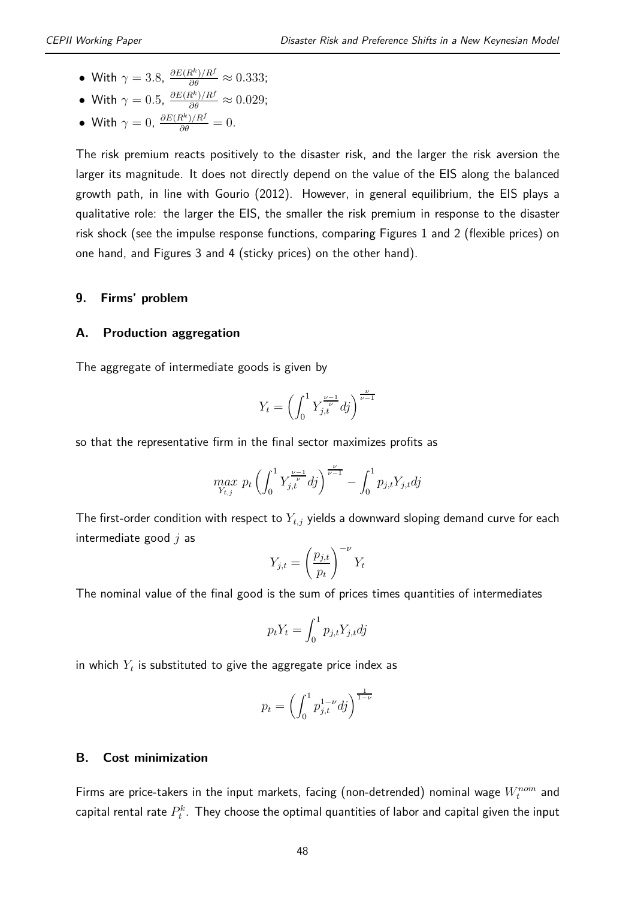- With $\gamma = 3.8$, $\frac{\partial E(R^k)/R^f}{\partial \theta} \approx 0.333$;
- With $\gamma = 0.5$, $\frac{\partial E(R^k)/R^f}{\partial \theta} \approx 0.029$;
- With $\gamma = 0$, $\frac{\partial E(R^k)/R^f}{\partial \theta} = 0$.

The risk premium reacts positively to the disaster risk, and the larger the risk aversion the larger its magnitude. It does not directly depend on the value of the EIS along the balanced growth path, in line with Gourio (2012). However, in general equilibrium, the EIS plays a qualitative role: the larger the EIS, the smaller the risk premium in response to the disaster risk shock (see the impulse response functions, comparing Figures 1 and 2 (flexible prices) on one hand, and Figures 3 and 4 (sticky prices) on the other hand).

## 9. Firms' problem

### A. Production aggregation

The aggregate of intermediate goods is given by

$$Y_t = \left( \int_0^1 Y_{j,t}^{\frac{\nu-1}{\nu}} dj \right)^{\frac{\nu}{\nu-1}}$$

so that the representative firm in the final sector maximizes profits as

$$\max_{Y_{t,j}} \; p_t \left( \int_0^1 Y_{j,t}^{\frac{\nu-1}{\nu}} dj \right)^{\frac{\nu}{\nu-1}} - \int_0^1 p_{j,t} Y_{j,t} dj$$

The first-order condition with respect to $Y_{t,j}$ yields a downward sloping demand curve for each intermediate good $j$ as

$$Y_{j,t} = \left( \frac{p_{j,t}}{p_t} \right)^{-\nu} Y_t$$

The nominal value of the final good is the sum of prices times quantities of intermediates

$$p_t Y_t = \int_0^1 p_{j,t} Y_{j,t} dj$$

in which $Y_t$ is substituted to give the aggregate price index as

$$p_t = \left( \int_0^1 p_{j,t}^{1-\nu} dj \right)^{\frac{1}{1-\nu}}$$

### B. Cost minimization

Firms are price-takers in the input markets, facing (non-detrended) nominal wage $W_t^{nom}$ and capital rental rate $P_t^k$. They choose the optimal quantities of labor and capital given the input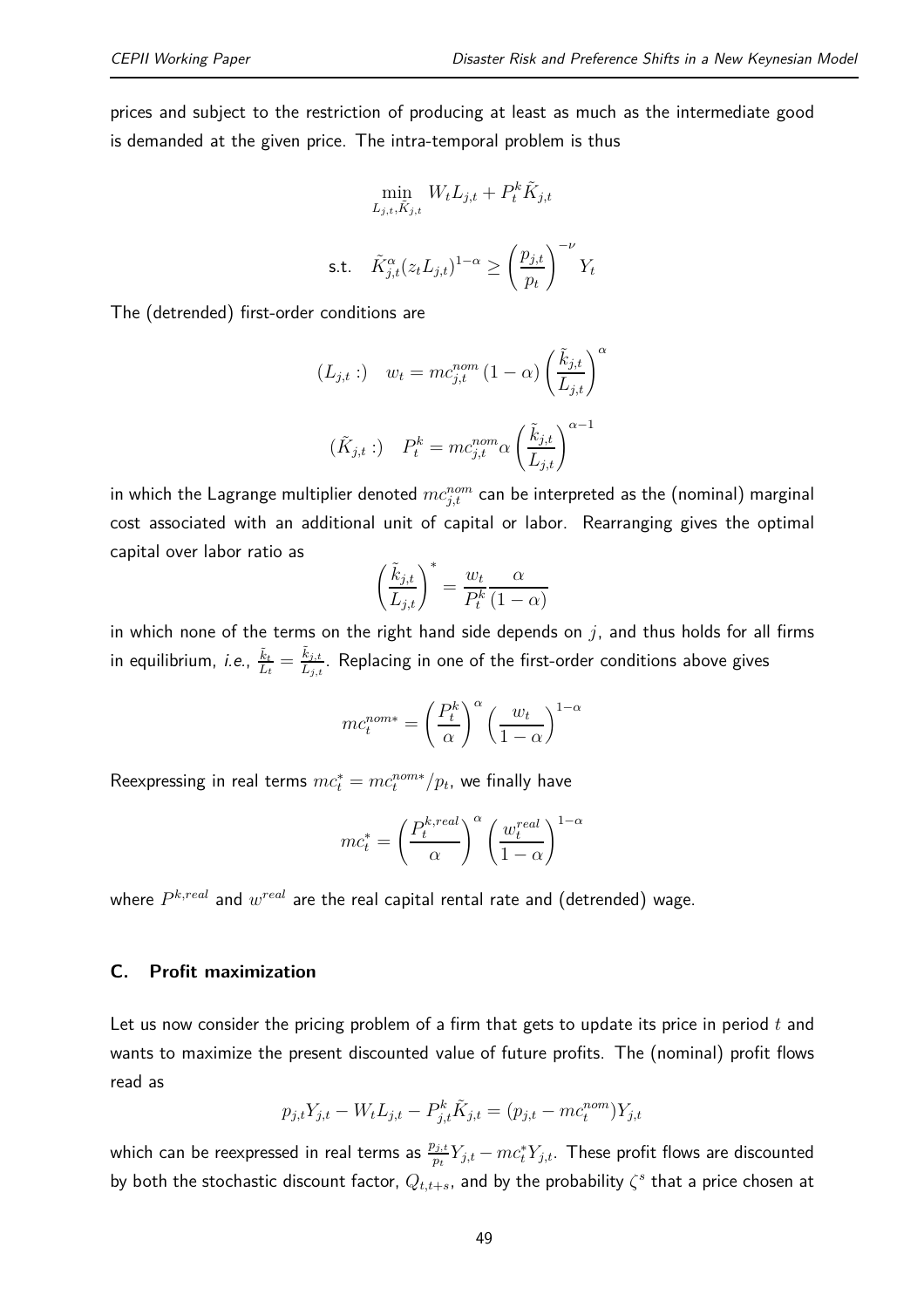prices and subject to the restriction of producing at least as much as the intermediate good is demanded at the given price. The intra-temporal problem is thus

$$\min_{L_{j,t},\tilde{K}_{j,t}} \; W_t L_{j,t} + P_t^k \tilde{K}_{j,t}$$

$$\text{s.t.} \quad \tilde{K}_{j,t}^{\alpha}(z_t L_{j,t})^{1-\alpha} \geq \left(\frac{p_{j,t}}{p_t}\right)^{-\nu} Y_t$$

The (detrended) first-order conditions are

$$(L_{j,t}:) \quad w_t = mc_{j,t}^{nom}(1-\alpha)\left(\frac{\tilde{k}_{j,t}}{L_{j,t}}\right)^{\alpha}$$

$$(\tilde{K}_{j,t}:) \quad P_t^k = mc_{j,t}^{nom}\alpha\left(\frac{\tilde{k}_{j,t}}{L_{j,t}}\right)^{\alpha-1}$$

in which the Lagrange multiplier denoted $mc_{j,t}^{nom}$ can be interpreted as the (nominal) marginal cost associated with an additional unit of capital or labor. Rearranging gives the optimal capital over labor ratio as

$$\left(\frac{\tilde{k}_{j,t}}{L_{j,t}}\right)^{*} = \frac{w_t}{P_t^k}\frac{\alpha}{(1-\alpha)}$$

in which none of the terms on the right hand side depends on $j$, and thus holds for all firms in equilibrium, *i.e.*, $\frac{\tilde{k}_t}{L_t} = \frac{\tilde{k}_{j,t}}{L_{j,t}}$. Replacing in one of the first-order conditions above gives

$$mc_t^{nom*} = \left(\frac{P_t^k}{\alpha}\right)^{\alpha}\left(\frac{w_t}{1-\alpha}\right)^{1-\alpha}$$

Reexpressing in real terms $mc_t^* = mc_t^{nom*}/p_t$, we finally have

$$mc_t^* = \left(\frac{P_t^{k,real}}{\alpha}\right)^{\alpha}\left(\frac{w_t^{real}}{1-\alpha}\right)^{1-\alpha}$$

where $P^{k,real}$ and $w^{real}$ are the real capital rental rate and (detrended) wage.

## C. Profit maximization

Let us now consider the pricing problem of a firm that gets to update its price in period $t$ and wants to maximize the present discounted value of future profits. The (nominal) profit flows read as

$$p_{j,t}Y_{j,t} - W_t L_{j,t} - P_{j,t}^k \tilde{K}_{j,t} = (p_{j,t} - mc_t^{nom})Y_{j,t}$$

which can be reexpressed in real terms as $\frac{p_{j,t}}{p_t}Y_{j,t} - mc_t^* Y_{j,t}$. These profit flows are discounted by both the stochastic discount factor, $Q_{t,t+s}$, and by the probability $\zeta^s$ that a price chosen at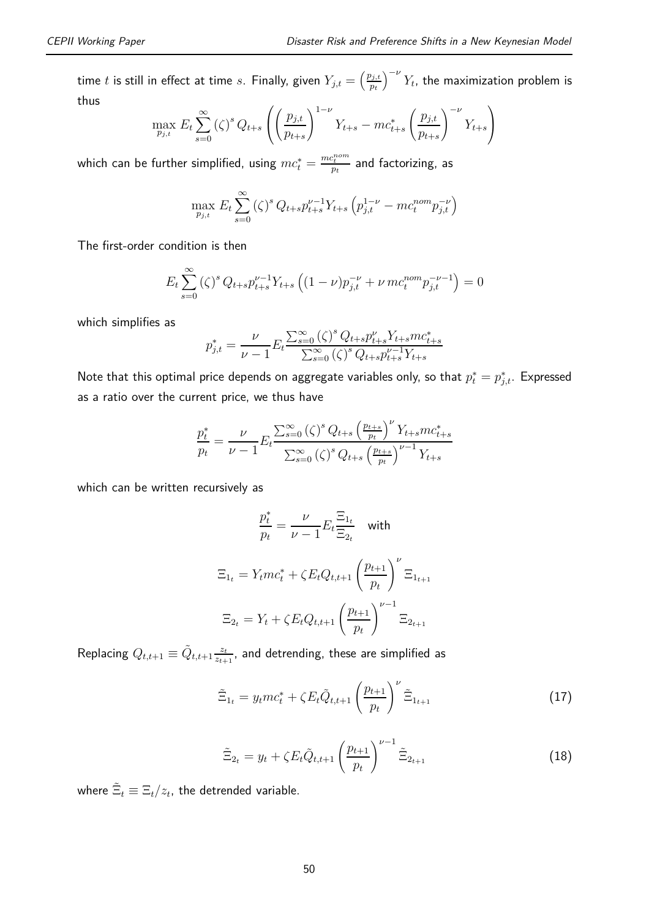time $t$ is still in effect at time $s$. Finally, given $Y_{j,t} = \left(\frac{p_{j,t}}{p_t}\right)^{-\nu} Y_t$, the maximization problem is thus

$$\max_{p_{j,t}} E_t \sum_{s=0}^{\infty} (\zeta)^s Q_{t+s} \left( \left(\frac{p_{j,t}}{p_{t+s}}\right)^{1-\nu} Y_{t+s} - mc^*_{t+s} \left(\frac{p_{j,t}}{p_{t+s}}\right)^{-\nu} Y_{t+s} \right)$$

which can be further simplified, using $mc^*_t = \frac{mc^{nom}_t}{p_t}$ and factorizing, as

$$\max_{p_{j,t}} E_t \sum_{s=0}^{\infty} (\zeta)^s Q_{t+s} p^{\nu-1}_{t+s} Y_{t+s} \left( p^{1-\nu}_{j,t} - mc^{nom}_t p^{-\nu}_{j,t} \right)$$

The first-order condition is then

$$E_t \sum_{s=0}^{\infty} (\zeta)^s Q_{t+s} p^{\nu-1}_{t+s} Y_{t+s} \left( (1-\nu) p^{-\nu}_{j,t} + \nu\, mc^{nom}_t p^{-\nu-1}_{j,t} \right) = 0$$

which simplifies as

$$p^*_{j,t} = \frac{\nu}{\nu-1} E_t \frac{\sum_{s=0}^{\infty} (\zeta)^s Q_{t+s} p^{\nu}_{t+s} Y_{t+s} mc^*_{t+s}}{\sum_{s=0}^{\infty} (\zeta)^s Q_{t+s} p^{\nu-1}_{t+s} Y_{t+s}}$$

Note that this optimal price depends on aggregate variables only, so that $p^*_t = p^*_{j,t}$. Expressed as a ratio over the current price, we thus have

$$\frac{p^*_t}{p_t} = \frac{\nu}{\nu-1} E_t \frac{\sum_{s=0}^{\infty} (\zeta)^s Q_{t+s} \left(\frac{p_{t+s}}{p_t}\right)^{\nu} Y_{t+s} mc^*_{t+s}}{\sum_{s=0}^{\infty} (\zeta)^s Q_{t+s} \left(\frac{p_{t+s}}{p_t}\right)^{\nu-1} Y_{t+s}}$$

which can be written recursively as

$$\frac{p^*_t}{p_t} = \frac{\nu}{\nu-1} E_t \frac{\Xi_{1_t}}{\Xi_{2_t}} \quad \text{with}$$

$$\Xi_{1_t} = Y_t mc^*_t + \zeta E_t Q_{t,t+1} \left(\frac{p_{t+1}}{p_t}\right)^{\nu} \Xi_{1_{t+1}}$$

$$\Xi_{2_t} = Y_t + \zeta E_t Q_{t,t+1} \left(\frac{p_{t+1}}{p_t}\right)^{\nu-1} \Xi_{2_{t+1}}$$

Replacing $Q_{t,t+1} \equiv \tilde{Q}_{t,t+1} \frac{z_t}{z_{t+1}}$, and detrending, these are simplified as

$$\tilde{\Xi}_{1_t} = y_t mc^*_t + \zeta E_t \tilde{Q}_{t,t+1} \left(\frac{p_{t+1}}{p_t}\right)^{\nu} \tilde{\Xi}_{1_{t+1}} \tag{17}$$

$$\tilde{\Xi}_{2_t} = y_t + \zeta E_t \tilde{Q}_{t,t+1} \left(\frac{p_{t+1}}{p_t}\right)^{\nu-1} \tilde{\Xi}_{2_{t+1}} \tag{18}$$

where $\tilde{\Xi}_t \equiv \Xi_t / z_t$, the detrended variable.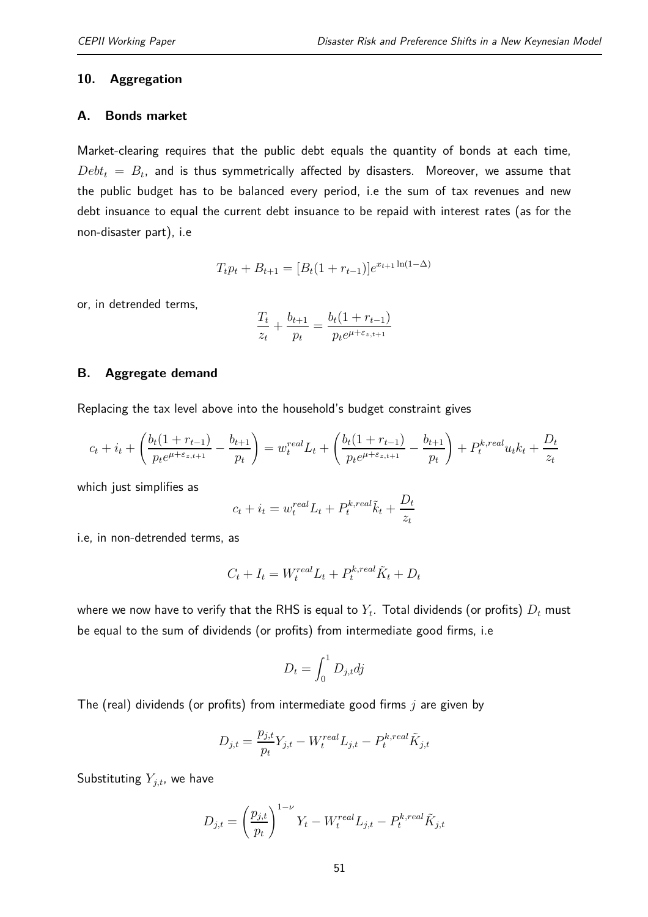## 10. Aggregation

### A. Bonds market

Market-clearing requires that the public debt equals the quantity of bonds at each time, $Debt_t = B_t$, and is thus symmetrically affected by disasters. Moreover, we assume that the public budget has to be balanced every period, i.e the sum of tax revenues and new debt insuance to equal the current debt insuance to be repaid with interest rates (as for the non-disaster part), i.e

$$T_t p_t + B_{t+1} = [B_t(1 + r_{t-1})]e^{x_{t+1}\ln(1-\Delta)}$$

or, in detrended terms,

$$\frac{T_t}{z_t} + \frac{b_{t+1}}{p_t} = \frac{b_t(1 + r_{t-1})}{p_t e^{\mu + \varepsilon_{z,t+1}}}$$

### B. Aggregate demand

Replacing the tax level above into the household's budget constraint gives

$$c_t + i_t + \left( \frac{b_t(1 + r_{t-1})}{p_t e^{\mu + \varepsilon_{z,t+1}}} - \frac{b_{t+1}}{p_t} \right) = w_t^{real} L_t + \left( \frac{b_t(1 + r_{t-1})}{p_t e^{\mu + \varepsilon_{z,t+1}}} - \frac{b_{t+1}}{p_t} \right) + P_t^{k,real} u_t k_t + \frac{D_t}{z_t}$$

which just simplifies as

$$c_t + i_t = w_t^{real} L_t + P_t^{k,real} \tilde{k}_t + \frac{D_t}{z_t}$$

i.e, in non-detrended terms, as

$$C_t + I_t = W_t^{real} L_t + P_t^{k,real} \tilde{K}_t + D_t$$

where we now have to verify that the RHS is equal to $Y_t$. Total dividends (or profits) $D_t$ must be equal to the sum of dividends (or profits) from intermediate good firms, i.e

$$D_t = \int_0^1 D_{j,t} dj$$

The (real) dividends (or profits) from intermediate good firms $j$ are given by

$$D_{j,t} = \frac{p_{j,t}}{p_t} Y_{j,t} - W_t^{real} L_{j,t} - P_t^{k,real} \tilde{K}_{j,t}$$

Substituting $Y_{j,t}$, we have

$$D_{j,t} = \left( \frac{p_{j,t}}{p_t} \right)^{1-\nu} Y_t - W_t^{real} L_{j,t} - P_t^{k,real} \tilde{K}_{j,t}$$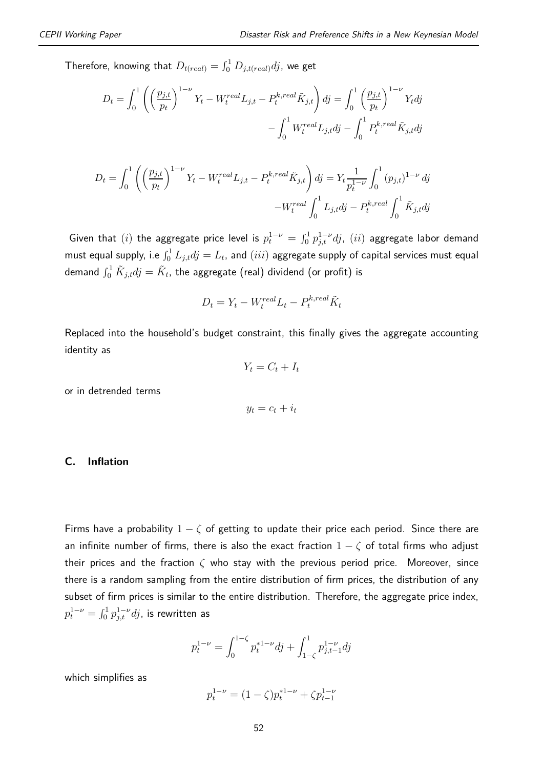Therefore, knowing that $D_{t(real)} = \int_0^1 D_{j,t(real)} dj$, we get

$$D_t = \int_0^1 \left( \left( \frac{p_{j,t}}{p_t} \right)^{1-\nu} Y_t - W_t^{real} L_{j,t} - P_t^{k,real} \tilde{K}_{j,t} \right) dj = \int_0^1 \left( \frac{p_{j,t}}{p_t} \right)^{1-\nu} Y_t dj - \int_0^1 W_t^{real} L_{j,t} dj - \int_0^1 P_t^{k,real} \tilde{K}_{j,t} dj$$

$$D_t = \int_0^1 \left( \left( \frac{p_{j,t}}{p_t} \right)^{1-\nu} Y_t - W_t^{real} L_{j,t} - P_t^{k,real} \tilde{K}_{j,t} \right) dj = Y_t \frac{1}{p_t^{1-\nu}} \int_0^1 (p_{j,t})^{1-\nu} dj - W_t^{real} \int_0^1 L_{j,t} dj - P_t^{k,real} \int_0^1 \tilde{K}_{j,t} dj$$

Given that $(i)$ the aggregate price level is $p_t^{1-\nu} = \int_0^1 p_{j,t}^{1-\nu} dj$, $(ii)$ aggregate labor demand must equal supply, i.e $\int_0^1 L_{j,t} dj = L_t$, and $(iii)$ aggregate supply of capital services must equal demand $\int_0^1 \tilde{K}_{j,t} dj = \tilde{K}_t$, the aggregate (real) dividend (or profit) is

$$D_t = Y_t - W_t^{real} L_t - P_t^{k,real} \tilde{K}_t$$

Replaced into the household's budget constraint, this finally gives the aggregate accounting identity as

$$Y_t = C_t + I_t$$

or in detrended terms

$$y_t = c_t + i_t$$

## C. Inflation

Firms have a probability $1 - \zeta$ of getting to update their price each period. Since there are an infinite number of firms, there is also the exact fraction $1 - \zeta$ of total firms who adjust their prices and the fraction $\zeta$ who stay with the previous period price. Moreover, since there is a random sampling from the entire distribution of firm prices, the distribution of any subset of firm prices is similar to the entire distribution. Therefore, the aggregate price index, $p_t^{1-\nu} = \int_0^1 p_{j,t}^{1-\nu} dj$, is rewritten as

$$p_t^{1-\nu} = \int_0^{1-\zeta} p_t^{*1-\nu} dj + \int_{1-\zeta}^1 p_{j,t-1}^{1-\nu} dj$$

which simplifies as

$$p_t^{1-\nu} = (1-\zeta) p_t^{*1-\nu} + \zeta p_{t-1}^{1-\nu}$$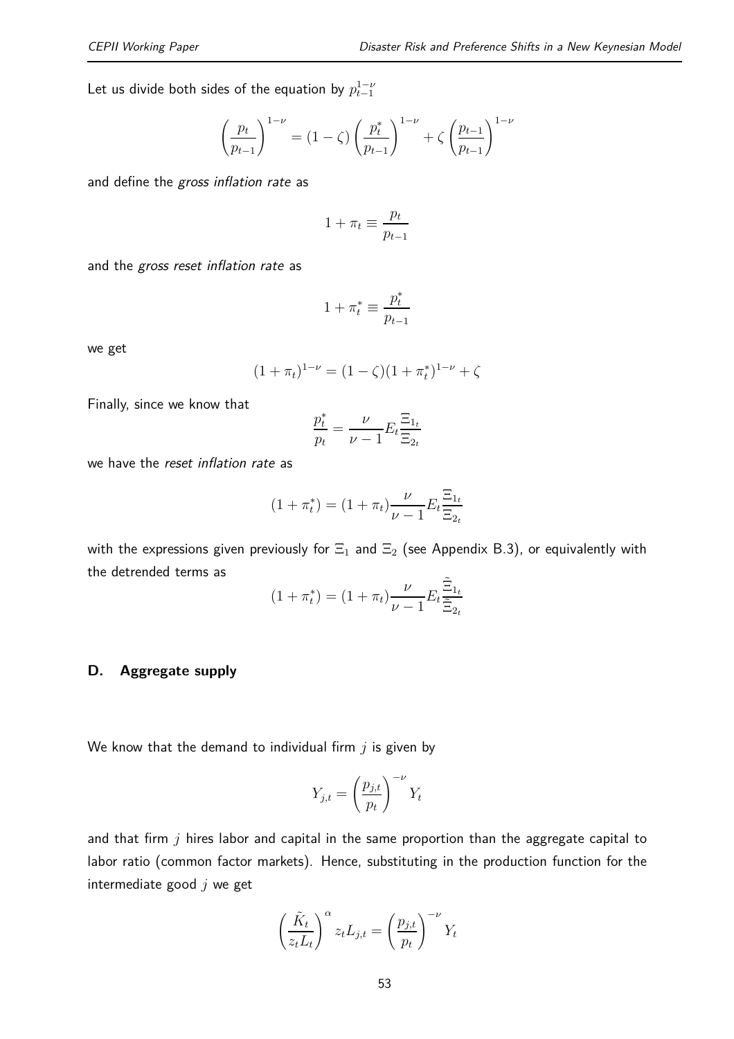Let us divide both sides of the equation by $p_{t-1}^{1-\nu}$

$$\left(\frac{p_t}{p_{t-1}}\right)^{1-\nu} = (1-\zeta)\left(\frac{p_t^*}{p_{t-1}}\right)^{1-\nu} + \zeta\left(\frac{p_{t-1}}{p_{t-1}}\right)^{1-\nu}$$

and define the *gross inflation rate* as

$$1+\pi_t \equiv \frac{p_t}{p_{t-1}}$$

and the *gross reset inflation rate* as

$$1+\pi_t^* \equiv \frac{p_t^*}{p_{t-1}}$$

we get

$$(1+\pi_t)^{1-\nu} = (1-\zeta)(1+\pi_t^*)^{1-\nu} + \zeta$$

Finally, since we know that

$$\frac{p_t^*}{p_t} = \frac{\nu}{\nu-1} E_t \frac{\Xi_{1_t}}{\Xi_{2_t}}$$

we have the *reset inflation rate* as

$$(1+\pi_t^*) = (1+\pi_t)\frac{\nu}{\nu-1} E_t \frac{\Xi_{1_t}}{\Xi_{2_t}}$$

with the expressions given previously for $\Xi_1$ and $\Xi_2$ (see Appendix B.3), or equivalently with the detrended terms as

$$(1+\pi_t^*) = (1+\pi_t)\frac{\nu}{\nu-1} E_t \frac{\tilde{\Xi}_{1_t}}{\tilde{\Xi}_{2_t}}$$

## D. Aggregate supply

We know that the demand to individual firm $j$ is given by

$$Y_{j,t} = \left(\frac{p_{j,t}}{p_t}\right)^{-\nu} Y_t$$

and that firm $j$ hires labor and capital in the same proportion than the aggregate capital to labor ratio (common factor markets). Hence, substituting in the production function for the intermediate good $j$ we get

$$\left(\frac{\tilde{K}_t}{z_t L_t}\right)^{\alpha} z_t L_{j,t} = \left(\frac{p_{j,t}}{p_t}\right)^{-\nu} Y_t$$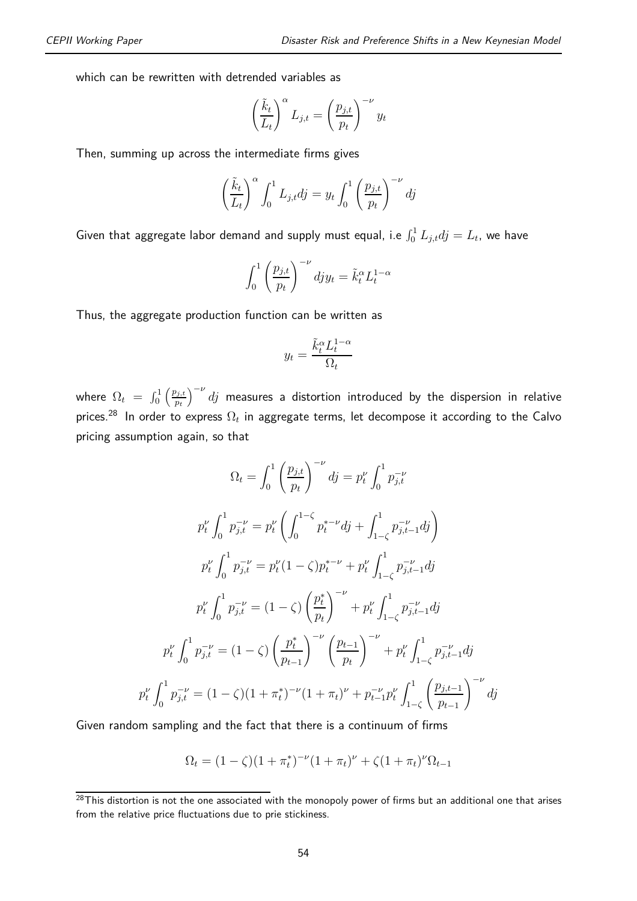which can be rewritten with detrended variables as

$$\left(\frac{\tilde{k}_t}{L_t}\right)^{\alpha} L_{j,t} = \left(\frac{p_{j,t}}{p_t}\right)^{-\nu} y_t$$

Then, summing up across the intermediate firms gives

$$\left(\frac{\tilde{k}_t}{L_t}\right)^{\alpha} \int_0^1 L_{j,t} dj = y_t \int_0^1 \left(\frac{p_{j,t}}{p_t}\right)^{-\nu} dj$$

Given that aggregate labor demand and supply must equal, i.e $\int_0^1 L_{j,t} dj = L_t$, we have

$$\int_0^1 \left(\frac{p_{j,t}}{p_t}\right)^{-\nu} dj y_t = \tilde{k}_t^{\alpha} L_t^{1-\alpha}$$

Thus, the aggregate production function can be written as

$$y_t = \frac{\tilde{k}_t^{\alpha} L_t^{1-\alpha}}{\Omega_t}$$

where $\Omega_t = \int_0^1 \left(\frac{p_{j,t}}{p_t}\right)^{-\nu} dj$ measures a distortion introduced by the dispersion in relative prices.[28] In order to express $\Omega_t$ in aggregate terms, let decompose it according to the Calvo pricing assumption again, so that

$$\Omega_t = \int_0^1 \left(\frac{p_{j,t}}{p_t}\right)^{-\nu} dj = p_t^{\nu} \int_0^1 p_{j,t}^{-\nu}$$

$$p_t^{\nu} \int_0^1 p_{j,t}^{-\nu} = p_t^{\nu} \left( \int_0^{1-\zeta} p_t^{*-\nu} dj + \int_{1-\zeta}^1 p_{j,t-1}^{-\nu} dj \right)$$

$$p_t^{\nu} \int_0^1 p_{j,t}^{-\nu} = p_t^{\nu} (1-\zeta) p_t^{*-\nu} + p_t^{\nu} \int_{1-\zeta}^1 p_{j,t-1}^{-\nu} dj$$

$$p_t^{\nu} \int_0^1 p_{j,t}^{-\nu} = (1-\zeta) \left(\frac{p_t^*}{p_t}\right)^{-\nu} + p_t^{\nu} \int_{1-\zeta}^1 p_{j,t-1}^{-\nu} dj$$

$$p_t^{\nu} \int_0^1 p_{j,t}^{-\nu} = (1-\zeta) \left(\frac{p_t^*}{p_{t-1}}\right)^{-\nu} \left(\frac{p_{t-1}}{p_t}\right)^{-\nu} + p_t^{\nu} \int_{1-\zeta}^1 p_{j,t-1}^{-\nu} dj$$

$$p_t^{\nu} \int_0^1 p_{j,t}^{-\nu} = (1-\zeta)(1+\pi_t^*)^{-\nu}(1+\pi_t)^{\nu} + p_{t-1}^{-\nu} p_t^{\nu} \int_{1-\zeta}^1 \left(\frac{p_{j,t-1}}{p_{t-1}}\right)^{-\nu} dj$$

Given random sampling and the fact that there is a continuum of firms

$$\Omega_t = (1-\zeta)(1+\pi_t^*)^{-\nu}(1+\pi_t)^{\nu} + \zeta(1+\pi_t)^{\nu} \Omega_{t-1}$$

[28] This distortion is not the one associated with the monopoly power of firms but an additional one that arises from the relative price fluctuations due to prie stickiness.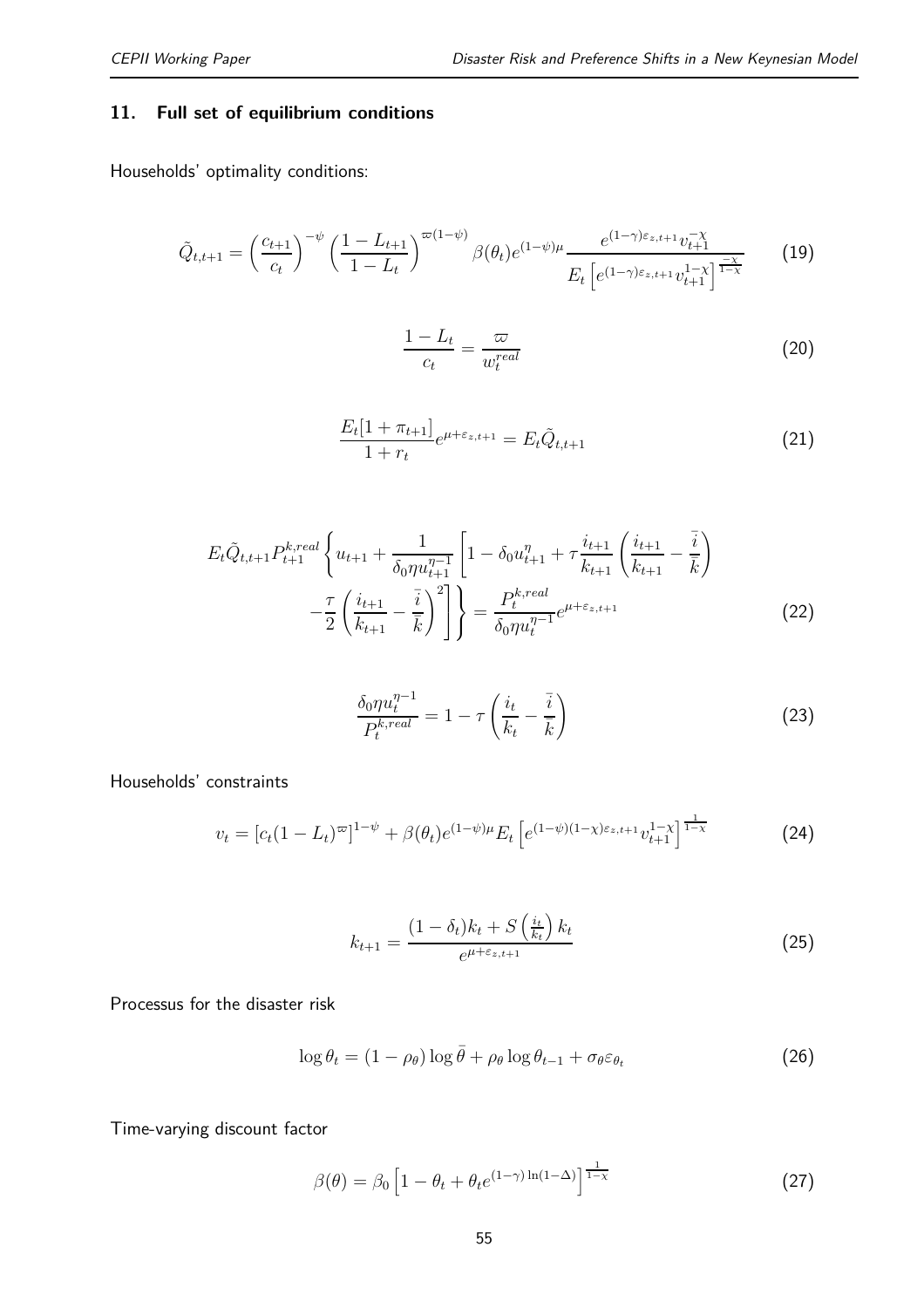## 11. Full set of equilibrium conditions

Households' optimality conditions:

$$\tilde{Q}_{t,t+1} = \left(\frac{c_{t+1}}{c_t}\right)^{-\psi} \left(\frac{1-L_{t+1}}{1-L_t}\right)^{\varpi(1-\psi)} \beta(\theta_t) e^{(1-\psi)\mu} \frac{e^{(1-\gamma)\varepsilon_{z,t+1}} v_{t+1}^{-\chi}}{E_t\left[e^{(1-\gamma)\varepsilon_{z,t+1}} v_{t+1}^{1-\chi}\right]^{\frac{-\chi}{1-\chi}}} \tag{19}$$

$$\frac{1-L_t}{c_t} = \frac{\varpi}{w_t^{real}} \tag{20}$$

$$\frac{E_t[1+\pi_{t+1}]}{1+r_t} e^{\mu+\varepsilon_{z,t+1}} = E_t \tilde{Q}_{t,t+1} \tag{21}$$

$$E_t \tilde{Q}_{t,t+1} P_{t+1}^{k,real} \left\{ u_{t+1} + \frac{1}{\delta_0 \eta u_{t+1}^{\eta-1}} \left[ 1 - \delta_0 u_{t+1}^{\eta} + \tau \frac{i_{t+1}}{k_{t+1}} \left( \frac{i_{t+1}}{k_{t+1}} - \frac{\bar{i}}{\bar{k}} \right) - \frac{\tau}{2} \left( \frac{i_{t+1}}{k_{t+1}} - \frac{\bar{i}}{\bar{k}} \right)^2 \right] \right\} = \frac{P_t^{k,real}}{\delta_0 \eta u_t^{\eta-1}} e^{\mu+\varepsilon_{z,t+1}} \tag{22}$$

$$\frac{\delta_0 \eta u_t^{\eta-1}}{P_t^{k,real}} = 1 - \tau \left( \frac{i_t}{k_t} - \frac{\bar{i}}{\bar{k}} \right) \tag{23}$$

Households' constraints

$$v_t = \left[c_t (1-L_t)^{\varpi}\right]^{1-\psi} + \beta(\theta_t) e^{(1-\psi)\mu} E_t \left[ e^{(1-\psi)(1-\chi)\varepsilon_{z,t+1}} v_{t+1}^{1-\chi} \right]^{\frac{1}{1-\chi}} \tag{24}$$

$$k_{t+1} = \frac{(1-\delta_t) k_t + S\left(\frac{i_t}{k_t}\right) k_t}{e^{\mu+\varepsilon_{z,t+1}}} \tag{25}$$

Processus for the disaster risk

$$\log \theta_t = (1-\rho_\theta) \log \bar{\theta} + \rho_\theta \log \theta_{t-1} + \sigma_\theta \varepsilon_{\theta_t} \tag{26}$$

Time-varying discount factor

$$\beta(\theta) = \beta_0 \left[ 1 - \theta_t + \theta_t e^{(1-\gamma)\ln(1-\Delta)} \right]^{\frac{1}{1-\chi}} \tag{27}$$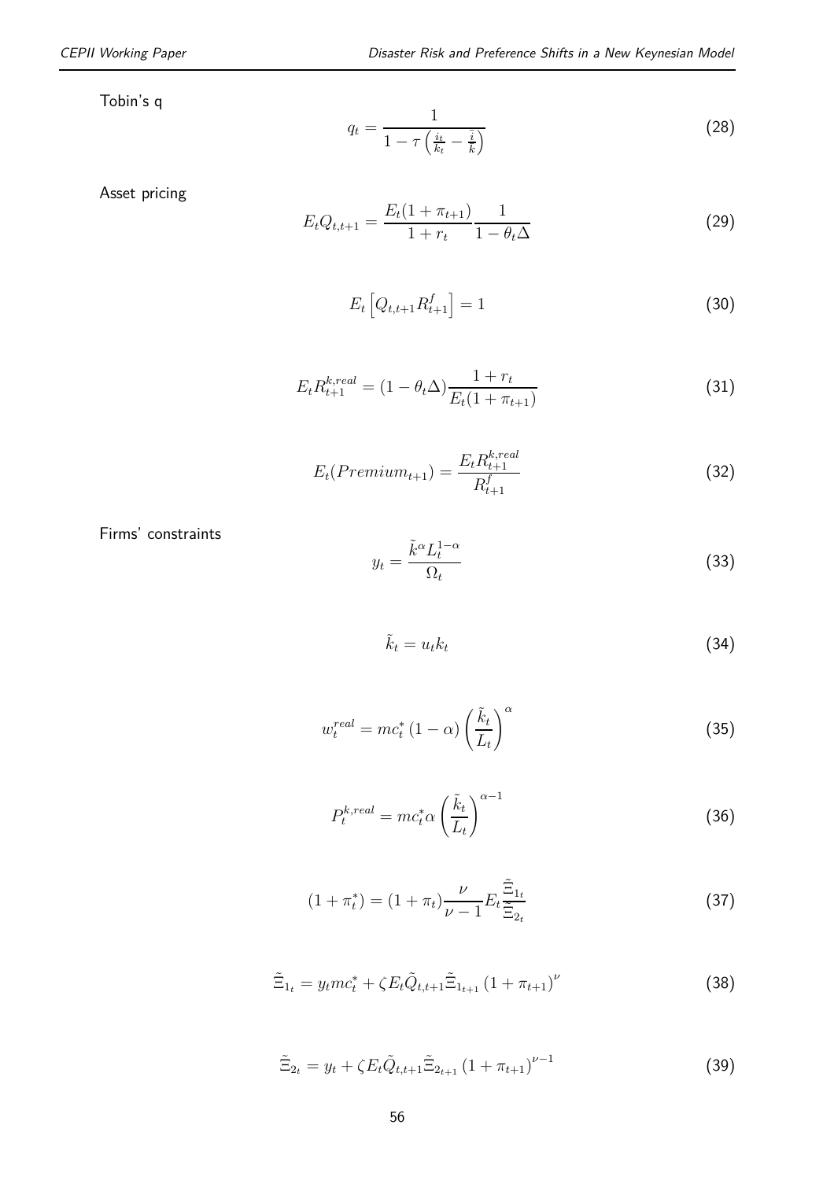Tobin's q

$$q_t = \frac{1}{1 - \tau\left(\frac{i_t}{k_t} - \frac{\bar{i}}{\bar{k}}\right)} \tag{28}$$

Asset pricing

$$E_t Q_{t,t+1} = \frac{E_t(1+\pi_{t+1})}{1+r_t} \frac{1}{1-\theta_t \Delta} \tag{29}$$

$$E_t\left[Q_{t,t+1} R^f_{t+1}\right] = 1 \tag{30}$$

$$E_t R^{k,real}_{t+1} = (1-\theta_t \Delta) \frac{1+r_t}{E_t(1+\pi_{t+1})} \tag{31}$$

$$E_t(Premium_{t+1}) = \frac{E_t R^{k,real}_{t+1}}{R^f_{t+1}} \tag{32}$$

Firms' constraints

$$y_t = \frac{\tilde{k}^{\alpha} L_t^{1-\alpha}}{\Omega_t} \tag{33}$$

$$\tilde{k}_t = u_t k_t \tag{34}$$

$$w_t^{real} = mc^*_t (1-\alpha) \left(\frac{\tilde{k}_t}{L_t}\right)^{\alpha} \tag{35}$$

$$P_t^{k,real} = mc^*_t \alpha \left(\frac{\tilde{k}_t}{L_t}\right)^{\alpha-1} \tag{36}$$

$$(1+\pi^*_t) = (1+\pi_t) \frac{\nu}{\nu-1} E_t \frac{\tilde{\Xi}_{1_t}}{\tilde{\Xi}_{2_t}} \tag{37}$$

$$\tilde{\Xi}_{1_t} = y_t mc^*_t + \zeta E_t \tilde{Q}_{t,t+1} \tilde{\Xi}_{1_{t+1}} \left(1+\pi_{t+1}\right)^{\nu} \tag{38}$$

$$\tilde{\Xi}_{2_t} = y_t + \zeta E_t \tilde{Q}_{t,t+1} \tilde{\Xi}_{2_{t+1}} \left(1+\pi_{t+1}\right)^{\nu-1} \tag{39}$$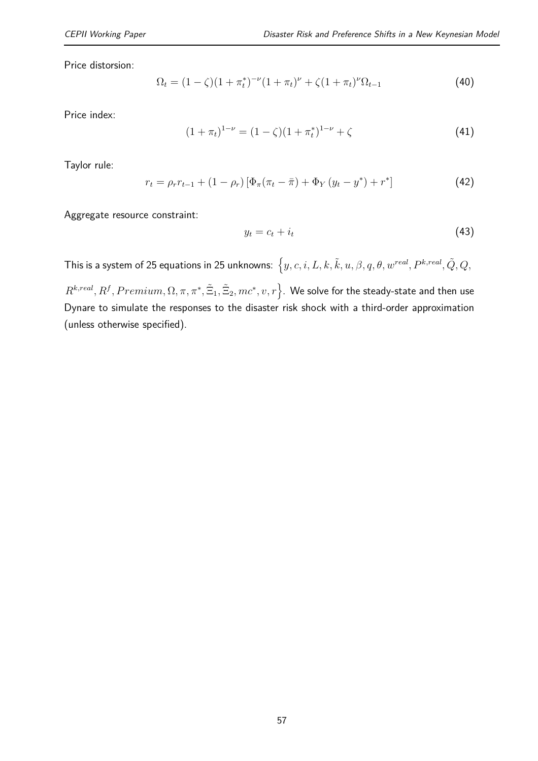Price distorsion:

$$\Omega_t = (1-\zeta)(1+\pi_t^*)^{-\nu}(1+\pi_t)^{\nu} + \zeta(1+\pi_t)^{\nu}\Omega_{t-1} \tag{40}$$

Price index:

$$(1+\pi_t)^{1-\nu} = (1-\zeta)(1+\pi_t^*)^{1-\nu} + \zeta \tag{41}$$

Taylor rule:

$$r_t = \rho_r r_{t-1} + (1-\rho_r)\left[\Phi_\pi(\pi_t - \bar{\pi}) + \Phi_Y\left(y_t - y^*\right) + r^*\right] \tag{42}$$

Aggregate resource constraint:

$$y_t = c_t + i_t \tag{43}$$

This is a system of 25 equations in 25 unknowns: $\left\{y, c, i, L, k, \tilde{k}, u, \beta, q, \theta, w^{real}, P^{k,real}, \tilde{Q}, Q, R^{k,real}, R^f, Premium, \Omega, \pi, \pi^*, \tilde{\Xi}_1, \tilde{\Xi}_2, mc^*, v, r\right\}$. We solve for the steady-state and then use Dynare to simulate the responses to the disaster risk shock with a third-order approximation (unless otherwise specified).